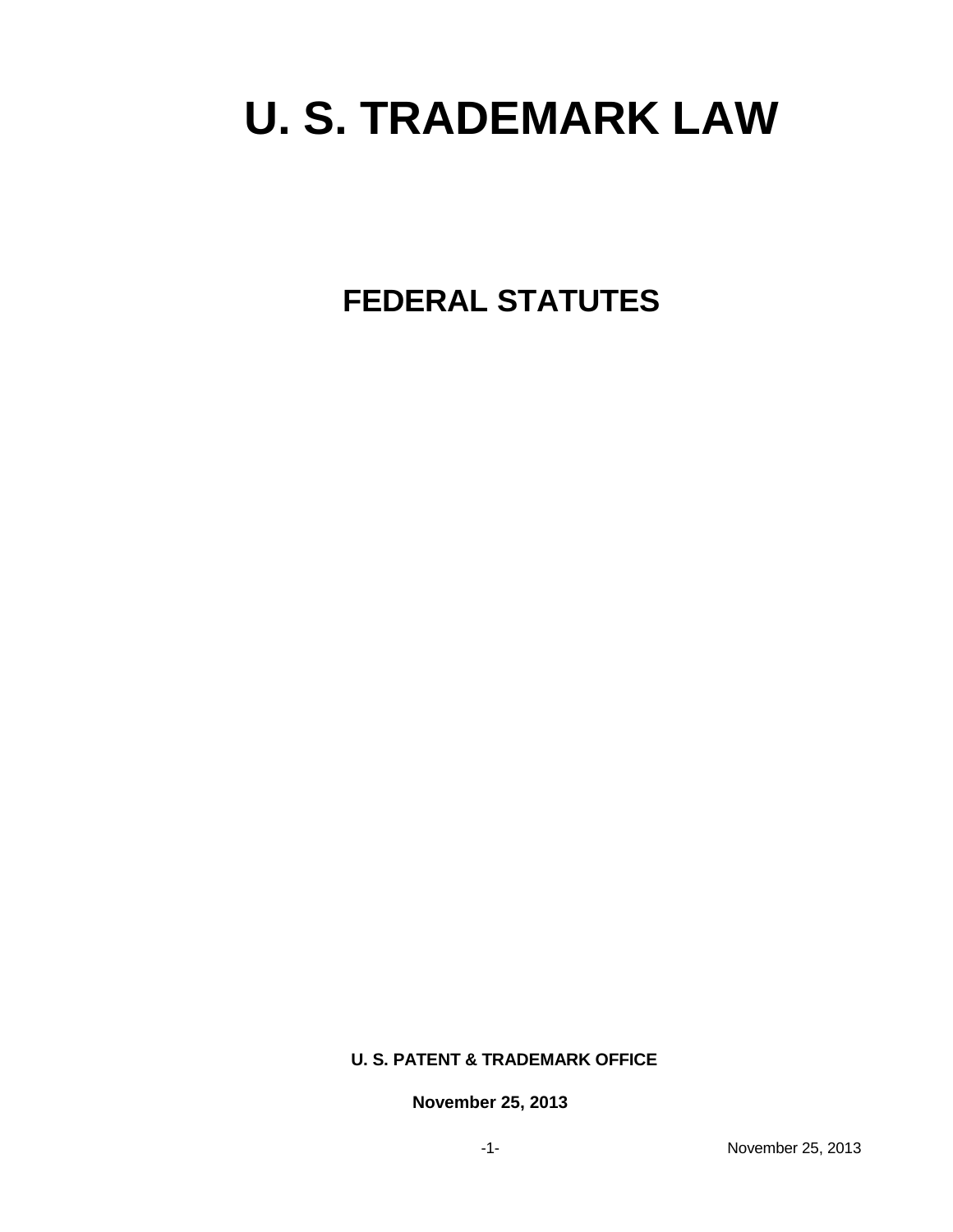# U. S. TRADEMARK LAW

## FEDERAL STATUTES

**U. S. PATENT & TRADEMARK OFFICE**

**November 25, 2013**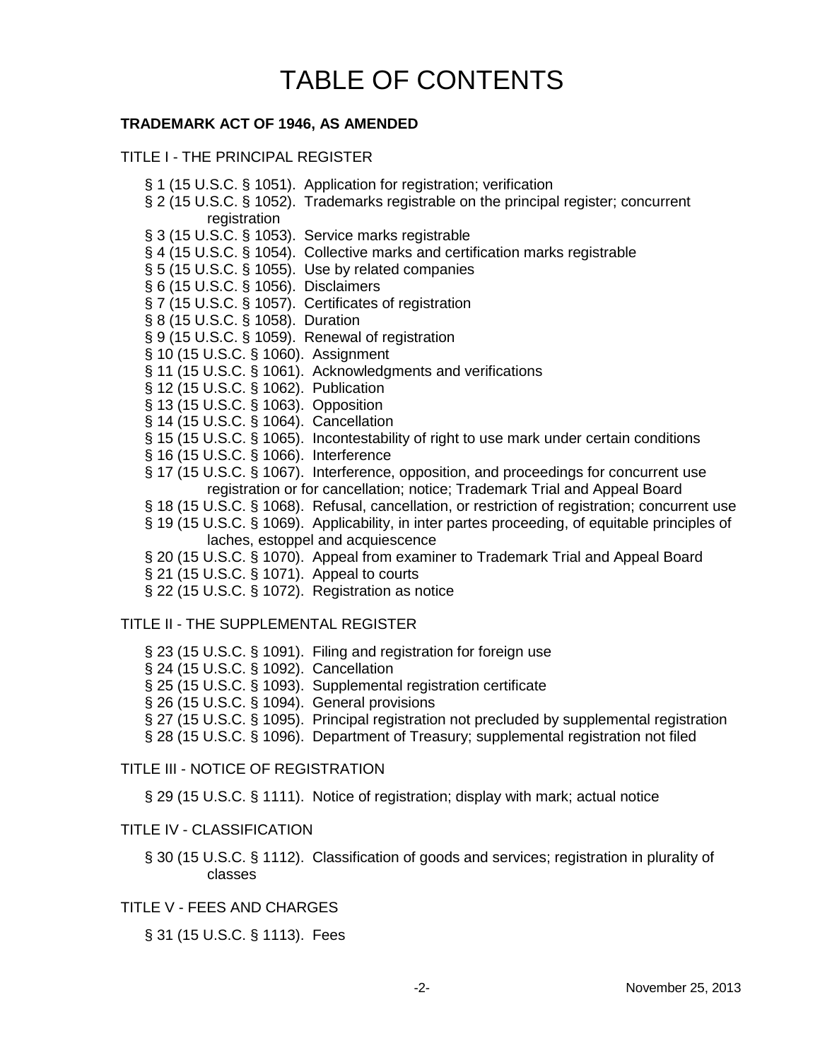# TABLE OF CONTENTS

**TRADEMARK ACT OF 1946, AS AMENDED**

TITLE I - THE PRINCIPAL REGISTER

- § 1 (15 U.S.C. § 1051). Application for registration; verification
- § 2 (15 U.S.C. § 1052). Trademarks registrable on the principal register; concurrent registration
- § 3 (15 U.S.C. § 1053). Service marks registrable
- § 4 (15 U.S.C. § 1054). Collective marks and certification marks registrable
- § 5 (15 U.S.C. § 1055). Use by related companies
- § 6 (15 U.S.C. § 1056). Disclaimers
- § 7 (15 U.S.C. § 1057). Certificates of registration
- § 8 (15 U.S.C. § 1058). Duration
- § 9 (15 U.S.C. § 1059). Renewal of registration
- § 10 (15 U.S.C. § 1060). Assignment
- § 11 (15 U.S.C. § 1061). Acknowledgments and verifications
- § 12 (15 U.S.C. § 1062). Publication
- § 13 (15 U.S.C. § 1063). Opposition
- § 14 (15 U.S.C. § 1064). Cancellation
- § 15 (15 U.S.C. § 1065). Incontestability of right to use mark under certain conditions
- § 16 (15 U.S.C. § 1066). Interference
- § 17 (15 U.S.C. § 1067). Interference, opposition, and proceedings for concurrent use registration or for cancellation; notice; Trademark Trial and Appeal Board
- § 18 (15 U.S.C. § 1068). Refusal, cancellation, or restriction of registration; concurrent use
- § 19 (15 U.S.C. § 1069). Applicability, in inter partes proceeding, of equitable principles of laches, estoppel and acquiescence
- § 20 (15 U.S.C. § 1070). Appeal from examiner to Trademark Trial and Appeal Board
- § 21 (15 U.S.C. § 1071). Appeal to courts
- § 22 (15 U.S.C. § 1072). Registration as notice

TITLE II - THE SUPPLEMENTAL REGISTER

- § 23 (15 U.S.C. § 1091). Filing and registration for foreign use
- § 24 (15 U.S.C. § 1092). Cancellation
- § 25 (15 U.S.C. § 1093). Supplemental registration certificate
- § 26 (15 U.S.C. § 1094). General provisions
- § 27 (15 U.S.C. § 1095). Principal registration not precluded by supplemental registration
- § 28 (15 U.S.C. § 1096). Department of Treasury; supplemental registration not filed

TITLE III - NOTICE OF REGISTRATION

- § 29 (15 U.S.C. § 1111). Notice of registration; display with mark; actual notice

TITLE IV - CLASSIFICATION

- § 30 (15 U.S.C. § 1112). Classification of goods and services; registration in plurality of classes

TITLE V - FEES AND CHARGES

- § 31 (15 U.S.C. § 1113). Fees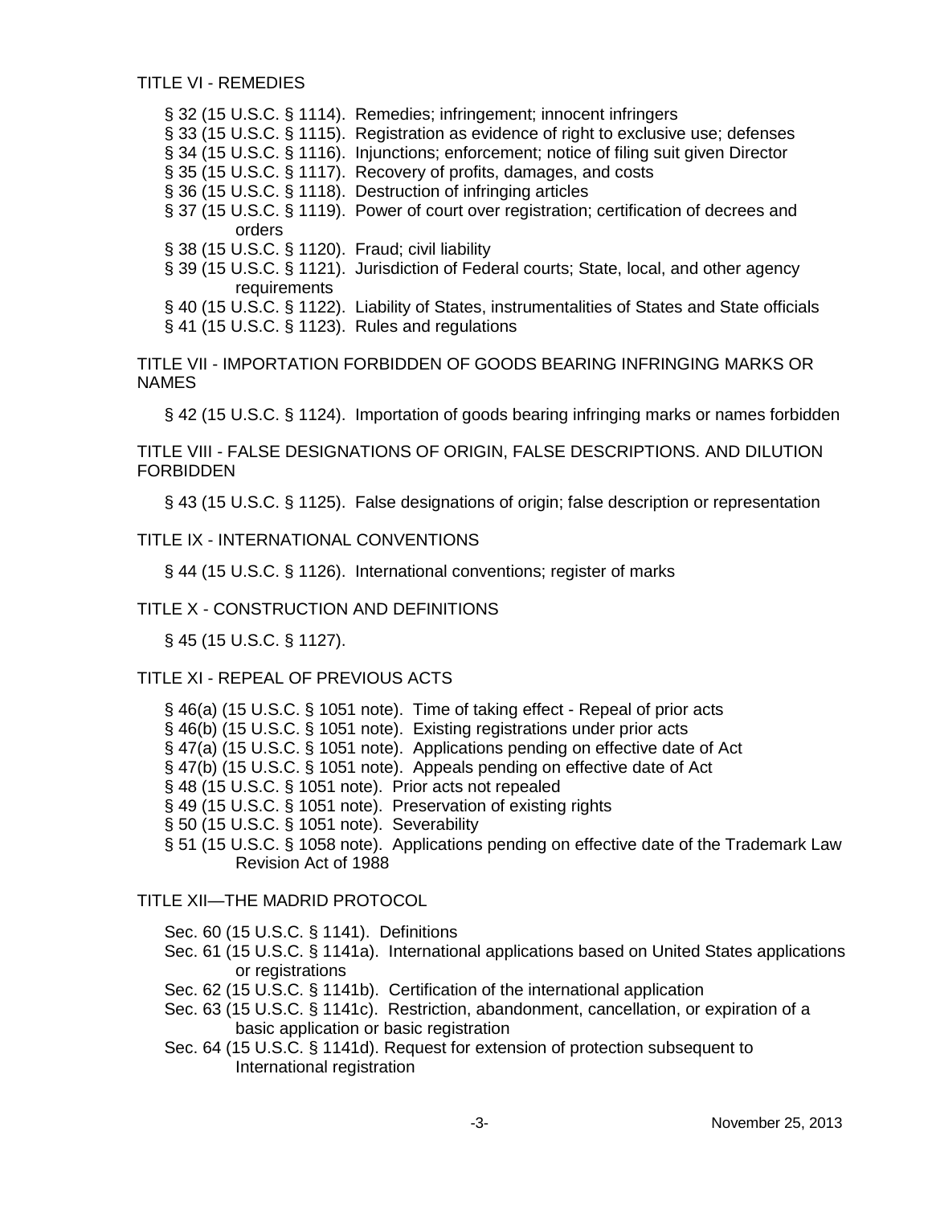TITLE VI - REMEDIES

- § 32 (15 U.S.C. § 1114). Remedies; infringement; innocent infringers
- § 33 (15 U.S.C. § 1115). Registration as evidence of right to exclusive use; defenses
- § 34 (15 U.S.C. § 1116). Injunctions; enforcement; notice of filing suit given Director
- § 35 (15 U.S.C. § 1117). Recovery of profits, damages, and costs
- § 36 (15 U.S.C. § 1118). Destruction of infringing articles
- § 37 (15 U.S.C. § 1119). Power of court over registration; certification of decrees and orders
- § 38 (15 U.S.C. § 1120). Fraud; civil liability
- § 39 (15 U.S.C. § 1121). Jurisdiction of Federal courts; State, local, and other agency requirements
- § 40 (15 U.S.C. § 1122). Liability of States, instrumentalities of States and State officials
- § 41 (15 U.S.C. § 1123). Rules and regulations

TITLE VII - IMPORTATION FORBIDDEN OF GOODS BEARING INFRINGING MARKS OR NAMES

- § 42 (15 U.S.C. § 1124). Importation of goods bearing infringing marks or names forbidden

TITLE VIII - FALSE DESIGNATIONS OF ORIGIN, FALSE DESCRIPTIONS. AND DILUTION FORBIDDEN

- § 43 (15 U.S.C. § 1125). False designations of origin; false description or representation

TITLE IX - INTERNATIONAL CONVENTIONS

- § 44 (15 U.S.C. § 1126). International conventions; register of marks

TITLE X - CONSTRUCTION AND DEFINITIONS

- § 45 (15 U.S.C. § 1127).

TITLE XI - REPEAL OF PREVIOUS ACTS

- § 46(a) (15 U.S.C. § 1051 note). Time of taking effect - Repeal of prior acts
- § 46(b) (15 U.S.C. § 1051 note). Existing registrations under prior acts
- § 47(a) (15 U.S.C. § 1051 note). Applications pending on effective date of Act
- § 47(b) (15 U.S.C. § 1051 note). Appeals pending on effective date of Act
- § 48 (15 U.S.C. § 1051 note). Prior acts not repealed
- § 49 (15 U.S.C. § 1051 note). Preservation of existing rights
- § 50 (15 U.S.C. § 1051 note). Severability
- § 51 (15 U.S.C. § 1058 note). Applications pending on effective date of the Trademark Law Revision Act of 1988

TITLE XII—THE MADRID PROTOCOL

- Sec. 60 (15 U.S.C. § 1141). Definitions
- Sec. 61 (15 U.S.C. § 1141a). International applications based on United States applications or registrations
- Sec. 62 (15 U.S.C. § 1141b). Certification of the international application
- Sec. 63 (15 U.S.C. § 1141c). Restriction, abandonment, cancellation, or expiration of a basic application or basic registration
- Sec. 64 (15 U.S.C. § 1141d). Request for extension of protection subsequent to International registration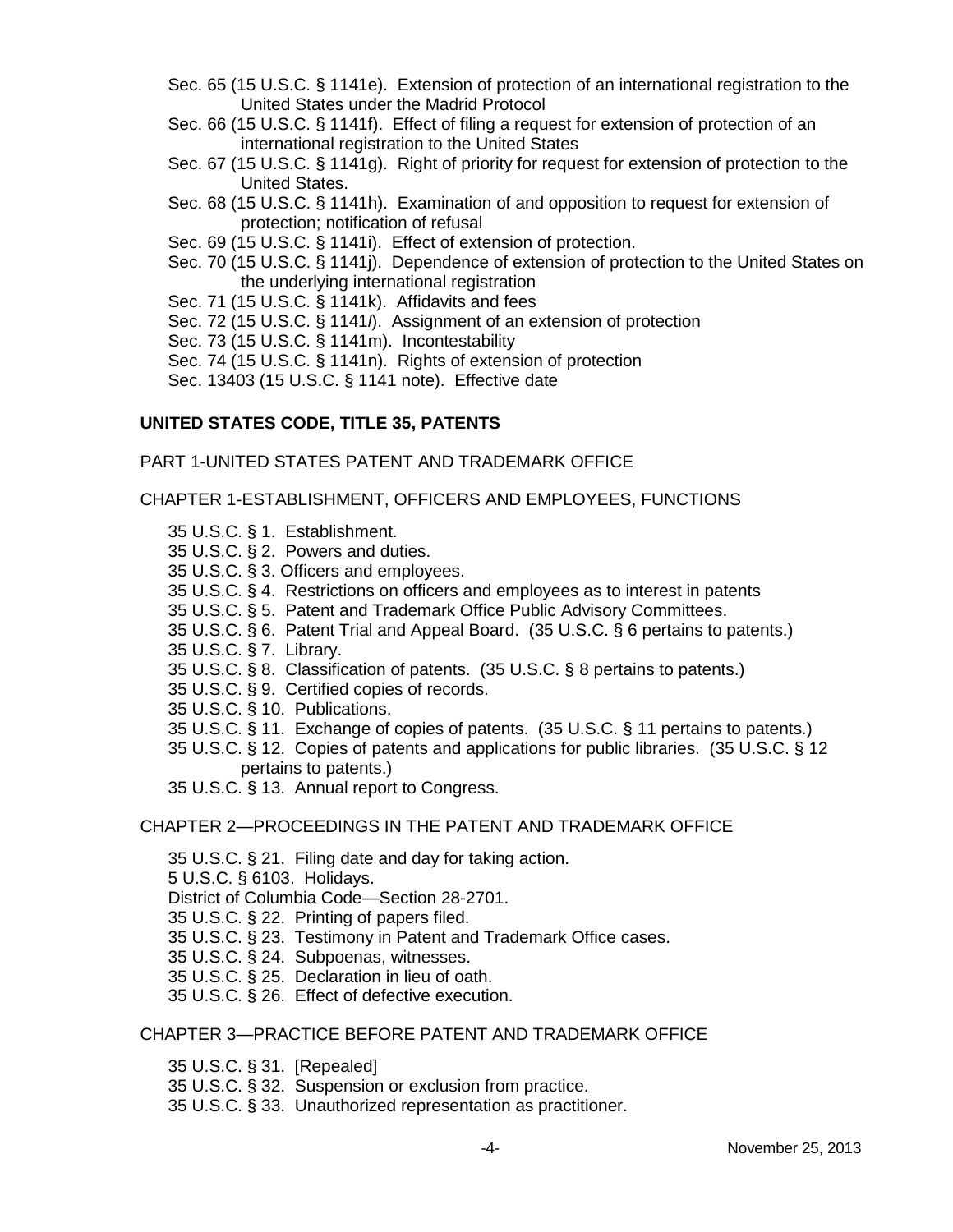Sec. 65 (15 U.S.C. § 1141e). Extension of protection of an international registration to the United States under the Madrid Protocol

Sec. 66 (15 U.S.C. § 1141f). Effect of filing a request for extension of protection of an international registration to the United States

Sec. 67 (15 U.S.C. § 1141g). Right of priority for request for extension of protection to the United States.

Sec. 68 (15 U.S.C. § 1141h). Examination of and opposition to request for extension of protection; notification of refusal

Sec. 69 (15 U.S.C. § 1141i). Effect of extension of protection.

Sec. 70 (15 U.S.C. § 1141j). Dependence of extension of protection to the United States on the underlying international registration

Sec. 71 (15 U.S.C. § 1141k). Affidavits and fees

Sec. 72 (15 U.S.C. § 1141*l*). Assignment of an extension of protection

Sec. 73 (15 U.S.C. § 1141m). Incontestability

Sec. 74 (15 U.S.C. § 1141n). Rights of extension of protection

Sec. 13403 (15 U.S.C. § 1141 note). Effective date

**UNITED STATES CODE, TITLE 35, PATENTS**

PART 1-UNITED STATES PATENT AND TRADEMARK OFFICE

CHAPTER 1-ESTABLISHMENT, OFFICERS AND EMPLOYEES, FUNCTIONS

35 U.S.C. § 1. Establishment.

35 U.S.C. § 2. Powers and duties.

35 U.S.C. § 3. Officers and employees.

35 U.S.C. § 4. Restrictions on officers and employees as to interest in patents

35 U.S.C. § 5. Patent and Trademark Office Public Advisory Committees.

35 U.S.C. § 6. Patent Trial and Appeal Board. (35 U.S.C. § 6 pertains to patents.)

35 U.S.C. § 7. Library.

35 U.S.C. § 8. Classification of patents. (35 U.S.C. § 8 pertains to patents.)

35 U.S.C. § 9. Certified copies of records.

35 U.S.C. § 10. Publications.

35 U.S.C. § 11. Exchange of copies of patents. (35 U.S.C. § 11 pertains to patents.)

35 U.S.C. § 12. Copies of patents and applications for public libraries. (35 U.S.C. § 12 pertains to patents.)

35 U.S.C. § 13. Annual report to Congress.

CHAPTER 2—PROCEEDINGS IN THE PATENT AND TRADEMARK OFFICE

35 U.S.C. § 21. Filing date and day for taking action.

5 U.S.C. § 6103. Holidays.

District of Columbia Code—Section 28-2701.

35 U.S.C. § 22. Printing of papers filed.

35 U.S.C. § 23. Testimony in Patent and Trademark Office cases.

35 U.S.C. § 24. Subpoenas, witnesses.

35 U.S.C. § 25. Declaration in lieu of oath.

35 U.S.C. § 26. Effect of defective execution.

CHAPTER 3—PRACTICE BEFORE PATENT AND TRADEMARK OFFICE

35 U.S.C. § 31. [Repealed]

35 U.S.C. § 32. Suspension or exclusion from practice.

35 U.S.C. § 33. Unauthorized representation as practitioner.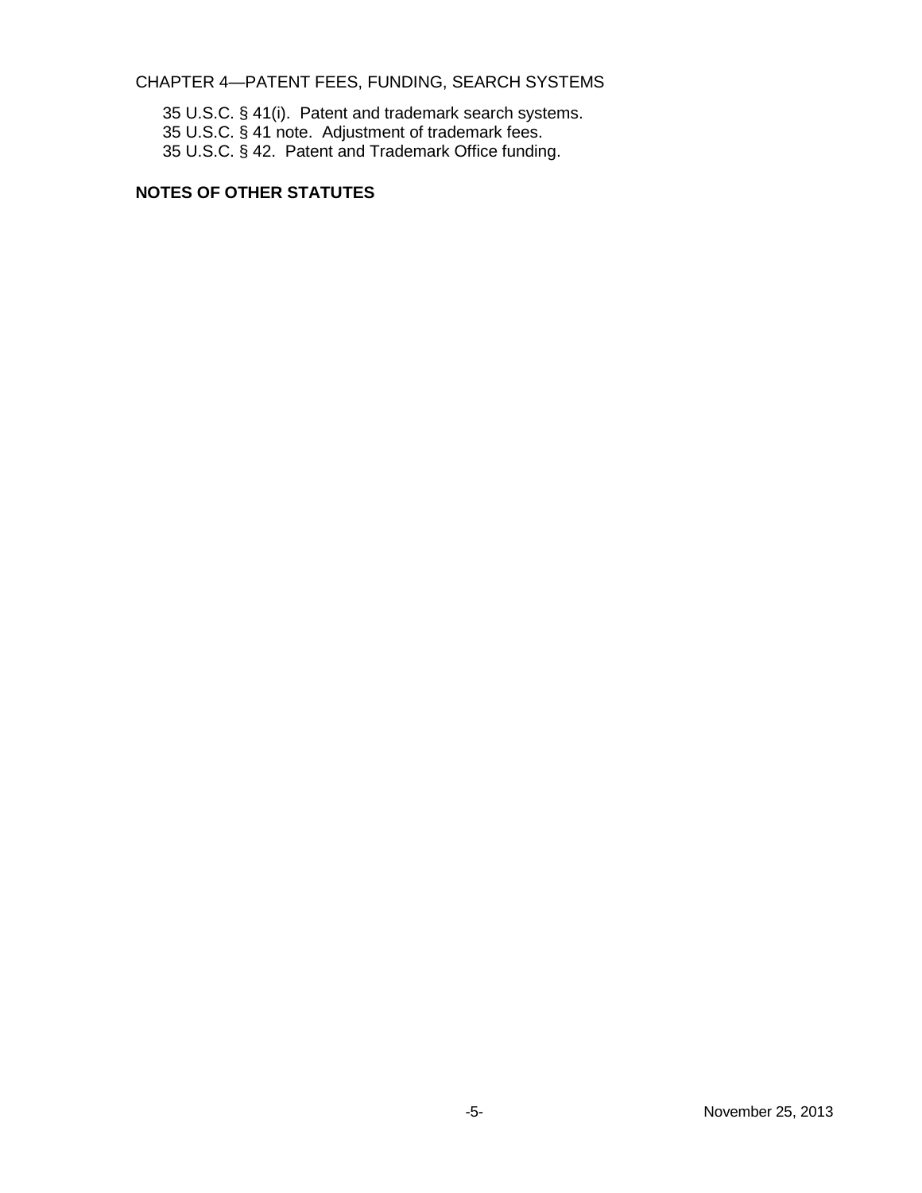CHAPTER 4—PATENT FEES, FUNDING, SEARCH SYSTEMS

35 U.S.C. § 41(i). Patent and trademark search systems.
35 U.S.C. § 41 note. Adjustment of trademark fees.
35 U.S.C. § 42. Patent and Trademark Office funding.

**NOTES OF OTHER STATUTES**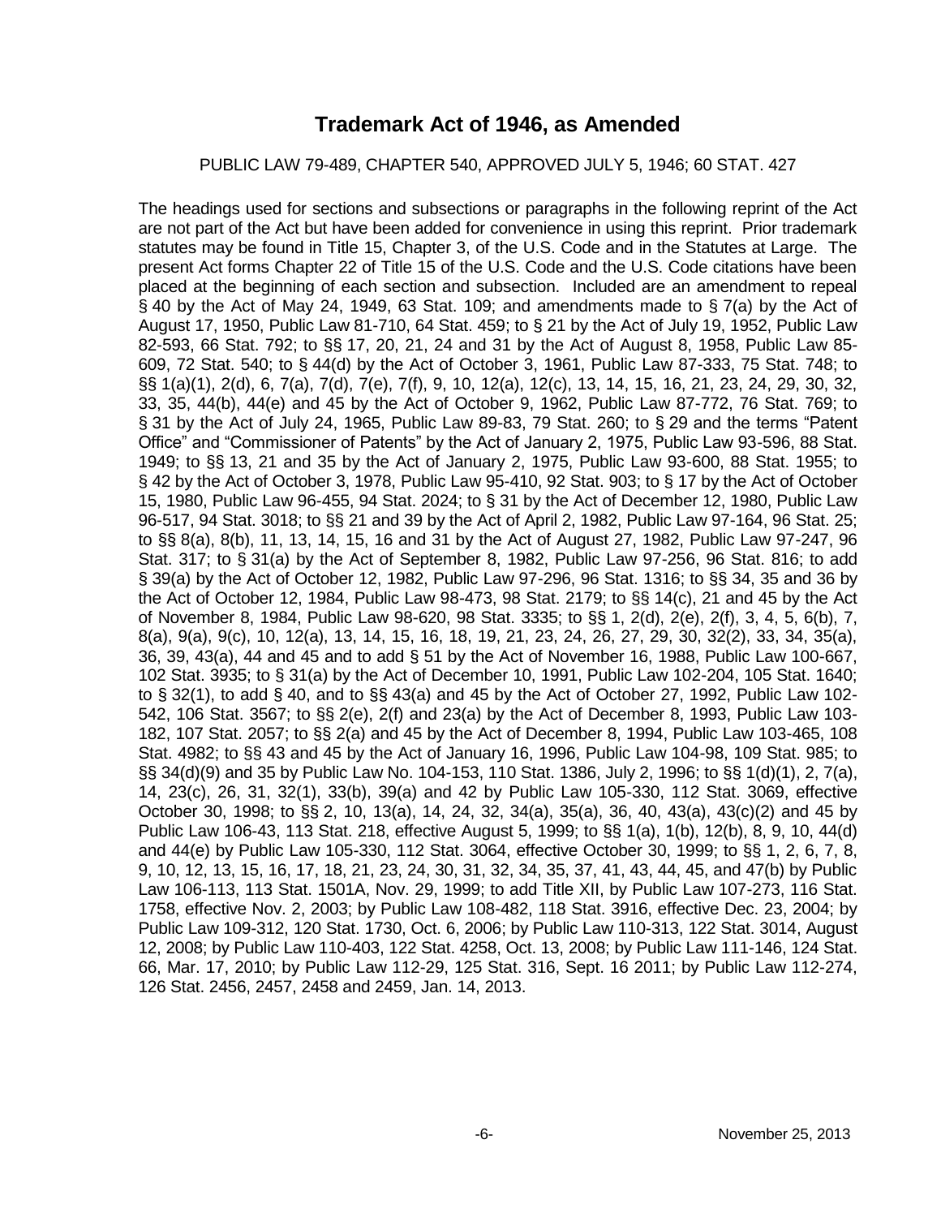# Trademark Act of 1946, as Amended

PUBLIC LAW 79-489, CHAPTER 540, APPROVED JULY 5, 1946; 60 STAT. 427

The headings used for sections and subsections or paragraphs in the following reprint of the Act are not part of the Act but have been added for convenience in using this reprint. Prior trademark statutes may be found in Title 15, Chapter 3, of the U.S. Code and in the Statutes at Large. The present Act forms Chapter 22 of Title 15 of the U.S. Code and the U.S. Code citations have been placed at the beginning of each section and subsection. Included are an amendment to repeal § 40 by the Act of May 24, 1949, 63 Stat. 109; and amendments made to § 7(a) by the Act of August 17, 1950, Public Law 81-710, 64 Stat. 459; to § 21 by the Act of July 19, 1952, Public Law 82-593, 66 Stat. 792; to §§ 17, 20, 21, 24 and 31 by the Act of August 8, 1958, Public Law 85-609, 72 Stat. 540; to § 44(d) by the Act of October 3, 1961, Public Law 87-333, 75 Stat. 748; to §§ 1(a)(1), 2(d), 6, 7(a), 7(d), 7(e), 7(f), 9, 10, 12(a), 12(c), 13, 14, 15, 16, 21, 23, 24, 29, 30, 32, 33, 35, 44(b), 44(e) and 45 by the Act of October 9, 1962, Public Law 87-772, 76 Stat. 769; to § 31 by the Act of July 24, 1965, Public Law 89-83, 79 Stat. 260; to § 29 and the terms "Patent Office" and "Commissioner of Patents" by the Act of January 2, 1975, Public Law 93-596, 88 Stat. 1949; to §§ 13, 21 and 35 by the Act of January 2, 1975, Public Law 93-600, 88 Stat. 1955; to § 42 by the Act of October 3, 1978, Public Law 95-410, 92 Stat. 903; to § 17 by the Act of October 15, 1980, Public Law 96-455, 94 Stat. 2024; to § 31 by the Act of December 12, 1980, Public Law 96-517, 94 Stat. 3018; to §§ 21 and 39 by the Act of April 2, 1982, Public Law 97-164, 96 Stat. 25; to §§ 8(a), 8(b), 11, 13, 14, 15, 16 and 31 by the Act of August 27, 1982, Public Law 97-247, 96 Stat. 317; to § 31(a) by the Act of September 8, 1982, Public Law 97-256, 96 Stat. 816; to add § 39(a) by the Act of October 12, 1982, Public Law 97-296, 96 Stat. 1316; to §§ 34, 35 and 36 by the Act of October 12, 1984, Public Law 98-473, 98 Stat. 2179; to §§ 14(c), 21 and 45 by the Act of November 8, 1984, Public Law 98-620, 98 Stat. 3335; to §§ 1, 2(d), 2(e), 2(f), 3, 4, 5, 6(b), 7, 8(a), 9(a), 9(c), 10, 12(a), 13, 14, 15, 16, 18, 19, 21, 23, 24, 26, 27, 29, 30, 32(2), 33, 34, 35(a), 36, 39, 43(a), 44 and 45 and to add § 51 by the Act of November 16, 1988, Public Law 100-667, 102 Stat. 3935; to § 31(a) by the Act of December 10, 1991, Public Law 102-204, 105 Stat. 1640; to § 32(1), to add § 40, and to §§ 43(a) and 45 by the Act of October 27, 1992, Public Law 102-542, 106 Stat. 3567; to §§ 2(e), 2(f) and 23(a) by the Act of December 8, 1993, Public Law 103-182, 107 Stat. 2057; to §§ 2(a) and 45 by the Act of December 8, 1994, Public Law 103-465, 108 Stat. 4982; to §§ 43 and 45 by the Act of January 16, 1996, Public Law 104-98, 109 Stat. 985; to §§ 34(d)(9) and 35 by Public Law No. 104-153, 110 Stat. 1386, July 2, 1996; to §§ 1(d)(1), 2, 7(a), 14, 23(c), 26, 31, 32(1), 33(b), 39(a) and 42 by Public Law 105-330, 112 Stat. 3069, effective October 30, 1998; to §§ 2, 10, 13(a), 14, 24, 32, 34(a), 35(a), 36, 40, 43(a), 43(c)(2) and 45 by Public Law 106-43, 113 Stat. 218, effective August 5, 1999; to §§ 1(a), 1(b), 12(b), 8, 9, 10, 44(d) and 44(e) by Public Law 105-330, 112 Stat. 3064, effective October 30, 1999; to §§ 1, 2, 6, 7, 8, 9, 10, 12, 13, 15, 16, 17, 18, 21, 23, 24, 30, 31, 32, 34, 35, 37, 41, 43, 44, 45, and 47(b) by Public Law 106-113, 113 Stat. 1501A, Nov. 29, 1999; to add Title XII, by Public Law 107-273, 116 Stat. 1758, effective Nov. 2, 2003; by Public Law 108-482, 118 Stat. 3916, effective Dec. 23, 2004; by Public Law 109-312, 120 Stat. 1730, Oct. 6, 2006; by Public Law 110-313, 122 Stat. 3014, August 12, 2008; by Public Law 110-403, 122 Stat. 4258, Oct. 13, 2008; by Public Law 111-146, 124 Stat. 66, Mar. 17, 2010; by Public Law 112-29, 125 Stat. 316, Sept. 16 2011; by Public Law 112-274, 126 Stat. 2456, 2457, 2458 and 2459, Jan. 14, 2013.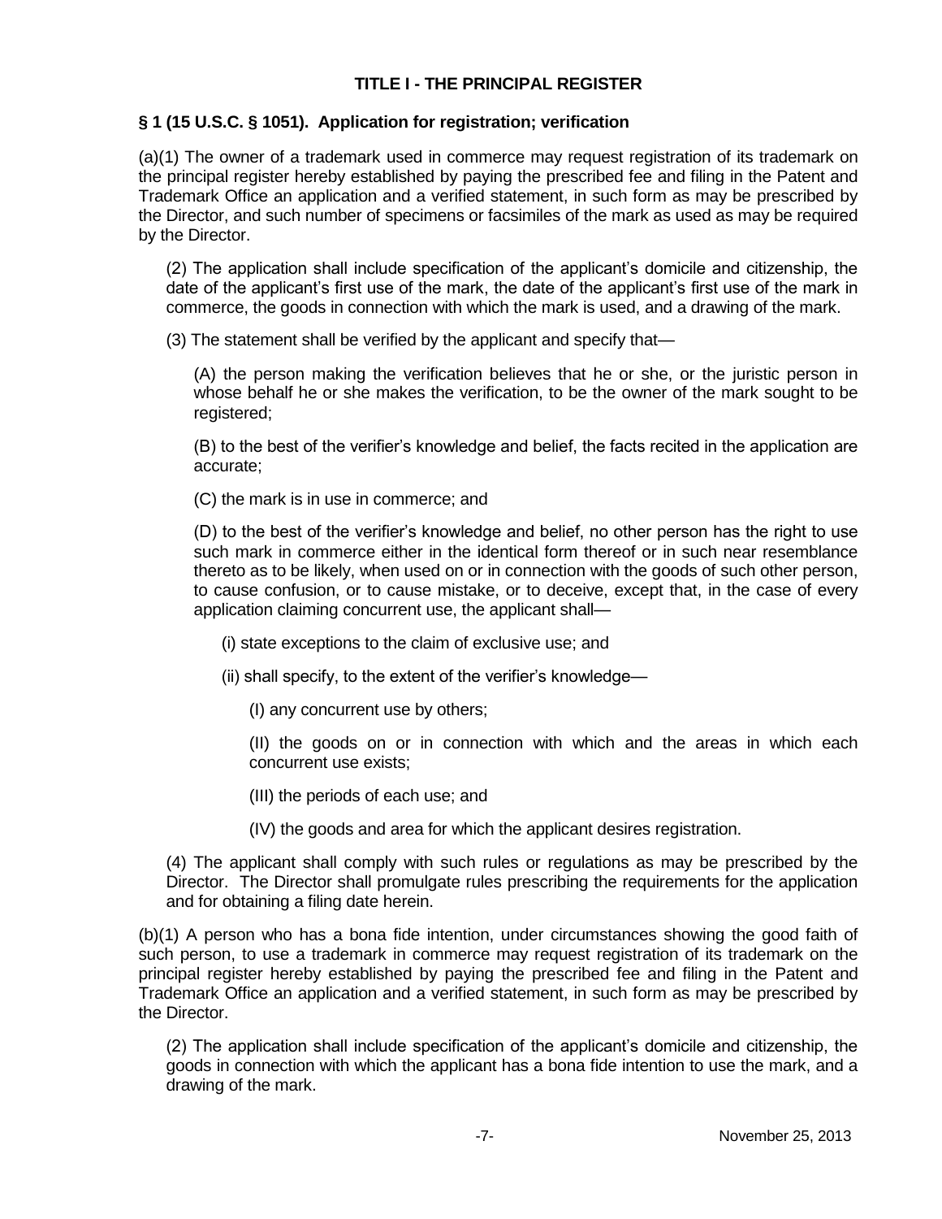# TITLE I - THE PRINCIPAL REGISTER

## § 1 (15 U.S.C. § 1051). Application for registration; verification

(a)(1) The owner of a trademark used in commerce may request registration of its trademark on the principal register hereby established by paying the prescribed fee and filing in the Patent and Trademark Office an application and a verified statement, in such form as may be prescribed by the Director, and such number of specimens or facsimiles of the mark as used as may be required by the Director.

(2) The application shall include specification of the applicant's domicile and citizenship, the date of the applicant's first use of the mark, the date of the applicant's first use of the mark in commerce, the goods in connection with which the mark is used, and a drawing of the mark.

(3) The statement shall be verified by the applicant and specify that—

(A) the person making the verification believes that he or she, or the juristic person in whose behalf he or she makes the verification, to be the owner of the mark sought to be registered;

(B) to the best of the verifier's knowledge and belief, the facts recited in the application are accurate;

(C) the mark is in use in commerce; and

(D) to the best of the verifier's knowledge and belief, no other person has the right to use such mark in commerce either in the identical form thereof or in such near resemblance thereto as to be likely, when used on or in connection with the goods of such other person, to cause confusion, or to cause mistake, or to deceive, except that, in the case of every application claiming concurrent use, the applicant shall—

(i) state exceptions to the claim of exclusive use; and

(ii) shall specify, to the extent of the verifier's knowledge—

(I) any concurrent use by others;

(II) the goods on or in connection with which and the areas in which each concurrent use exists;

(III) the periods of each use; and

(IV) the goods and area for which the applicant desires registration.

(4) The applicant shall comply with such rules or regulations as may be prescribed by the Director. The Director shall promulgate rules prescribing the requirements for the application and for obtaining a filing date herein.

(b)(1) A person who has a bona fide intention, under circumstances showing the good faith of such person, to use a trademark in commerce may request registration of its trademark on the principal register hereby established by paying the prescribed fee and filing in the Patent and Trademark Office an application and a verified statement, in such form as may be prescribed by the Director.

(2) The application shall include specification of the applicant's domicile and citizenship, the goods in connection with which the applicant has a bona fide intention to use the mark, and a drawing of the mark.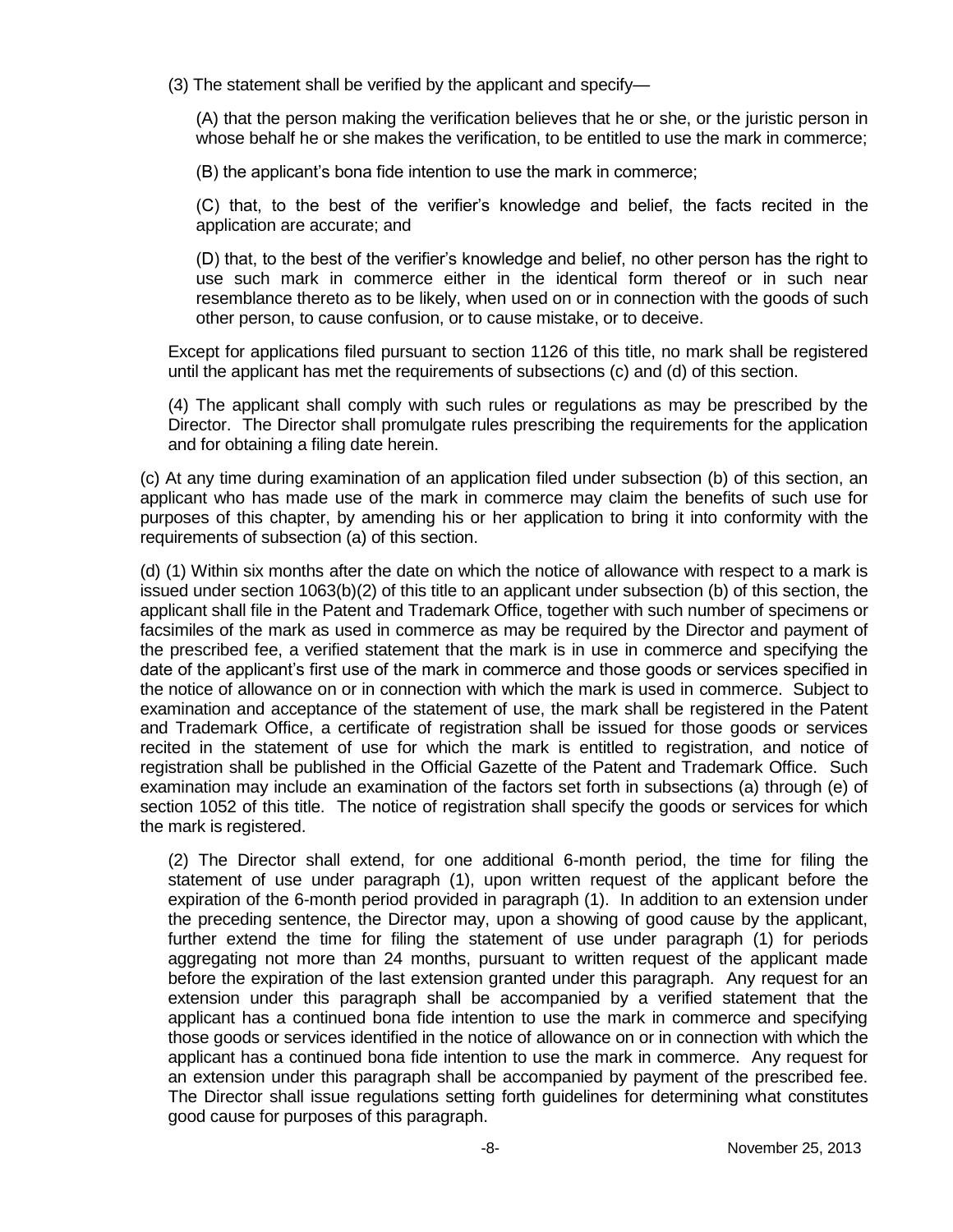(3) The statement shall be verified by the applicant and specify—

(A) that the person making the verification believes that he or she, or the juristic person in whose behalf he or she makes the verification, to be entitled to use the mark in commerce;

(B) the applicant's bona fide intention to use the mark in commerce;

(C) that, to the best of the verifier's knowledge and belief, the facts recited in the application are accurate; and

(D) that, to the best of the verifier's knowledge and belief, no other person has the right to use such mark in commerce either in the identical form thereof or in such near resemblance thereto as to be likely, when used on or in connection with the goods of such other person, to cause confusion, or to cause mistake, or to deceive.

Except for applications filed pursuant to section 1126 of this title, no mark shall be registered until the applicant has met the requirements of subsections (c) and (d) of this section.

(4) The applicant shall comply with such rules or regulations as may be prescribed by the Director. The Director shall promulgate rules prescribing the requirements for the application and for obtaining a filing date herein.

(c) At any time during examination of an application filed under subsection (b) of this section, an applicant who has made use of the mark in commerce may claim the benefits of such use for purposes of this chapter, by amending his or her application to bring it into conformity with the requirements of subsection (a) of this section.

(d) (1) Within six months after the date on which the notice of allowance with respect to a mark is issued under section 1063(b)(2) of this title to an applicant under subsection (b) of this section, the applicant shall file in the Patent and Trademark Office, together with such number of specimens or facsimiles of the mark as used in commerce as may be required by the Director and payment of the prescribed fee, a verified statement that the mark is in use in commerce and specifying the date of the applicant's first use of the mark in commerce and those goods or services specified in the notice of allowance on or in connection with which the mark is used in commerce. Subject to examination and acceptance of the statement of use, the mark shall be registered in the Patent and Trademark Office, a certificate of registration shall be issued for those goods or services recited in the statement of use for which the mark is entitled to registration, and notice of registration shall be published in the Official Gazette of the Patent and Trademark Office. Such examination may include an examination of the factors set forth in subsections (a) through (e) of section 1052 of this title. The notice of registration shall specify the goods or services for which the mark is registered.

(2) The Director shall extend, for one additional 6-month period, the time for filing the statement of use under paragraph (1), upon written request of the applicant before the expiration of the 6-month period provided in paragraph (1). In addition to an extension under the preceding sentence, the Director may, upon a showing of good cause by the applicant, further extend the time for filing the statement of use under paragraph (1) for periods aggregating not more than 24 months, pursuant to written request of the applicant made before the expiration of the last extension granted under this paragraph. Any request for an extension under this paragraph shall be accompanied by a verified statement that the applicant has a continued bona fide intention to use the mark in commerce and specifying those goods or services identified in the notice of allowance on or in connection with which the applicant has a continued bona fide intention to use the mark in commerce. Any request for an extension under this paragraph shall be accompanied by payment of the prescribed fee. The Director shall issue regulations setting forth guidelines for determining what constitutes good cause for purposes of this paragraph.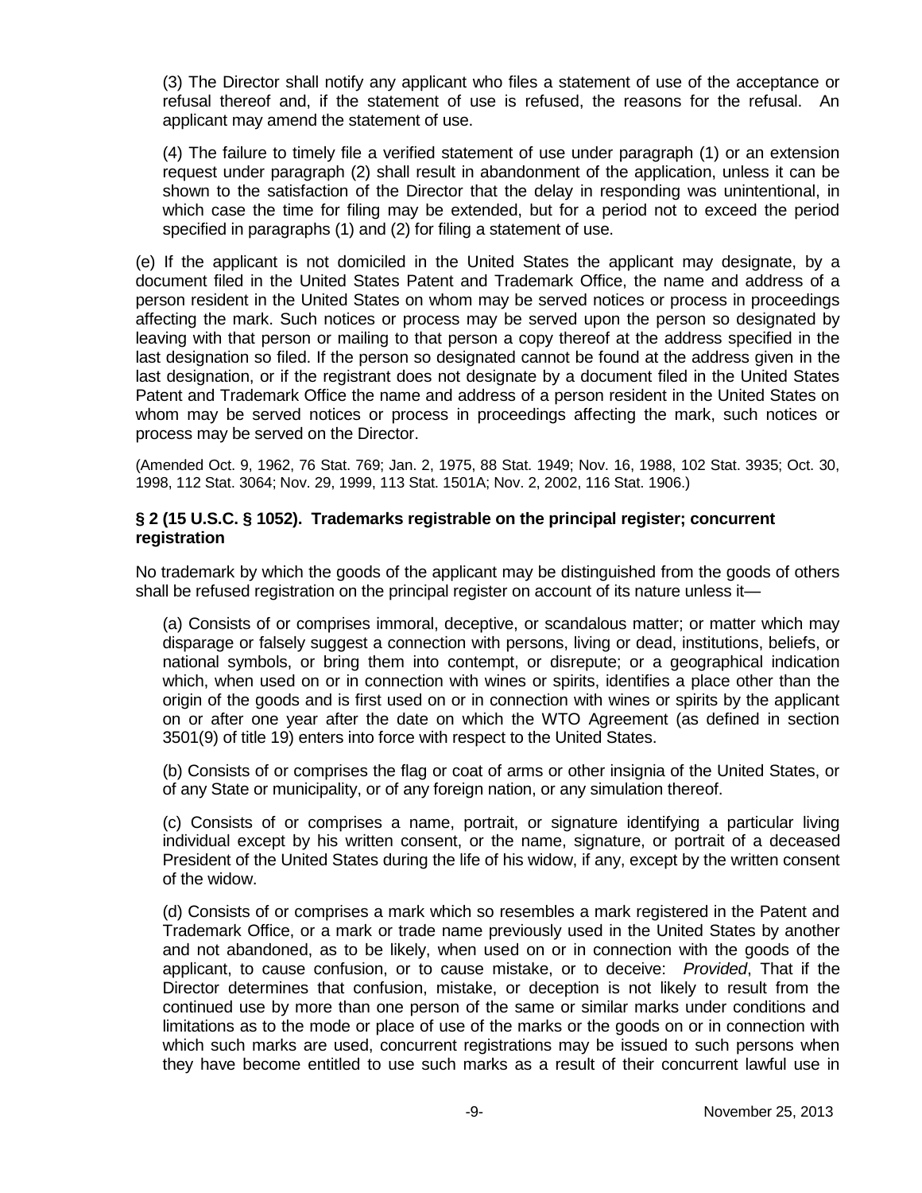(3) The Director shall notify any applicant who files a statement of use of the acceptance or refusal thereof and, if the statement of use is refused, the reasons for the refusal. An applicant may amend the statement of use.

(4) The failure to timely file a verified statement of use under paragraph (1) or an extension request under paragraph (2) shall result in abandonment of the application, unless it can be shown to the satisfaction of the Director that the delay in responding was unintentional, in which case the time for filing may be extended, but for a period not to exceed the period specified in paragraphs (1) and (2) for filing a statement of use.

(e) If the applicant is not domiciled in the United States the applicant may designate, by a document filed in the United States Patent and Trademark Office, the name and address of a person resident in the United States on whom may be served notices or process in proceedings affecting the mark. Such notices or process may be served upon the person so designated by leaving with that person or mailing to that person a copy thereof at the address specified in the last designation so filed. If the person so designated cannot be found at the address given in the last designation, or if the registrant does not designate by a document filed in the United States Patent and Trademark Office the name and address of a person resident in the United States on whom may be served notices or process in proceedings affecting the mark, such notices or process may be served on the Director.

(Amended Oct. 9, 1962, 76 Stat. 769; Jan. 2, 1975, 88 Stat. 1949; Nov. 16, 1988, 102 Stat. 3935; Oct. 30, 1998, 112 Stat. 3064; Nov. 29, 1999, 113 Stat. 1501A; Nov. 2, 2002, 116 Stat. 1906.)

### § 2 (15 U.S.C. § 1052). Trademarks registrable on the principal register; concurrent registration

No trademark by which the goods of the applicant may be distinguished from the goods of others shall be refused registration on the principal register on account of its nature unless it—

(a) Consists of or comprises immoral, deceptive, or scandalous matter; or matter which may disparage or falsely suggest a connection with persons, living or dead, institutions, beliefs, or national symbols, or bring them into contempt, or disrepute; or a geographical indication which, when used on or in connection with wines or spirits, identifies a place other than the origin of the goods and is first used on or in connection with wines or spirits by the applicant on or after one year after the date on which the WTO Agreement (as defined in section 3501(9) of title 19) enters into force with respect to the United States.

(b) Consists of or comprises the flag or coat of arms or other insignia of the United States, or of any State or municipality, or of any foreign nation, or any simulation thereof.

(c) Consists of or comprises a name, portrait, or signature identifying a particular living individual except by his written consent, or the name, signature, or portrait of a deceased President of the United States during the life of his widow, if any, except by the written consent of the widow.

(d) Consists of or comprises a mark which so resembles a mark registered in the Patent and Trademark Office, or a mark or trade name previously used in the United States by another and not abandoned, as to be likely, when used on or in connection with the goods of the applicant, to cause confusion, or to cause mistake, or to deceive: *Provided*, That if the Director determines that confusion, mistake, or deception is not likely to result from the continued use by more than one person of the same or similar marks under conditions and limitations as to the mode or place of use of the marks or the goods on or in connection with which such marks are used, concurrent registrations may be issued to such persons when they have become entitled to use such marks as a result of their concurrent lawful use in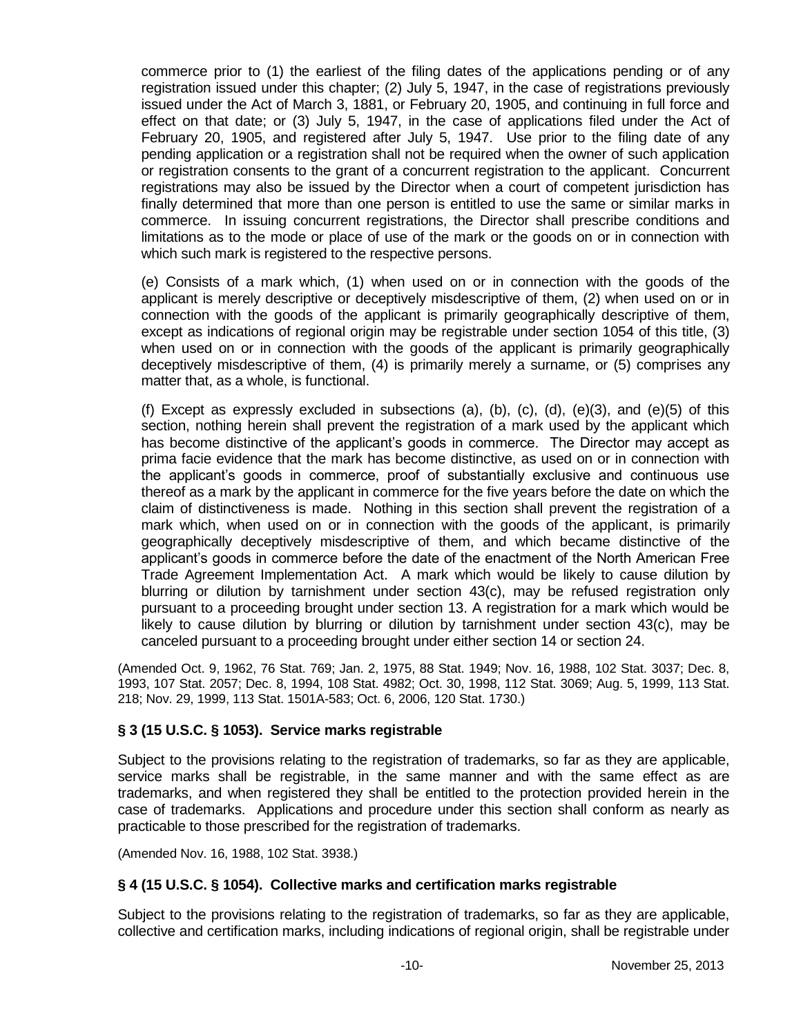commerce prior to (1) the earliest of the filing dates of the applications pending or of any registration issued under this chapter; (2) July 5, 1947, in the case of registrations previously issued under the Act of March 3, 1881, or February 20, 1905, and continuing in full force and effect on that date; or (3) July 5, 1947, in the case of applications filed under the Act of February 20, 1905, and registered after July 5, 1947. Use prior to the filing date of any pending application or a registration shall not be required when the owner of such application or registration consents to the grant of a concurrent registration to the applicant. Concurrent registrations may also be issued by the Director when a court of competent jurisdiction has finally determined that more than one person is entitled to use the same or similar marks in commerce. In issuing concurrent registrations, the Director shall prescribe conditions and limitations as to the mode or place of use of the mark or the goods on or in connection with which such mark is registered to the respective persons.

(e) Consists of a mark which, (1) when used on or in connection with the goods of the applicant is merely descriptive or deceptively misdescriptive of them, (2) when used on or in connection with the goods of the applicant is primarily geographically descriptive of them, except as indications of regional origin may be registrable under section 1054 of this title, (3) when used on or in connection with the goods of the applicant is primarily geographically deceptively misdescriptive of them, (4) is primarily merely a surname, or (5) comprises any matter that, as a whole, is functional.

(f) Except as expressly excluded in subsections (a), (b), (c), (d), (e)(3), and (e)(5) of this section, nothing herein shall prevent the registration of a mark used by the applicant which has become distinctive of the applicant's goods in commerce. The Director may accept as prima facie evidence that the mark has become distinctive, as used on or in connection with the applicant's goods in commerce, proof of substantially exclusive and continuous use thereof as a mark by the applicant in commerce for the five years before the date on which the claim of distinctiveness is made. Nothing in this section shall prevent the registration of a mark which, when used on or in connection with the goods of the applicant, is primarily geographically deceptively misdescriptive of them, and which became distinctive of the applicant's goods in commerce before the date of the enactment of the North American Free Trade Agreement Implementation Act. A mark which would be likely to cause dilution by blurring or dilution by tarnishment under section 43(c), may be refused registration only pursuant to a proceeding brought under section 13. A registration for a mark which would be likely to cause dilution by blurring or dilution by tarnishment under section 43(c), may be canceled pursuant to a proceeding brought under either section 14 or section 24.

(Amended Oct. 9, 1962, 76 Stat. 769; Jan. 2, 1975, 88 Stat. 1949; Nov. 16, 1988, 102 Stat. 3037; Dec. 8, 1993, 107 Stat. 2057; Dec. 8, 1994, 108 Stat. 4982; Oct. 30, 1998, 112 Stat. 3069; Aug. 5, 1999, 113 Stat. 218; Nov. 29, 1999, 113 Stat. 1501A-583; Oct. 6, 2006, 120 Stat. 1730.)

### § 3 (15 U.S.C. § 1053). Service marks registrable

Subject to the provisions relating to the registration of trademarks, so far as they are applicable, service marks shall be registrable, in the same manner and with the same effect as are trademarks, and when registered they shall be entitled to the protection provided herein in the case of trademarks. Applications and procedure under this section shall conform as nearly as practicable to those prescribed for the registration of trademarks.

(Amended Nov. 16, 1988, 102 Stat. 3938.)

### § 4 (15 U.S.C. § 1054). Collective marks and certification marks registrable

Subject to the provisions relating to the registration of trademarks, so far as they are applicable, collective and certification marks, including indications of regional origin, shall be registrable under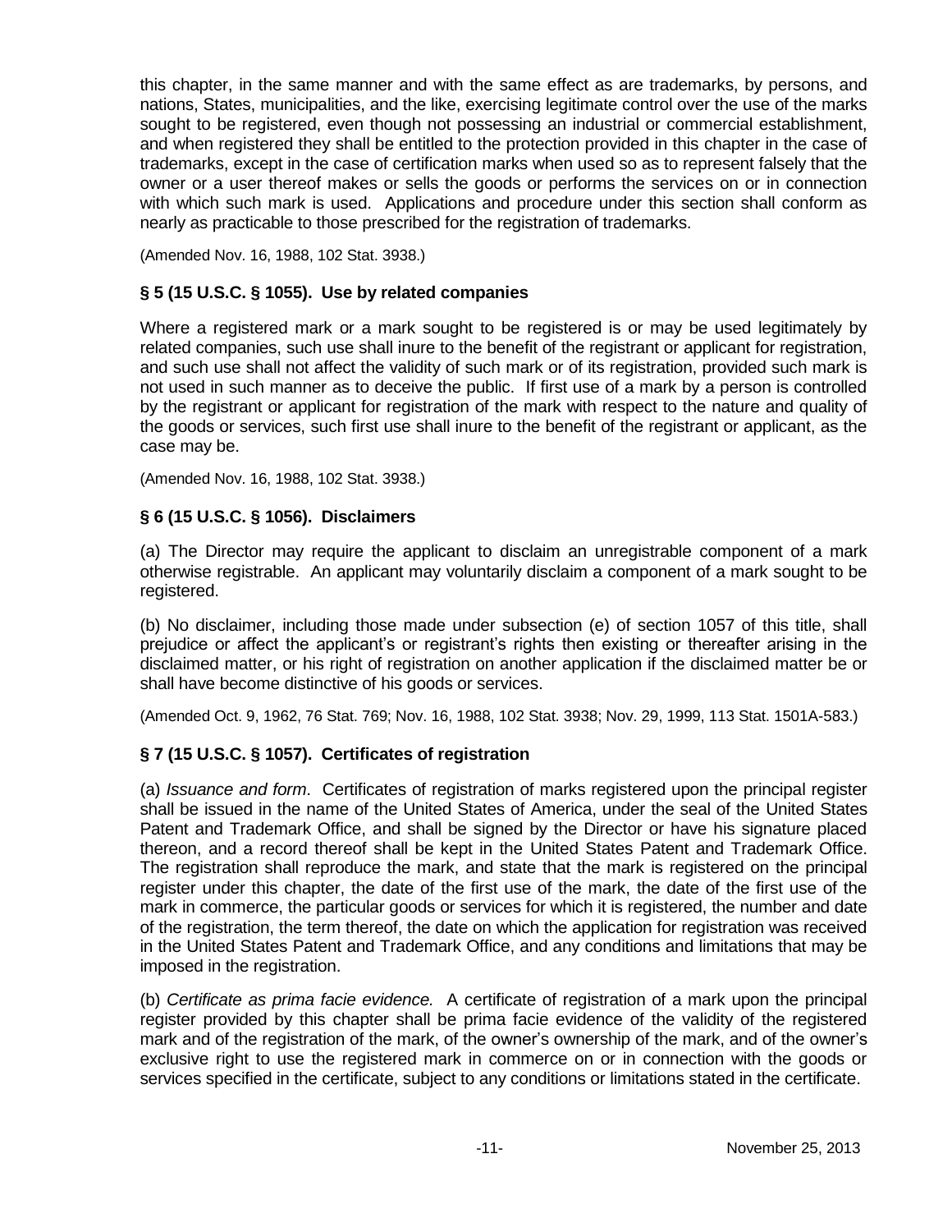this chapter, in the same manner and with the same effect as are trademarks, by persons, and nations, States, municipalities, and the like, exercising legitimate control over the use of the marks sought to be registered, even though not possessing an industrial or commercial establishment, and when registered they shall be entitled to the protection provided in this chapter in the case of trademarks, except in the case of certification marks when used so as to represent falsely that the owner or a user thereof makes or sells the goods or performs the services on or in connection with which such mark is used. Applications and procedure under this section shall conform as nearly as practicable to those prescribed for the registration of trademarks.

(Amended Nov. 16, 1988, 102 Stat. 3938.)

### § 5 (15 U.S.C. § 1055). Use by related companies

Where a registered mark or a mark sought to be registered is or may be used legitimately by related companies, such use shall inure to the benefit of the registrant or applicant for registration, and such use shall not affect the validity of such mark or of its registration, provided such mark is not used in such manner as to deceive the public. If first use of a mark by a person is controlled by the registrant or applicant for registration of the mark with respect to the nature and quality of the goods or services, such first use shall inure to the benefit of the registrant or applicant, as the case may be.

(Amended Nov. 16, 1988, 102 Stat. 3938.)

### § 6 (15 U.S.C. § 1056). Disclaimers

(a) The Director may require the applicant to disclaim an unregistrable component of a mark otherwise registrable. An applicant may voluntarily disclaim a component of a mark sought to be registered.

(b) No disclaimer, including those made under subsection (e) of section 1057 of this title, shall prejudice or affect the applicant's or registrant's rights then existing or thereafter arising in the disclaimed matter, or his right of registration on another application if the disclaimed matter be or shall have become distinctive of his goods or services.

(Amended Oct. 9, 1962, 76 Stat. 769; Nov. 16, 1988, 102 Stat. 3938; Nov. 29, 1999, 113 Stat. 1501A-583.)

### § 7 (15 U.S.C. § 1057). Certificates of registration

(a) *Issuance and form*. Certificates of registration of marks registered upon the principal register shall be issued in the name of the United States of America, under the seal of the United States Patent and Trademark Office, and shall be signed by the Director or have his signature placed thereon, and a record thereof shall be kept in the United States Patent and Trademark Office. The registration shall reproduce the mark, and state that the mark is registered on the principal register under this chapter, the date of the first use of the mark, the date of the first use of the mark in commerce, the particular goods or services for which it is registered, the number and date of the registration, the term thereof, the date on which the application for registration was received in the United States Patent and Trademark Office, and any conditions and limitations that may be imposed in the registration.

(b) *Certificate as prima facie evidence.* A certificate of registration of a mark upon the principal register provided by this chapter shall be prima facie evidence of the validity of the registered mark and of the registration of the mark, of the owner's ownership of the mark, and of the owner's exclusive right to use the registered mark in commerce on or in connection with the goods or services specified in the certificate, subject to any conditions or limitations stated in the certificate.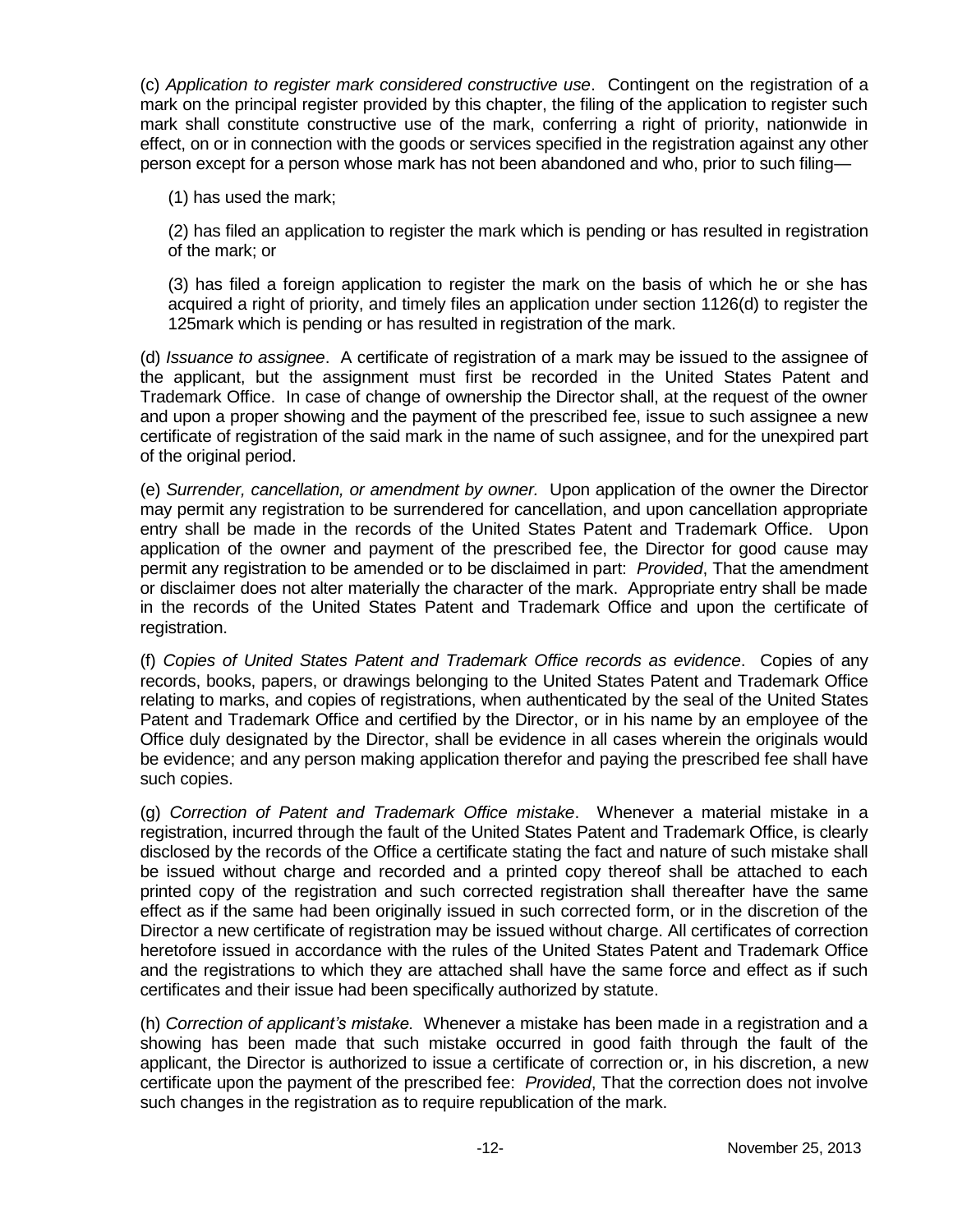(c) *Application to register mark considered constructive use*. Contingent on the registration of a mark on the principal register provided by this chapter, the filing of the application to register such mark shall constitute constructive use of the mark, conferring a right of priority, nationwide in effect, on or in connection with the goods or services specified in the registration against any other person except for a person whose mark has not been abandoned and who, prior to such filing—

(1) has used the mark;

(2) has filed an application to register the mark which is pending or has resulted in registration of the mark; or

(3) has filed a foreign application to register the mark on the basis of which he or she has acquired a right of priority, and timely files an application under section 1126(d) to register the 125mark which is pending or has resulted in registration of the mark.

(d) *Issuance to assignee*. A certificate of registration of a mark may be issued to the assignee of the applicant, but the assignment must first be recorded in the United States Patent and Trademark Office. In case of change of ownership the Director shall, at the request of the owner and upon a proper showing and the payment of the prescribed fee, issue to such assignee a new certificate of registration of the said mark in the name of such assignee, and for the unexpired part of the original period.

(e) *Surrender, cancellation, or amendment by owner.* Upon application of the owner the Director may permit any registration to be surrendered for cancellation, and upon cancellation appropriate entry shall be made in the records of the United States Patent and Trademark Office. Upon application of the owner and payment of the prescribed fee, the Director for good cause may permit any registration to be amended or to be disclaimed in part: *Provided*, That the amendment or disclaimer does not alter materially the character of the mark. Appropriate entry shall be made in the records of the United States Patent and Trademark Office and upon the certificate of registration.

(f) *Copies of United States Patent and Trademark Office records as evidence*. Copies of any records, books, papers, or drawings belonging to the United States Patent and Trademark Office relating to marks, and copies of registrations, when authenticated by the seal of the United States Patent and Trademark Office and certified by the Director, or in his name by an employee of the Office duly designated by the Director, shall be evidence in all cases wherein the originals would be evidence; and any person making application therefor and paying the prescribed fee shall have such copies.

(g) *Correction of Patent and Trademark Office mistake*. Whenever a material mistake in a registration, incurred through the fault of the United States Patent and Trademark Office, is clearly disclosed by the records of the Office a certificate stating the fact and nature of such mistake shall be issued without charge and recorded and a printed copy thereof shall be attached to each printed copy of the registration and such corrected registration shall thereafter have the same effect as if the same had been originally issued in such corrected form, or in the discretion of the Director a new certificate of registration may be issued without charge. All certificates of correction heretofore issued in accordance with the rules of the United States Patent and Trademark Office and the registrations to which they are attached shall have the same force and effect as if such certificates and their issue had been specifically authorized by statute.

(h) *Correction of applicant's mistake.* Whenever a mistake has been made in a registration and a showing has been made that such mistake occurred in good faith through the fault of the applicant, the Director is authorized to issue a certificate of correction or, in his discretion, a new certificate upon the payment of the prescribed fee: *Provided*, That the correction does not involve such changes in the registration as to require republication of the mark.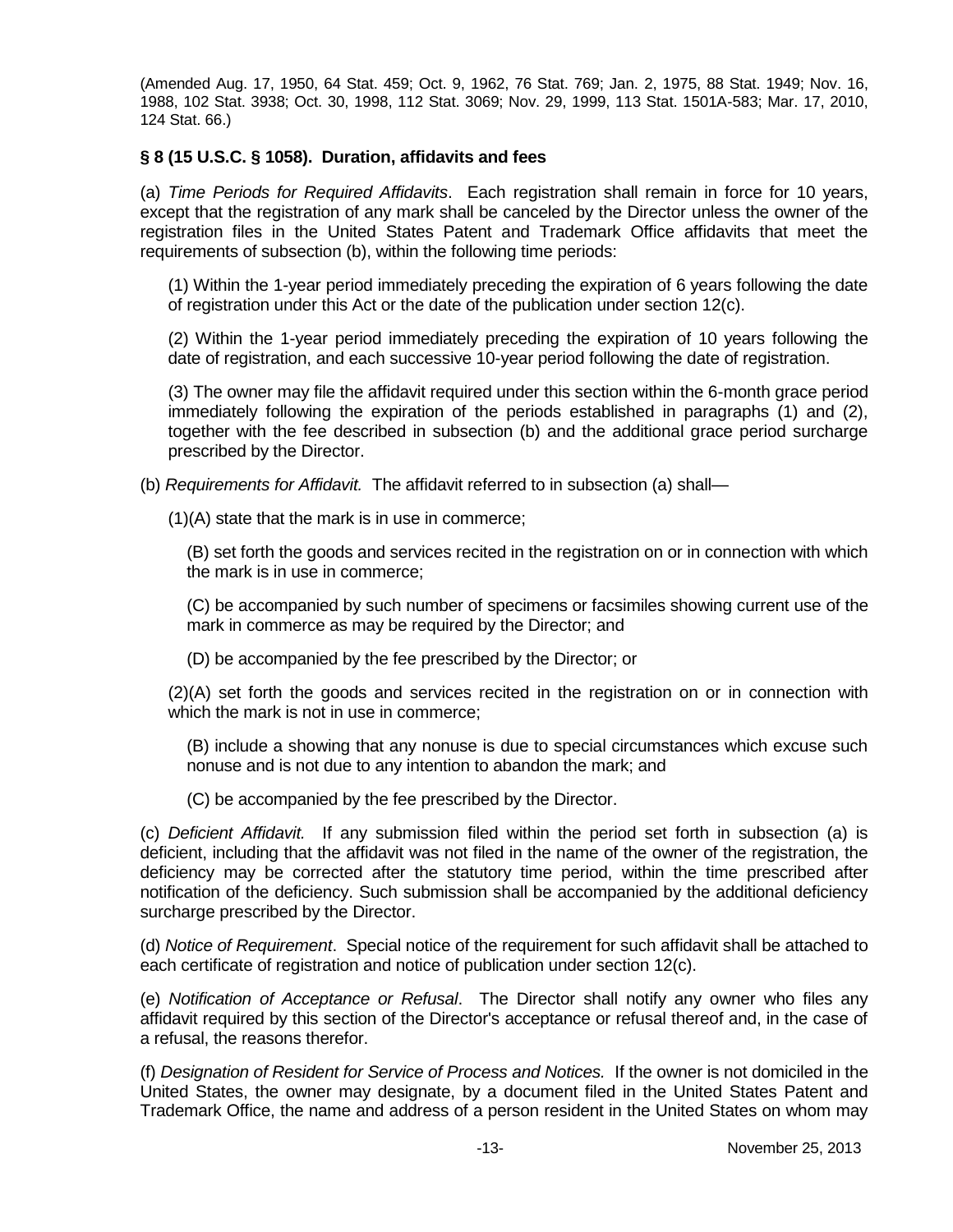(Amended Aug. 17, 1950, 64 Stat. 459; Oct. 9, 1962, 76 Stat. 769; Jan. 2, 1975, 88 Stat. 1949; Nov. 16, 1988, 102 Stat. 3938; Oct. 30, 1998, 112 Stat. 3069; Nov. 29, 1999, 113 Stat. 1501A-583; Mar. 17, 2010, 124 Stat. 66.)

### § 8 (15 U.S.C. § 1058). Duration, affidavits and fees

(a) *Time Periods for Required Affidavits*. Each registration shall remain in force for 10 years, except that the registration of any mark shall be canceled by the Director unless the owner of the registration files in the United States Patent and Trademark Office affidavits that meet the requirements of subsection (b), within the following time periods:

(1) Within the 1-year period immediately preceding the expiration of 6 years following the date of registration under this Act or the date of the publication under section 12(c).

(2) Within the 1-year period immediately preceding the expiration of 10 years following the date of registration, and each successive 10-year period following the date of registration.

(3) The owner may file the affidavit required under this section within the 6-month grace period immediately following the expiration of the periods established in paragraphs (1) and (2), together with the fee described in subsection (b) and the additional grace period surcharge prescribed by the Director.

(b) *Requirements for Affidavit.* The affidavit referred to in subsection (a) shall—

(1)(A) state that the mark is in use in commerce;

(B) set forth the goods and services recited in the registration on or in connection with which the mark is in use in commerce;

(C) be accompanied by such number of specimens or facsimiles showing current use of the mark in commerce as may be required by the Director; and

(D) be accompanied by the fee prescribed by the Director; or

(2)(A) set forth the goods and services recited in the registration on or in connection with which the mark is not in use in commerce;

(B) include a showing that any nonuse is due to special circumstances which excuse such nonuse and is not due to any intention to abandon the mark; and

(C) be accompanied by the fee prescribed by the Director.

(c) *Deficient Affidavit.* If any submission filed within the period set forth in subsection (a) is deficient, including that the affidavit was not filed in the name of the owner of the registration, the deficiency may be corrected after the statutory time period, within the time prescribed after notification of the deficiency. Such submission shall be accompanied by the additional deficiency surcharge prescribed by the Director.

(d) *Notice of Requirement*. Special notice of the requirement for such affidavit shall be attached to each certificate of registration and notice of publication under section 12(c).

(e) *Notification of Acceptance or Refusal*. The Director shall notify any owner who files any affidavit required by this section of the Director's acceptance or refusal thereof and, in the case of a refusal, the reasons therefor.

(f) *Designation of Resident for Service of Process and Notices.* If the owner is not domiciled in the United States, the owner may designate, by a document filed in the United States Patent and Trademark Office, the name and address of a person resident in the United States on whom may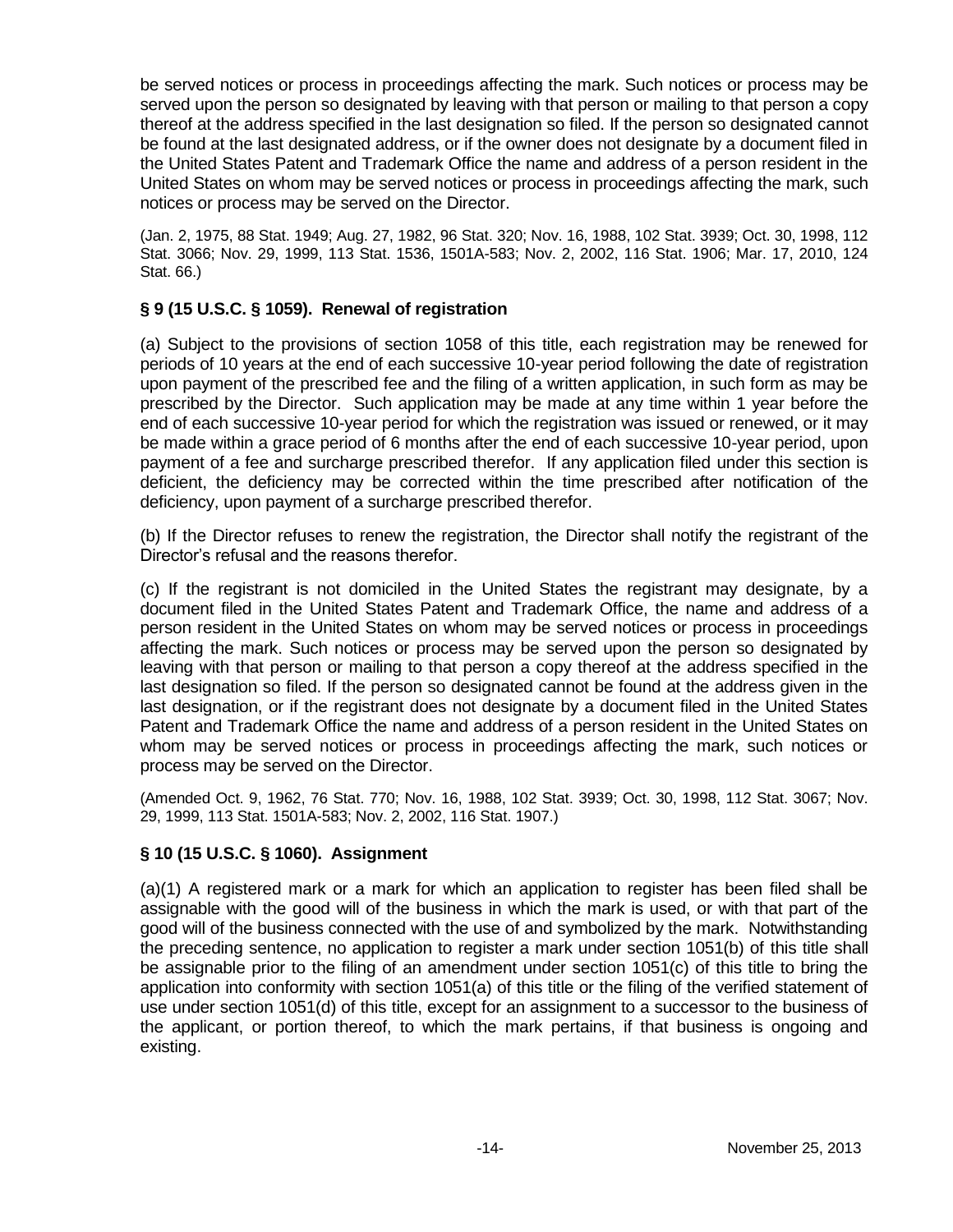be served notices or process in proceedings affecting the mark. Such notices or process may be served upon the person so designated by leaving with that person or mailing to that person a copy thereof at the address specified in the last designation so filed. If the person so designated cannot be found at the last designated address, or if the owner does not designate by a document filed in the United States Patent and Trademark Office the name and address of a person resident in the United States on whom may be served notices or process in proceedings affecting the mark, such notices or process may be served on the Director.

(Jan. 2, 1975, 88 Stat. 1949; Aug. 27, 1982, 96 Stat. 320; Nov. 16, 1988, 102 Stat. 3939; Oct. 30, 1998, 112 Stat. 3066; Nov. 29, 1999, 113 Stat. 1536, 1501A-583; Nov. 2, 2002, 116 Stat. 1906; Mar. 17, 2010, 124 Stat. 66.)

### § 9 (15 U.S.C. § 1059). Renewal of registration

(a) Subject to the provisions of section 1058 of this title, each registration may be renewed for periods of 10 years at the end of each successive 10-year period following the date of registration upon payment of the prescribed fee and the filing of a written application, in such form as may be prescribed by the Director. Such application may be made at any time within 1 year before the end of each successive 10-year period for which the registration was issued or renewed, or it may be made within a grace period of 6 months after the end of each successive 10-year period, upon payment of a fee and surcharge prescribed therefor. If any application filed under this section is deficient, the deficiency may be corrected within the time prescribed after notification of the deficiency, upon payment of a surcharge prescribed therefor.

(b) If the Director refuses to renew the registration, the Director shall notify the registrant of the Director's refusal and the reasons therefor.

(c) If the registrant is not domiciled in the United States the registrant may designate, by a document filed in the United States Patent and Trademark Office, the name and address of a person resident in the United States on whom may be served notices or process in proceedings affecting the mark. Such notices or process may be served upon the person so designated by leaving with that person or mailing to that person a copy thereof at the address specified in the last designation so filed. If the person so designated cannot be found at the address given in the last designation, or if the registrant does not designate by a document filed in the United States Patent and Trademark Office the name and address of a person resident in the United States on whom may be served notices or process in proceedings affecting the mark, such notices or process may be served on the Director.

(Amended Oct. 9, 1962, 76 Stat. 770; Nov. 16, 1988, 102 Stat. 3939; Oct. 30, 1998, 112 Stat. 3067; Nov. 29, 1999, 113 Stat. 1501A-583; Nov. 2, 2002, 116 Stat. 1907.)

### § 10 (15 U.S.C. § 1060). Assignment

(a)(1) A registered mark or a mark for which an application to register has been filed shall be assignable with the good will of the business in which the mark is used, or with that part of the good will of the business connected with the use of and symbolized by the mark. Notwithstanding the preceding sentence, no application to register a mark under section 1051(b) of this title shall be assignable prior to the filing of an amendment under section 1051(c) of this title to bring the application into conformity with section 1051(a) of this title or the filing of the verified statement of use under section 1051(d) of this title, except for an assignment to a successor to the business of the applicant, or portion thereof, to which the mark pertains, if that business is ongoing and existing.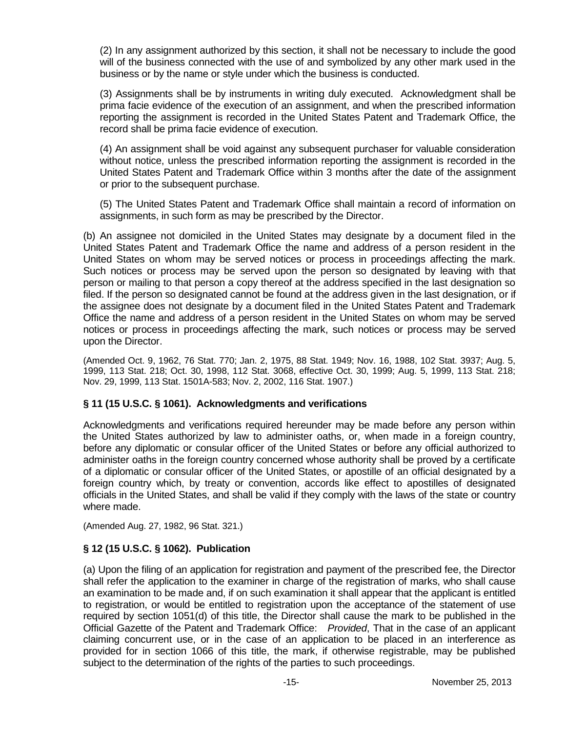(2) In any assignment authorized by this section, it shall not be necessary to include the good will of the business connected with the use of and symbolized by any other mark used in the business or by the name or style under which the business is conducted.

(3) Assignments shall be by instruments in writing duly executed. Acknowledgment shall be prima facie evidence of the execution of an assignment, and when the prescribed information reporting the assignment is recorded in the United States Patent and Trademark Office, the record shall be prima facie evidence of execution.

(4) An assignment shall be void against any subsequent purchaser for valuable consideration without notice, unless the prescribed information reporting the assignment is recorded in the United States Patent and Trademark Office within 3 months after the date of the assignment or prior to the subsequent purchase.

(5) The United States Patent and Trademark Office shall maintain a record of information on assignments, in such form as may be prescribed by the Director.

(b) An assignee not domiciled in the United States may designate by a document filed in the United States Patent and Trademark Office the name and address of a person resident in the United States on whom may be served notices or process in proceedings affecting the mark. Such notices or process may be served upon the person so designated by leaving with that person or mailing to that person a copy thereof at the address specified in the last designation so filed. If the person so designated cannot be found at the address given in the last designation, or if the assignee does not designate by a document filed in the United States Patent and Trademark Office the name and address of a person resident in the United States on whom may be served notices or process in proceedings affecting the mark, such notices or process may be served upon the Director.

(Amended Oct. 9, 1962, 76 Stat. 770; Jan. 2, 1975, 88 Stat. 1949; Nov. 16, 1988, 102 Stat. 3937; Aug. 5, 1999, 113 Stat. 218; Oct. 30, 1998, 112 Stat. 3068, effective Oct. 30, 1999; Aug. 5, 1999, 113 Stat. 218; Nov. 29, 1999, 113 Stat. 1501A-583; Nov. 2, 2002, 116 Stat. 1907.)

### § 11 (15 U.S.C. § 1061). Acknowledgments and verifications

Acknowledgments and verifications required hereunder may be made before any person within the United States authorized by law to administer oaths, or, when made in a foreign country, before any diplomatic or consular officer of the United States or before any official authorized to administer oaths in the foreign country concerned whose authority shall be proved by a certificate of a diplomatic or consular officer of the United States, or apostille of an official designated by a foreign country which, by treaty or convention, accords like effect to apostilles of designated officials in the United States, and shall be valid if they comply with the laws of the state or country where made.

(Amended Aug. 27, 1982, 96 Stat. 321.)

### § 12 (15 U.S.C. § 1062). Publication

(a) Upon the filing of an application for registration and payment of the prescribed fee, the Director shall refer the application to the examiner in charge of the registration of marks, who shall cause an examination to be made and, if on such examination it shall appear that the applicant is entitled to registration, or would be entitled to registration upon the acceptance of the statement of use required by section 1051(d) of this title, the Director shall cause the mark to be published in the Official Gazette of the Patent and Trademark Office: *Provided*, That in the case of an applicant claiming concurrent use, or in the case of an application to be placed in an interference as provided for in section 1066 of this title, the mark, if otherwise registrable, may be published subject to the determination of the rights of the parties to such proceedings.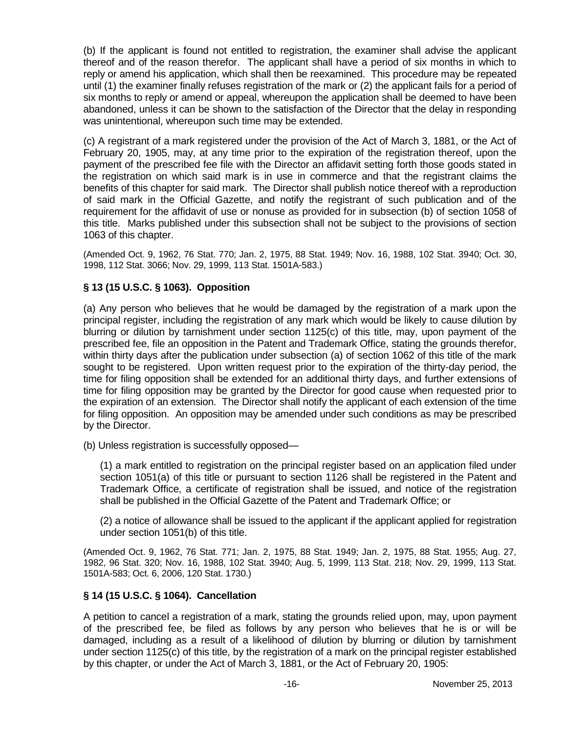(b) If the applicant is found not entitled to registration, the examiner shall advise the applicant thereof and of the reason therefor. The applicant shall have a period of six months in which to reply or amend his application, which shall then be reexamined. This procedure may be repeated until (1) the examiner finally refuses registration of the mark or (2) the applicant fails for a period of six months to reply or amend or appeal, whereupon the application shall be deemed to have been abandoned, unless it can be shown to the satisfaction of the Director that the delay in responding was unintentional, whereupon such time may be extended.

(c) A registrant of a mark registered under the provision of the Act of March 3, 1881, or the Act of February 20, 1905, may, at any time prior to the expiration of the registration thereof, upon the payment of the prescribed fee file with the Director an affidavit setting forth those goods stated in the registration on which said mark is in use in commerce and that the registrant claims the benefits of this chapter for said mark. The Director shall publish notice thereof with a reproduction of said mark in the Official Gazette, and notify the registrant of such publication and of the requirement for the affidavit of use or nonuse as provided for in subsection (b) of section 1058 of this title. Marks published under this subsection shall not be subject to the provisions of section 1063 of this chapter.

(Amended Oct. 9, 1962, 76 Stat. 770; Jan. 2, 1975, 88 Stat. 1949; Nov. 16, 1988, 102 Stat. 3940; Oct. 30, 1998, 112 Stat. 3066; Nov. 29, 1999, 113 Stat. 1501A-583.)

### § 13 (15 U.S.C. § 1063). Opposition

(a) Any person who believes that he would be damaged by the registration of a mark upon the principal register, including the registration of any mark which would be likely to cause dilution by blurring or dilution by tarnishment under section 1125(c) of this title, may, upon payment of the prescribed fee, file an opposition in the Patent and Trademark Office, stating the grounds therefor, within thirty days after the publication under subsection (a) of section 1062 of this title of the mark sought to be registered. Upon written request prior to the expiration of the thirty-day period, the time for filing opposition shall be extended for an additional thirty days, and further extensions of time for filing opposition may be granted by the Director for good cause when requested prior to the expiration of an extension. The Director shall notify the applicant of each extension of the time for filing opposition. An opposition may be amended under such conditions as may be prescribed by the Director.

(b) Unless registration is successfully opposed—

(1) a mark entitled to registration on the principal register based on an application filed under section 1051(a) of this title or pursuant to section 1126 shall be registered in the Patent and Trademark Office, a certificate of registration shall be issued, and notice of the registration shall be published in the Official Gazette of the Patent and Trademark Office; or

(2) a notice of allowance shall be issued to the applicant if the applicant applied for registration under section 1051(b) of this title.

(Amended Oct. 9, 1962, 76 Stat. 771; Jan. 2, 1975, 88 Stat. 1949; Jan. 2, 1975, 88 Stat. 1955; Aug. 27, 1982, 96 Stat. 320; Nov. 16, 1988, 102 Stat. 3940; Aug. 5, 1999, 113 Stat. 218; Nov. 29, 1999, 113 Stat. 1501A-583; Oct. 6, 2006, 120 Stat. 1730.)

### § 14 (15 U.S.C. § 1064). Cancellation

A petition to cancel a registration of a mark, stating the grounds relied upon, may, upon payment of the prescribed fee, be filed as follows by any person who believes that he is or will be damaged, including as a result of a likelihood of dilution by blurring or dilution by tarnishment under section 1125(c) of this title, by the registration of a mark on the principal register established by this chapter, or under the Act of March 3, 1881, or the Act of February 20, 1905: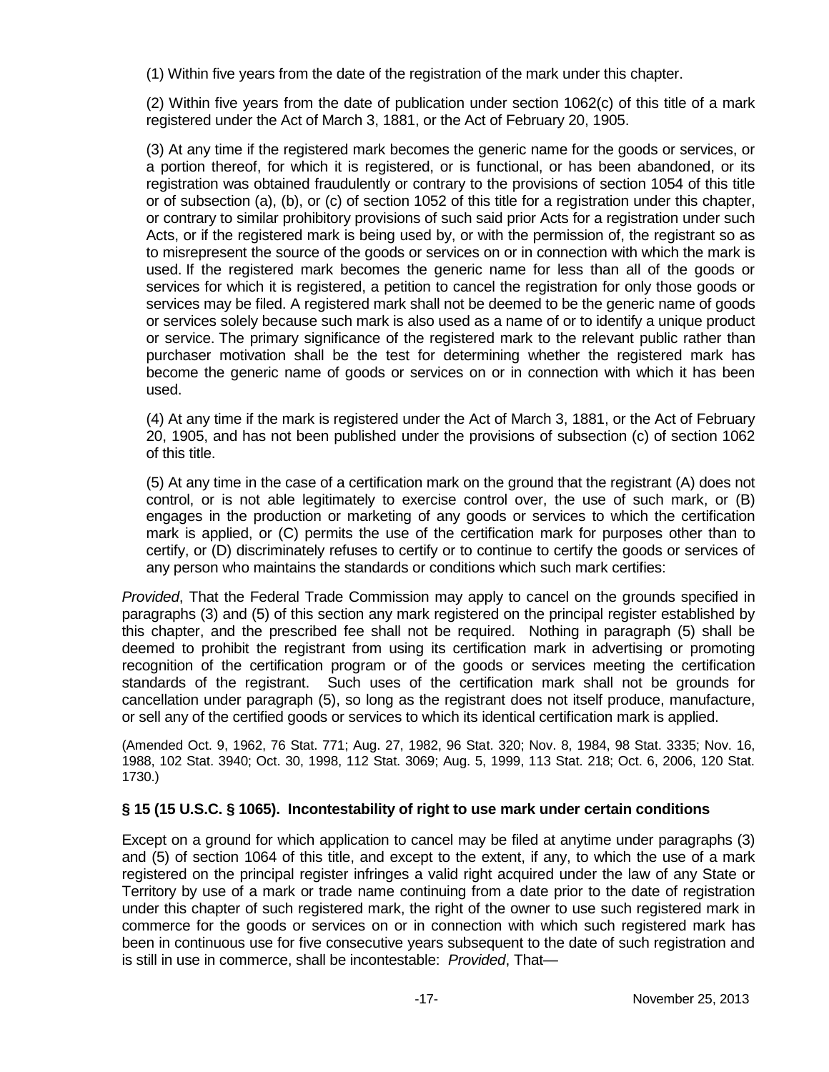(1) Within five years from the date of the registration of the mark under this chapter.

(2) Within five years from the date of publication under section 1062(c) of this title of a mark registered under the Act of March 3, 1881, or the Act of February 20, 1905.

(3) At any time if the registered mark becomes the generic name for the goods or services, or a portion thereof, for which it is registered, or is functional, or has been abandoned, or its registration was obtained fraudulently or contrary to the provisions of section 1054 of this title or of subsection (a), (b), or (c) of section 1052 of this title for a registration under this chapter, or contrary to similar prohibitory provisions of such said prior Acts for a registration under such Acts, or if the registered mark is being used by, or with the permission of, the registrant so as to misrepresent the source of the goods or services on or in connection with which the mark is used. If the registered mark becomes the generic name for less than all of the goods or services for which it is registered, a petition to cancel the registration for only those goods or services may be filed. A registered mark shall not be deemed to be the generic name of goods or services solely because such mark is also used as a name of or to identify a unique product or service. The primary significance of the registered mark to the relevant public rather than purchaser motivation shall be the test for determining whether the registered mark has become the generic name of goods or services on or in connection with which it has been used.

(4) At any time if the mark is registered under the Act of March 3, 1881, or the Act of February 20, 1905, and has not been published under the provisions of subsection (c) of section 1062 of this title.

(5) At any time in the case of a certification mark on the ground that the registrant (A) does not control, or is not able legitimately to exercise control over, the use of such mark, or (B) engages in the production or marketing of any goods or services to which the certification mark is applied, or (C) permits the use of the certification mark for purposes other than to certify, or (D) discriminately refuses to certify or to continue to certify the goods or services of any person who maintains the standards or conditions which such mark certifies:

*Provided*, That the Federal Trade Commission may apply to cancel on the grounds specified in paragraphs (3) and (5) of this section any mark registered on the principal register established by this chapter, and the prescribed fee shall not be required. Nothing in paragraph (5) shall be deemed to prohibit the registrant from using its certification mark in advertising or promoting recognition of the certification program or of the goods or services meeting the certification standards of the registrant. Such uses of the certification mark shall not be grounds for cancellation under paragraph (5), so long as the registrant does not itself produce, manufacture, or sell any of the certified goods or services to which its identical certification mark is applied.

(Amended Oct. 9, 1962, 76 Stat. 771; Aug. 27, 1982, 96 Stat. 320; Nov. 8, 1984, 98 Stat. 3335; Nov. 16, 1988, 102 Stat. 3940; Oct. 30, 1998, 112 Stat. 3069; Aug. 5, 1999, 113 Stat. 218; Oct. 6, 2006, 120 Stat. 1730.)

### § 15 (15 U.S.C. § 1065). Incontestability of right to use mark under certain conditions

Except on a ground for which application to cancel may be filed at anytime under paragraphs (3) and (5) of section 1064 of this title, and except to the extent, if any, to which the use of a mark registered on the principal register infringes a valid right acquired under the law of any State or Territory by use of a mark or trade name continuing from a date prior to the date of registration under this chapter of such registered mark, the right of the owner to use such registered mark in commerce for the goods or services on or in connection with which such registered mark has been in continuous use for five consecutive years subsequent to the date of such registration and is still in use in commerce, shall be incontestable: *Provided*, That—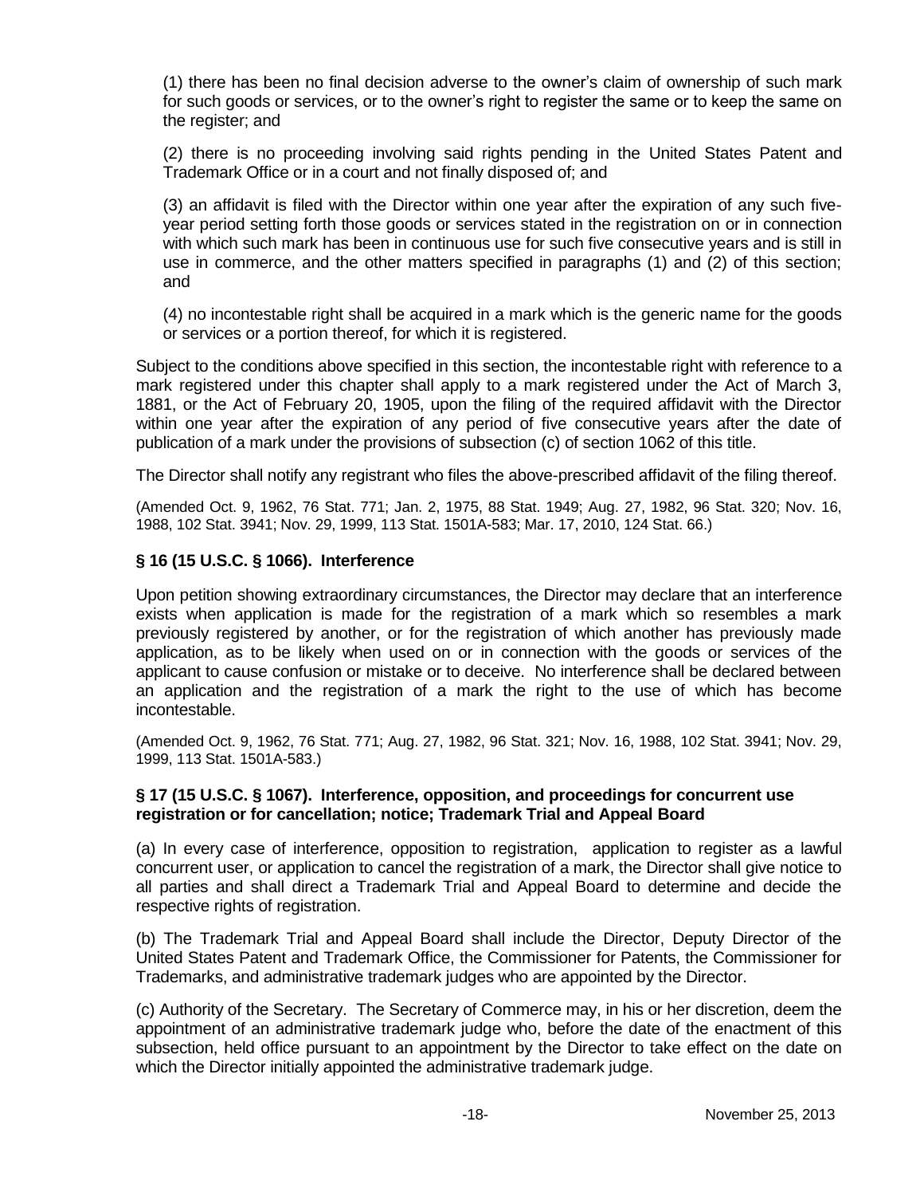(1) there has been no final decision adverse to the owner's claim of ownership of such mark for such goods or services, or to the owner's right to register the same or to keep the same on the register; and

(2) there is no proceeding involving said rights pending in the United States Patent and Trademark Office or in a court and not finally disposed of; and

(3) an affidavit is filed with the Director within one year after the expiration of any such five-year period setting forth those goods or services stated in the registration on or in connection with which such mark has been in continuous use for such five consecutive years and is still in use in commerce, and the other matters specified in paragraphs (1) and (2) of this section; and

(4) no incontestable right shall be acquired in a mark which is the generic name for the goods or services or a portion thereof, for which it is registered.

Subject to the conditions above specified in this section, the incontestable right with reference to a mark registered under this chapter shall apply to a mark registered under the Act of March 3, 1881, or the Act of February 20, 1905, upon the filing of the required affidavit with the Director within one year after the expiration of any period of five consecutive years after the date of publication of a mark under the provisions of subsection (c) of section 1062 of this title.

The Director shall notify any registrant who files the above-prescribed affidavit of the filing thereof.

(Amended Oct. 9, 1962, 76 Stat. 771; Jan. 2, 1975, 88 Stat. 1949; Aug. 27, 1982, 96 Stat. 320; Nov. 16, 1988, 102 Stat. 3941; Nov. 29, 1999, 113 Stat. 1501A-583; Mar. 17, 2010, 124 Stat. 66.)

### § 16 (15 U.S.C. § 1066). Interference

Upon petition showing extraordinary circumstances, the Director may declare that an interference exists when application is made for the registration of a mark which so resembles a mark previously registered by another, or for the registration of which another has previously made application, as to be likely when used on or in connection with the goods or services of the applicant to cause confusion or mistake or to deceive. No interference shall be declared between an application and the registration of a mark the right to the use of which has become incontestable.

(Amended Oct. 9, 1962, 76 Stat. 771; Aug. 27, 1982, 96 Stat. 321; Nov. 16, 1988, 102 Stat. 3941; Nov. 29, 1999, 113 Stat. 1501A-583.)

### § 17 (15 U.S.C. § 1067). Interference, opposition, and proceedings for concurrent use registration or for cancellation; notice; Trademark Trial and Appeal Board

(a) In every case of interference, opposition to registration, application to register as a lawful concurrent user, or application to cancel the registration of a mark, the Director shall give notice to all parties and shall direct a Trademark Trial and Appeal Board to determine and decide the respective rights of registration.

(b) The Trademark Trial and Appeal Board shall include the Director, Deputy Director of the United States Patent and Trademark Office, the Commissioner for Patents, the Commissioner for Trademarks, and administrative trademark judges who are appointed by the Director.

(c) Authority of the Secretary. The Secretary of Commerce may, in his or her discretion, deem the appointment of an administrative trademark judge who, before the date of the enactment of this subsection, held office pursuant to an appointment by the Director to take effect on the date on which the Director initially appointed the administrative trademark judge.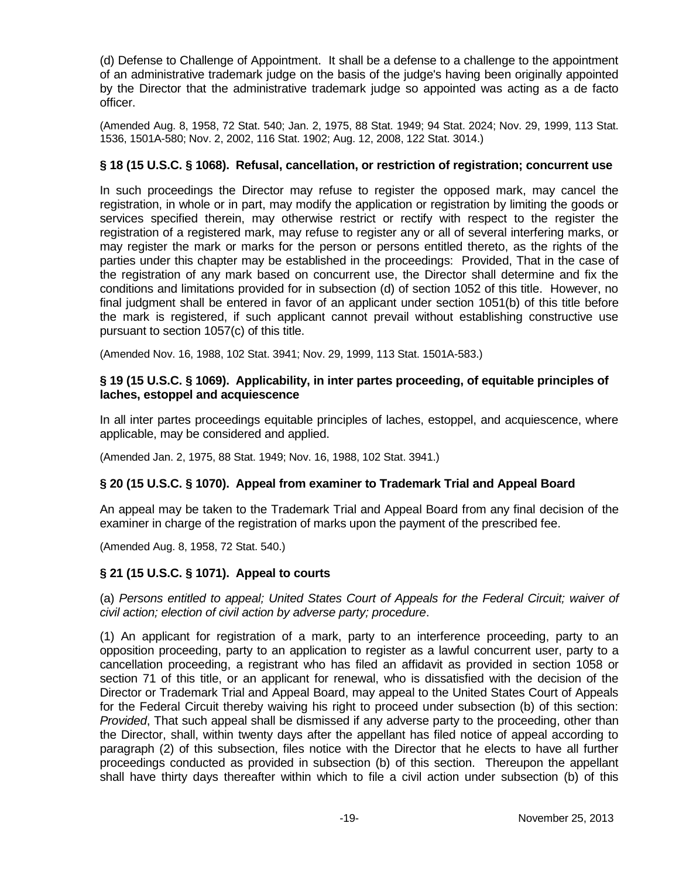(d) Defense to Challenge of Appointment. It shall be a defense to a challenge to the appointment of an administrative trademark judge on the basis of the judge's having been originally appointed by the Director that the administrative trademark judge so appointed was acting as a de facto officer.

(Amended Aug. 8, 1958, 72 Stat. 540; Jan. 2, 1975, 88 Stat. 1949; 94 Stat. 2024; Nov. 29, 1999, 113 Stat. 1536, 1501A-580; Nov. 2, 2002, 116 Stat. 1902; Aug. 12, 2008, 122 Stat. 3014.)

### § 18 (15 U.S.C. § 1068). Refusal, cancellation, or restriction of registration; concurrent use

In such proceedings the Director may refuse to register the opposed mark, may cancel the registration, in whole or in part, may modify the application or registration by limiting the goods or services specified therein, may otherwise restrict or rectify with respect to the register the registration of a registered mark, may refuse to register any or all of several interfering marks, or may register the mark or marks for the person or persons entitled thereto, as the rights of the parties under this chapter may be established in the proceedings: Provided, That in the case of the registration of any mark based on concurrent use, the Director shall determine and fix the conditions and limitations provided for in subsection (d) of section 1052 of this title. However, no final judgment shall be entered in favor of an applicant under section 1051(b) of this title before the mark is registered, if such applicant cannot prevail without establishing constructive use pursuant to section 1057(c) of this title.

(Amended Nov. 16, 1988, 102 Stat. 3941; Nov. 29, 1999, 113 Stat. 1501A-583.)

### § 19 (15 U.S.C. § 1069). Applicability, in inter partes proceeding, of equitable principles of laches, estoppel and acquiescence

In all inter partes proceedings equitable principles of laches, estoppel, and acquiescence, where applicable, may be considered and applied.

(Amended Jan. 2, 1975, 88 Stat. 1949; Nov. 16, 1988, 102 Stat. 3941.)

### § 20 (15 U.S.C. § 1070). Appeal from examiner to Trademark Trial and Appeal Board

An appeal may be taken to the Trademark Trial and Appeal Board from any final decision of the examiner in charge of the registration of marks upon the payment of the prescribed fee.

(Amended Aug. 8, 1958, 72 Stat. 540.)

### § 21 (15 U.S.C. § 1071). Appeal to courts

(a) *Persons entitled to appeal; United States Court of Appeals for the Federal Circuit; waiver of civil action; election of civil action by adverse party; procedure*.

(1) An applicant for registration of a mark, party to an interference proceeding, party to an opposition proceeding, party to an application to register as a lawful concurrent user, party to a cancellation proceeding, a registrant who has filed an affidavit as provided in section 1058 or section 71 of this title, or an applicant for renewal, who is dissatisfied with the decision of the Director or Trademark Trial and Appeal Board, may appeal to the United States Court of Appeals for the Federal Circuit thereby waiving his right to proceed under subsection (b) of this section: *Provided*, That such appeal shall be dismissed if any adverse party to the proceeding, other than the Director, shall, within twenty days after the appellant has filed notice of appeal according to paragraph (2) of this subsection, files notice with the Director that he elects to have all further proceedings conducted as provided in subsection (b) of this section. Thereupon the appellant shall have thirty days thereafter within which to file a civil action under subsection (b) of this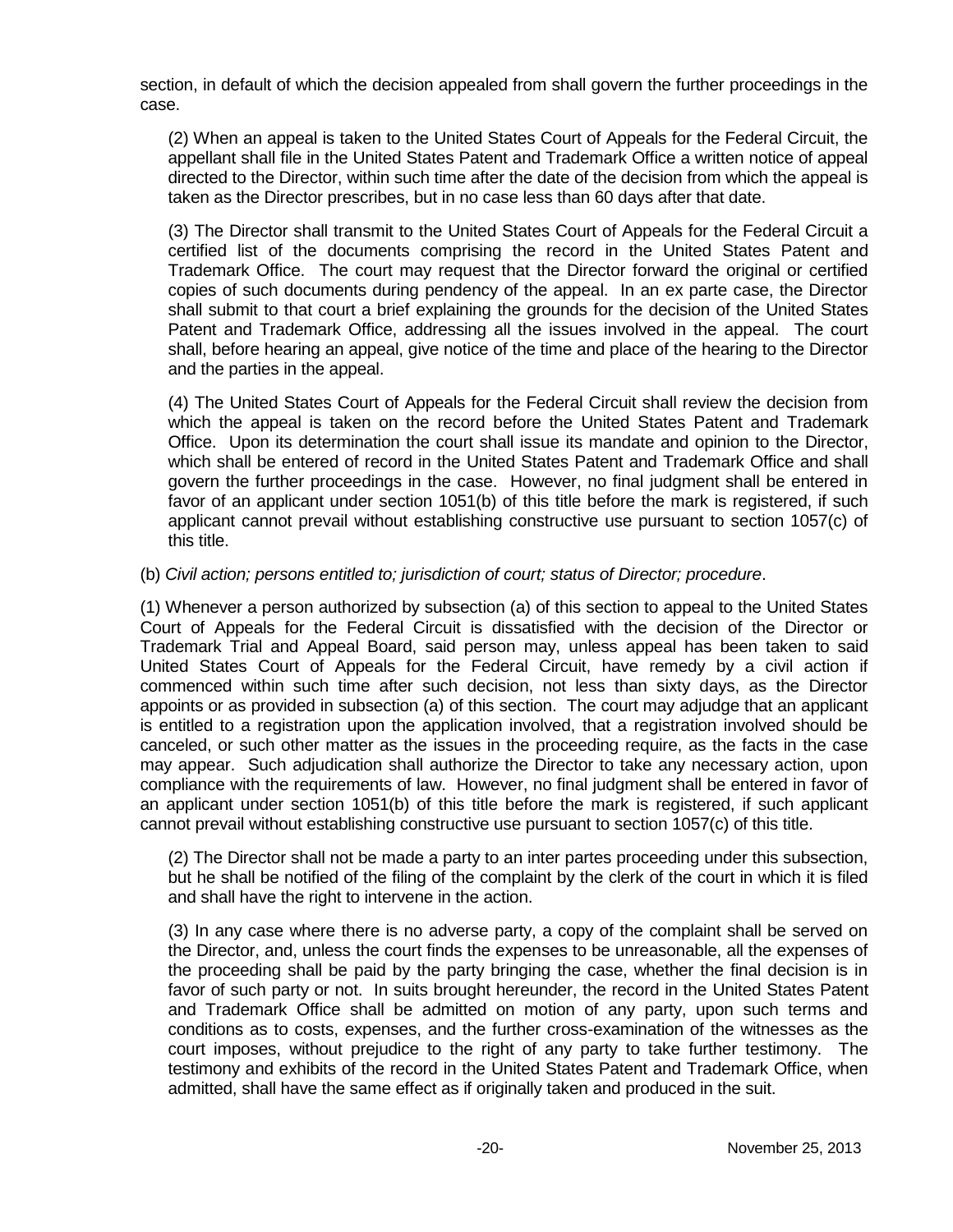section, in default of which the decision appealed from shall govern the further proceedings in the case.

(2) When an appeal is taken to the United States Court of Appeals for the Federal Circuit, the appellant shall file in the United States Patent and Trademark Office a written notice of appeal directed to the Director, within such time after the date of the decision from which the appeal is taken as the Director prescribes, but in no case less than 60 days after that date.

(3) The Director shall transmit to the United States Court of Appeals for the Federal Circuit a certified list of the documents comprising the record in the United States Patent and Trademark Office. The court may request that the Director forward the original or certified copies of such documents during pendency of the appeal. In an ex parte case, the Director shall submit to that court a brief explaining the grounds for the decision of the United States Patent and Trademark Office, addressing all the issues involved in the appeal. The court shall, before hearing an appeal, give notice of the time and place of the hearing to the Director and the parties in the appeal.

(4) The United States Court of Appeals for the Federal Circuit shall review the decision from which the appeal is taken on the record before the United States Patent and Trademark Office. Upon its determination the court shall issue its mandate and opinion to the Director, which shall be entered of record in the United States Patent and Trademark Office and shall govern the further proceedings in the case. However, no final judgment shall be entered in favor of an applicant under section 1051(b) of this title before the mark is registered, if such applicant cannot prevail without establishing constructive use pursuant to section 1057(c) of this title.

(b) *Civil action; persons entitled to; jurisdiction of court; status of Director; procedure*.

(1) Whenever a person authorized by subsection (a) of this section to appeal to the United States Court of Appeals for the Federal Circuit is dissatisfied with the decision of the Director or Trademark Trial and Appeal Board, said person may, unless appeal has been taken to said United States Court of Appeals for the Federal Circuit, have remedy by a civil action if commenced within such time after such decision, not less than sixty days, as the Director appoints or as provided in subsection (a) of this section. The court may adjudge that an applicant is entitled to a registration upon the application involved, that a registration involved should be canceled, or such other matter as the issues in the proceeding require, as the facts in the case may appear. Such adjudication shall authorize the Director to take any necessary action, upon compliance with the requirements of law. However, no final judgment shall be entered in favor of an applicant under section 1051(b) of this title before the mark is registered, if such applicant cannot prevail without establishing constructive use pursuant to section 1057(c) of this title.

(2) The Director shall not be made a party to an inter partes proceeding under this subsection, but he shall be notified of the filing of the complaint by the clerk of the court in which it is filed and shall have the right to intervene in the action.

(3) In any case where there is no adverse party, a copy of the complaint shall be served on the Director, and, unless the court finds the expenses to be unreasonable, all the expenses of the proceeding shall be paid by the party bringing the case, whether the final decision is in favor of such party or not. In suits brought hereunder, the record in the United States Patent and Trademark Office shall be admitted on motion of any party, upon such terms and conditions as to costs, expenses, and the further cross-examination of the witnesses as the court imposes, without prejudice to the right of any party to take further testimony. The testimony and exhibits of the record in the United States Patent and Trademark Office, when admitted, shall have the same effect as if originally taken and produced in the suit.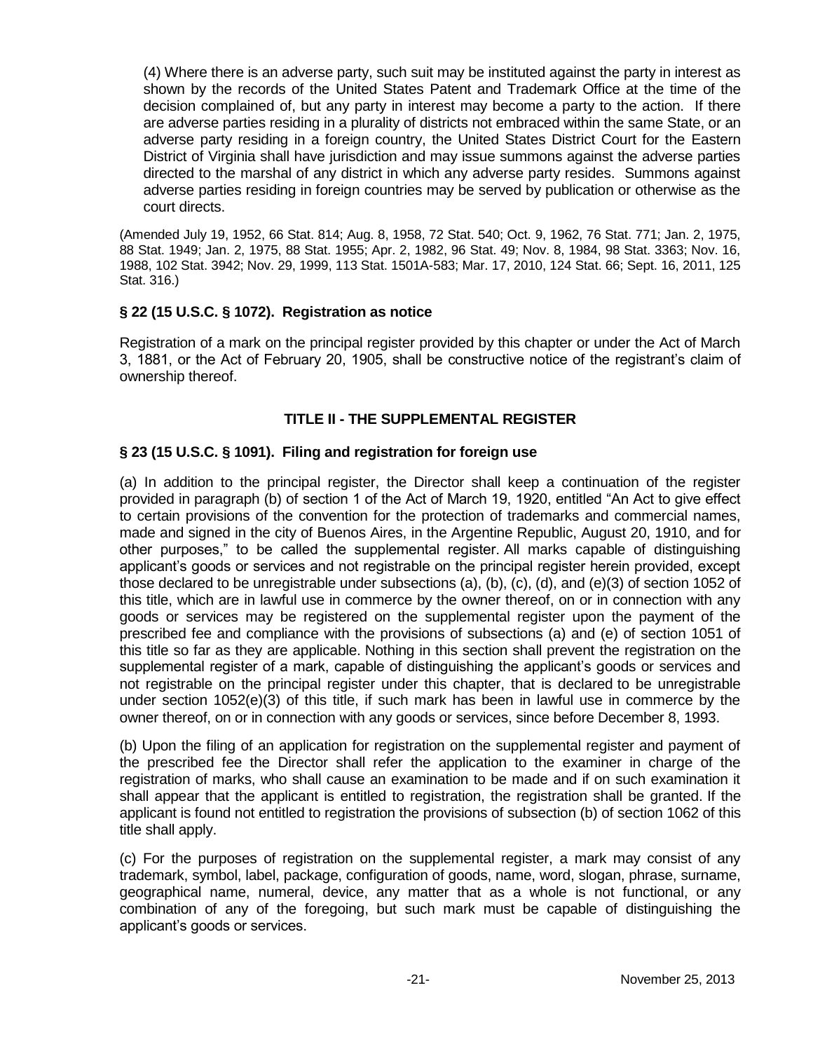(4) Where there is an adverse party, such suit may be instituted against the party in interest as shown by the records of the United States Patent and Trademark Office at the time of the decision complained of, but any party in interest may become a party to the action. If there are adverse parties residing in a plurality of districts not embraced within the same State, or an adverse party residing in a foreign country, the United States District Court for the Eastern District of Virginia shall have jurisdiction and may issue summons against the adverse parties directed to the marshal of any district in which any adverse party resides. Summons against adverse parties residing in foreign countries may be served by publication or otherwise as the court directs.

(Amended July 19, 1952, 66 Stat. 814; Aug. 8, 1958, 72 Stat. 540; Oct. 9, 1962, 76 Stat. 771; Jan. 2, 1975, 88 Stat. 1949; Jan. 2, 1975, 88 Stat. 1955; Apr. 2, 1982, 96 Stat. 49; Nov. 8, 1984, 98 Stat. 3363; Nov. 16, 1988, 102 Stat. 3942; Nov. 29, 1999, 113 Stat. 1501A-583; Mar. 17, 2010, 124 Stat. 66; Sept. 16, 2011, 125 Stat. 316.)

### § 22 (15 U.S.C. § 1072). Registration as notice

Registration of a mark on the principal register provided by this chapter or under the Act of March 3, 1881, or the Act of February 20, 1905, shall be constructive notice of the registrant's claim of ownership thereof.

## TITLE II - THE SUPPLEMENTAL REGISTER

### § 23 (15 U.S.C. § 1091). Filing and registration for foreign use

(a) In addition to the principal register, the Director shall keep a continuation of the register provided in paragraph (b) of section 1 of the Act of March 19, 1920, entitled "An Act to give effect to certain provisions of the convention for the protection of trademarks and commercial names, made and signed in the city of Buenos Aires, in the Argentine Republic, August 20, 1910, and for other purposes," to be called the supplemental register. All marks capable of distinguishing applicant's goods or services and not registrable on the principal register herein provided, except those declared to be unregistrable under subsections (a), (b), (c), (d), and (e)(3) of section 1052 of this title, which are in lawful use in commerce by the owner thereof, on or in connection with any goods or services may be registered on the supplemental register upon the payment of the prescribed fee and compliance with the provisions of subsections (a) and (e) of section 1051 of this title so far as they are applicable. Nothing in this section shall prevent the registration on the supplemental register of a mark, capable of distinguishing the applicant's goods or services and not registrable on the principal register under this chapter, that is declared to be unregistrable under section 1052(e)(3) of this title, if such mark has been in lawful use in commerce by the owner thereof, on or in connection with any goods or services, since before December 8, 1993.

(b) Upon the filing of an application for registration on the supplemental register and payment of the prescribed fee the Director shall refer the application to the examiner in charge of the registration of marks, who shall cause an examination to be made and if on such examination it shall appear that the applicant is entitled to registration, the registration shall be granted. If the applicant is found not entitled to registration the provisions of subsection (b) of section 1062 of this title shall apply.

(c) For the purposes of registration on the supplemental register, a mark may consist of any trademark, symbol, label, package, configuration of goods, name, word, slogan, phrase, surname, geographical name, numeral, device, any matter that as a whole is not functional, or any combination of any of the foregoing, but such mark must be capable of distinguishing the applicant's goods or services.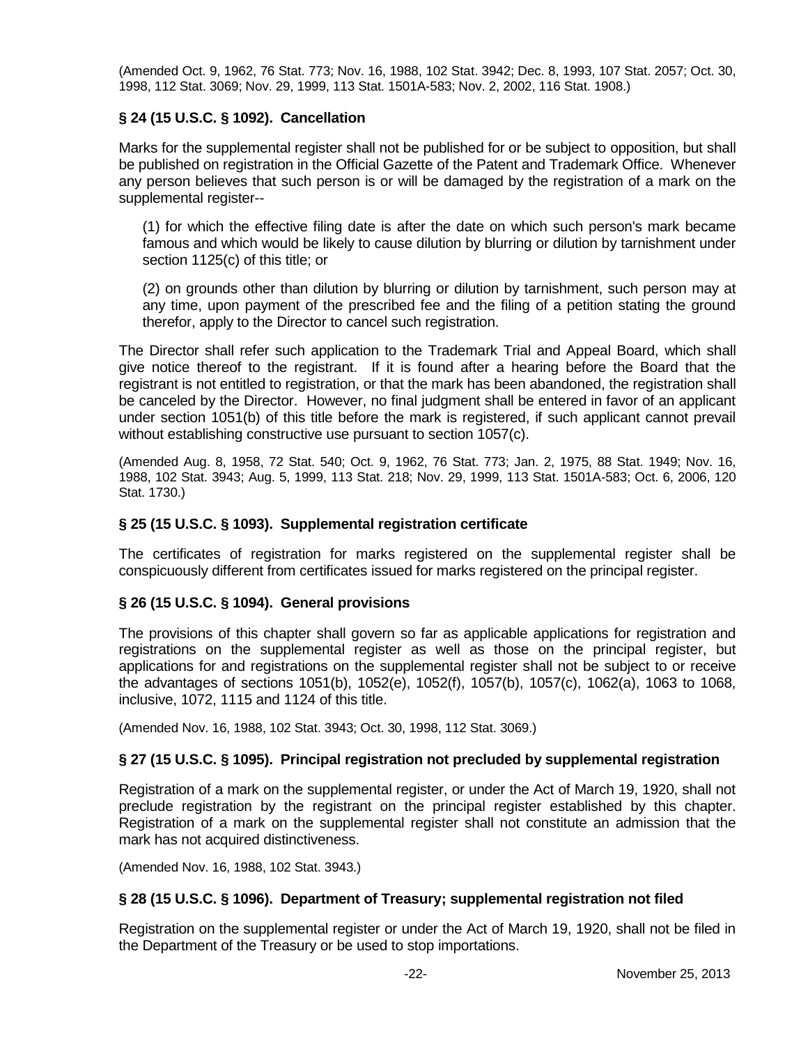(Amended Oct. 9, 1962, 76 Stat. 773; Nov. 16, 1988, 102 Stat. 3942; Dec. 8, 1993, 107 Stat. 2057; Oct. 30, 1998, 112 Stat. 3069; Nov. 29, 1999, 113 Stat. 1501A-583; Nov. 2, 2002, 116 Stat. 1908.)

### § 24 (15 U.S.C. § 1092). Cancellation

Marks for the supplemental register shall not be published for or be subject to opposition, but shall be published on registration in the Official Gazette of the Patent and Trademark Office. Whenever any person believes that such person is or will be damaged by the registration of a mark on the supplemental register--

(1) for which the effective filing date is after the date on which such person's mark became famous and which would be likely to cause dilution by blurring or dilution by tarnishment under section 1125(c) of this title; or

(2) on grounds other than dilution by blurring or dilution by tarnishment, such person may at any time, upon payment of the prescribed fee and the filing of a petition stating the ground therefor, apply to the Director to cancel such registration.

The Director shall refer such application to the Trademark Trial and Appeal Board, which shall give notice thereof to the registrant. If it is found after a hearing before the Board that the registrant is not entitled to registration, or that the mark has been abandoned, the registration shall be canceled by the Director. However, no final judgment shall be entered in favor of an applicant under section 1051(b) of this title before the mark is registered, if such applicant cannot prevail without establishing constructive use pursuant to section 1057(c).

(Amended Aug. 8, 1958, 72 Stat. 540; Oct. 9, 1962, 76 Stat. 773; Jan. 2, 1975, 88 Stat. 1949; Nov. 16, 1988, 102 Stat. 3943; Aug. 5, 1999, 113 Stat. 218; Nov. 29, 1999, 113 Stat. 1501A-583; Oct. 6, 2006, 120 Stat. 1730.)

### § 25 (15 U.S.C. § 1093). Supplemental registration certificate

The certificates of registration for marks registered on the supplemental register shall be conspicuously different from certificates issued for marks registered on the principal register.

### § 26 (15 U.S.C. § 1094). General provisions

The provisions of this chapter shall govern so far as applicable applications for registration and registrations on the supplemental register as well as those on the principal register, but applications for and registrations on the supplemental register shall not be subject to or receive the advantages of sections 1051(b), 1052(e), 1052(f), 1057(b), 1057(c), 1062(a), 1063 to 1068, inclusive, 1072, 1115 and 1124 of this title.

(Amended Nov. 16, 1988, 102 Stat. 3943; Oct. 30, 1998, 112 Stat. 3069.)

### § 27 (15 U.S.C. § 1095). Principal registration not precluded by supplemental registration

Registration of a mark on the supplemental register, or under the Act of March 19, 1920, shall not preclude registration by the registrant on the principal register established by this chapter. Registration of a mark on the supplemental register shall not constitute an admission that the mark has not acquired distinctiveness.

(Amended Nov. 16, 1988, 102 Stat. 3943.)

### § 28 (15 U.S.C. § 1096). Department of Treasury; supplemental registration not filed

Registration on the supplemental register or under the Act of March 19, 1920, shall not be filed in the Department of the Treasury or be used to stop importations.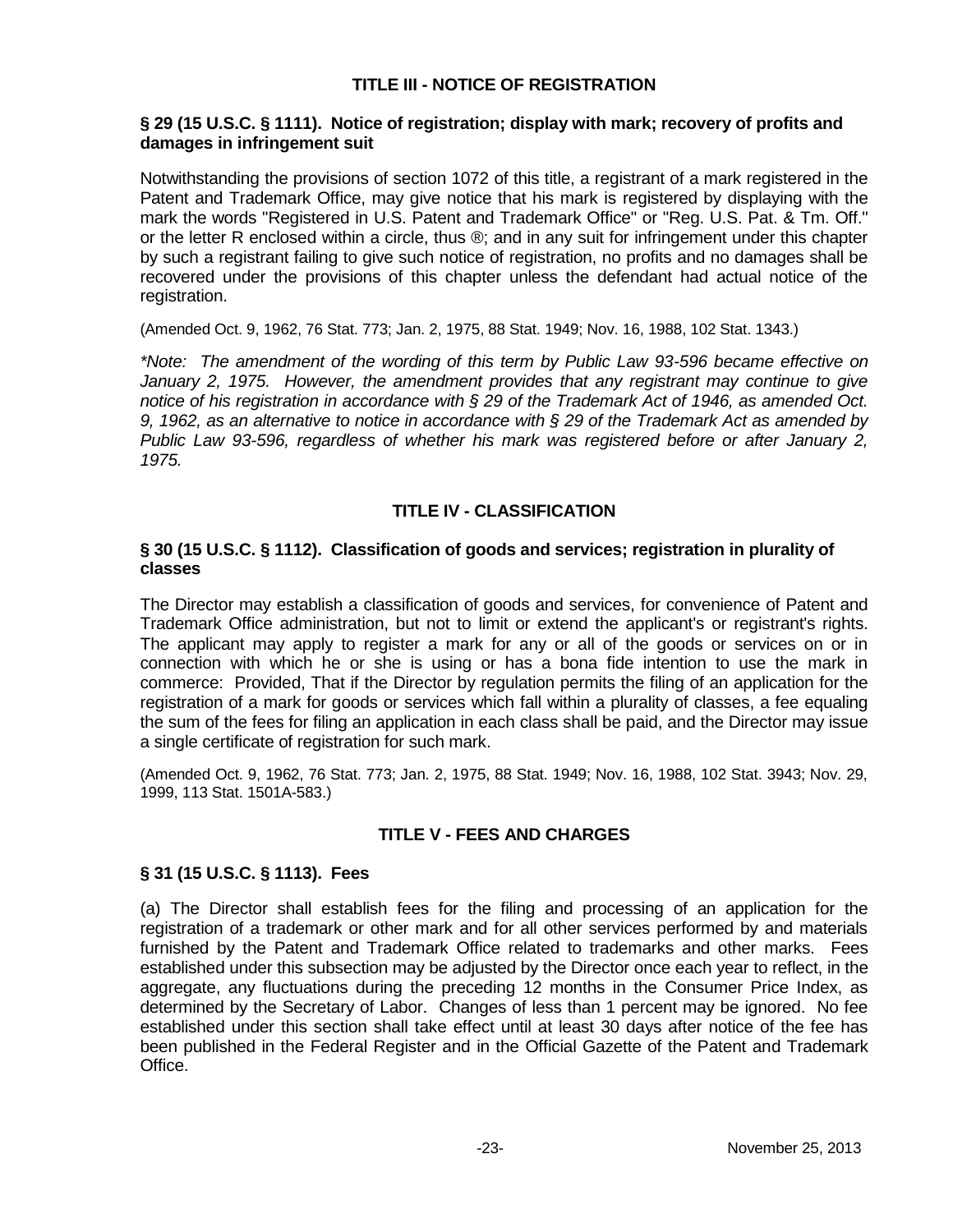## TITLE III - NOTICE OF REGISTRATION

### § 29 (15 U.S.C. § 1111). Notice of registration; display with mark; recovery of profits and damages in infringement suit

Notwithstanding the provisions of section 1072 of this title, a registrant of a mark registered in the Patent and Trademark Office, may give notice that his mark is registered by displaying with the mark the words "Registered in U.S. Patent and Trademark Office" or "Reg. U.S. Pat. & Tm. Off." or the letter R enclosed within a circle, thus ®; and in any suit for infringement under this chapter by such a registrant failing to give such notice of registration, no profits and no damages shall be recovered under the provisions of this chapter unless the defendant had actual notice of the registration.

(Amended Oct. 9, 1962, 76 Stat. 773; Jan. 2, 1975, 88 Stat. 1949; Nov. 16, 1988, 102 Stat. 1343.)

*\*Note: The amendment of the wording of this term by Public Law 93-596 became effective on January 2, 1975. However, the amendment provides that any registrant may continue to give notice of his registration in accordance with § 29 of the Trademark Act of 1946, as amended Oct. 9, 1962, as an alternative to notice in accordance with § 29 of the Trademark Act as amended by Public Law 93-596, regardless of whether his mark was registered before or after January 2, 1975.*

## TITLE IV - CLASSIFICATION

### § 30 (15 U.S.C. § 1112). Classification of goods and services; registration in plurality of classes

The Director may establish a classification of goods and services, for convenience of Patent and Trademark Office administration, but not to limit or extend the applicant's or registrant's rights. The applicant may apply to register a mark for any or all of the goods or services on or in connection with which he or she is using or has a bona fide intention to use the mark in commerce: Provided, That if the Director by regulation permits the filing of an application for the registration of a mark for goods or services which fall within a plurality of classes, a fee equaling the sum of the fees for filing an application in each class shall be paid, and the Director may issue a single certificate of registration for such mark.

(Amended Oct. 9, 1962, 76 Stat. 773; Jan. 2, 1975, 88 Stat. 1949; Nov. 16, 1988, 102 Stat. 3943; Nov. 29, 1999, 113 Stat. 1501A-583.)

## TITLE V - FEES AND CHARGES

### § 31 (15 U.S.C. § 1113). Fees

(a) The Director shall establish fees for the filing and processing of an application for the registration of a trademark or other mark and for all other services performed by and materials furnished by the Patent and Trademark Office related to trademarks and other marks. Fees established under this subsection may be adjusted by the Director once each year to reflect, in the aggregate, any fluctuations during the preceding 12 months in the Consumer Price Index, as determined by the Secretary of Labor. Changes of less than 1 percent may be ignored. No fee established under this section shall take effect until at least 30 days after notice of the fee has been published in the Federal Register and in the Official Gazette of the Patent and Trademark Office.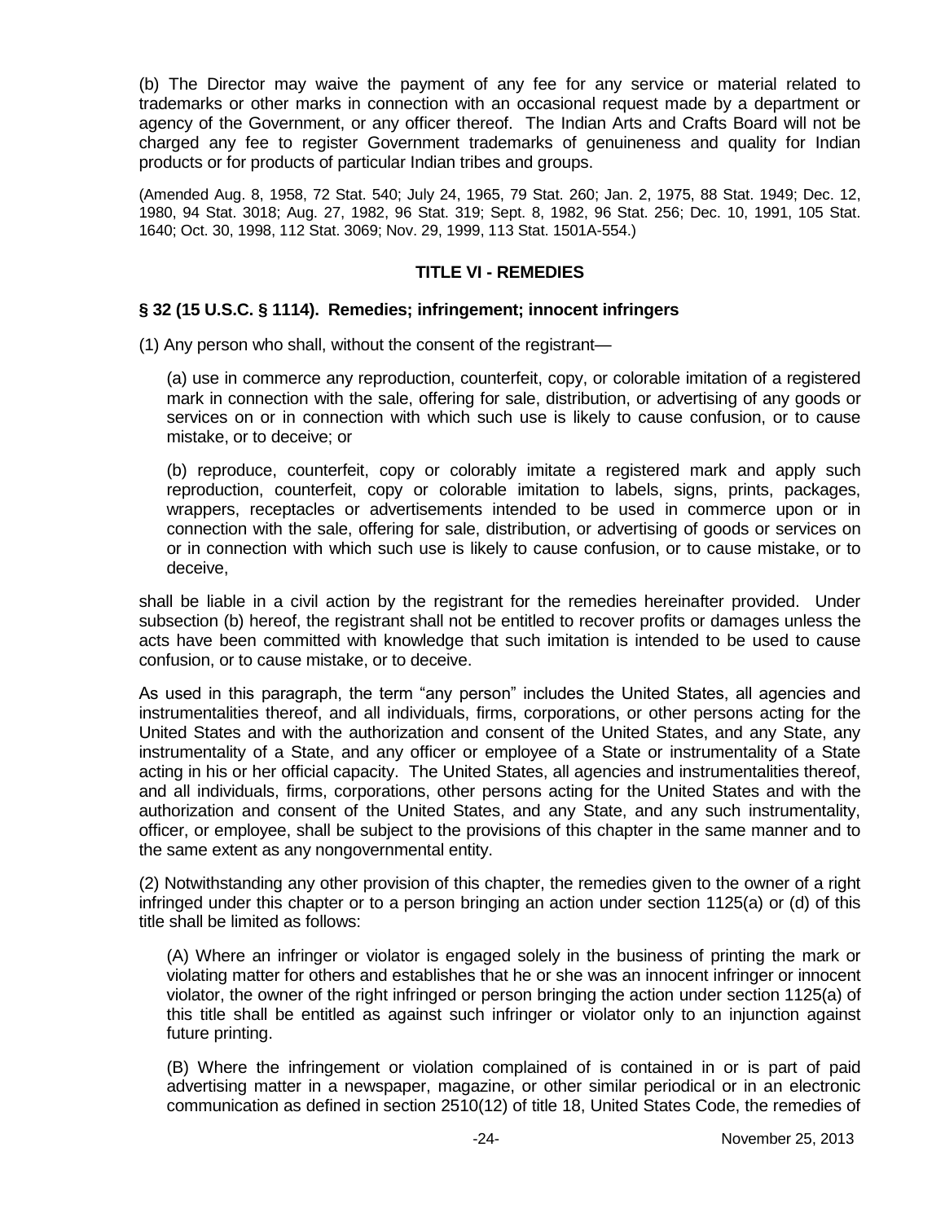(b) The Director may waive the payment of any fee for any service or material related to trademarks or other marks in connection with an occasional request made by a department or agency of the Government, or any officer thereof. The Indian Arts and Crafts Board will not be charged any fee to register Government trademarks of genuineness and quality for Indian products or for products of particular Indian tribes and groups.

(Amended Aug. 8, 1958, 72 Stat. 540; July 24, 1965, 79 Stat. 260; Jan. 2, 1975, 88 Stat. 1949; Dec. 12, 1980, 94 Stat. 3018; Aug. 27, 1982, 96 Stat. 319; Sept. 8, 1982, 96 Stat. 256; Dec. 10, 1991, 105 Stat. 1640; Oct. 30, 1998, 112 Stat. 3069; Nov. 29, 1999, 113 Stat. 1501A-554.)

## TITLE VI - REMEDIES

### § 32 (15 U.S.C. § 1114). Remedies; infringement; innocent infringers

(1) Any person who shall, without the consent of the registrant—

(a) use in commerce any reproduction, counterfeit, copy, or colorable imitation of a registered mark in connection with the sale, offering for sale, distribution, or advertising of any goods or services on or in connection with which such use is likely to cause confusion, or to cause mistake, or to deceive; or

(b) reproduce, counterfeit, copy or colorably imitate a registered mark and apply such reproduction, counterfeit, copy or colorable imitation to labels, signs, prints, packages, wrappers, receptacles or advertisements intended to be used in commerce upon or in connection with the sale, offering for sale, distribution, or advertising of goods or services on or in connection with which such use is likely to cause confusion, or to cause mistake, or to deceive,

shall be liable in a civil action by the registrant for the remedies hereinafter provided. Under subsection (b) hereof, the registrant shall not be entitled to recover profits or damages unless the acts have been committed with knowledge that such imitation is intended to be used to cause confusion, or to cause mistake, or to deceive.

As used in this paragraph, the term "any person" includes the United States, all agencies and instrumentalities thereof, and all individuals, firms, corporations, or other persons acting for the United States and with the authorization and consent of the United States, and any State, any instrumentality of a State, and any officer or employee of a State or instrumentality of a State acting in his or her official capacity. The United States, all agencies and instrumentalities thereof, and all individuals, firms, corporations, other persons acting for the United States and with the authorization and consent of the United States, and any State, and any such instrumentality, officer, or employee, shall be subject to the provisions of this chapter in the same manner and to the same extent as any nongovernmental entity.

(2) Notwithstanding any other provision of this chapter, the remedies given to the owner of a right infringed under this chapter or to a person bringing an action under section 1125(a) or (d) of this title shall be limited as follows:

(A) Where an infringer or violator is engaged solely in the business of printing the mark or violating matter for others and establishes that he or she was an innocent infringer or innocent violator, the owner of the right infringed or person bringing the action under section 1125(a) of this title shall be entitled as against such infringer or violator only to an injunction against future printing.

(B) Where the infringement or violation complained of is contained in or is part of paid advertising matter in a newspaper, magazine, or other similar periodical or in an electronic communication as defined in section 2510(12) of title 18, United States Code, the remedies of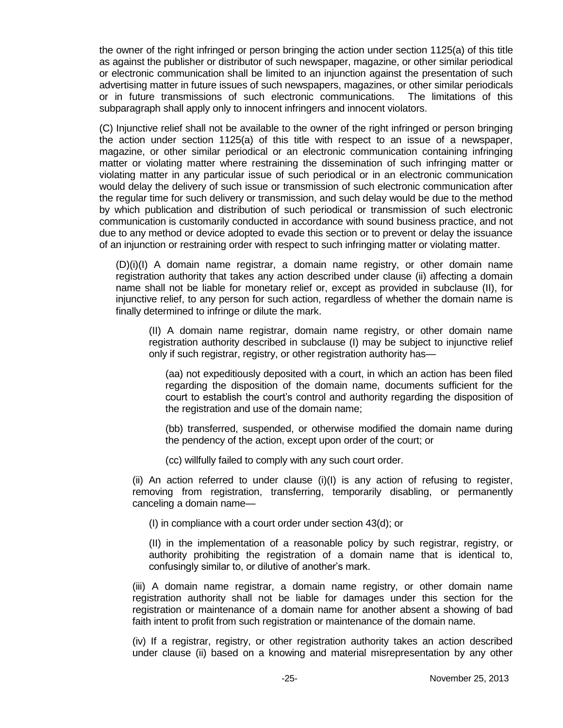the owner of the right infringed or person bringing the action under section 1125(a) of this title as against the publisher or distributor of such newspaper, magazine, or other similar periodical or electronic communication shall be limited to an injunction against the presentation of such advertising matter in future issues of such newspapers, magazines, or other similar periodicals or in future transmissions of such electronic communications. The limitations of this subparagraph shall apply only to innocent infringers and innocent violators.

(C) Injunctive relief shall not be available to the owner of the right infringed or person bringing the action under section 1125(a) of this title with respect to an issue of a newspaper, magazine, or other similar periodical or an electronic communication containing infringing matter or violating matter where restraining the dissemination of such infringing matter or violating matter in any particular issue of such periodical or in an electronic communication would delay the delivery of such issue or transmission of such electronic communication after the regular time for such delivery or transmission, and such delay would be due to the method by which publication and distribution of such periodical or transmission of such electronic communication is customarily conducted in accordance with sound business practice, and not due to any method or device adopted to evade this section or to prevent or delay the issuance of an injunction or restraining order with respect to such infringing matter or violating matter.

(D)(i)(I) A domain name registrar, a domain name registry, or other domain name registration authority that takes any action described under clause (ii) affecting a domain name shall not be liable for monetary relief or, except as provided in subclause (II), for injunctive relief, to any person for such action, regardless of whether the domain name is finally determined to infringe or dilute the mark.

(II) A domain name registrar, domain name registry, or other domain name registration authority described in subclause (I) may be subject to injunctive relief only if such registrar, registry, or other registration authority has—

(aa) not expeditiously deposited with a court, in which an action has been filed regarding the disposition of the domain name, documents sufficient for the court to establish the court's control and authority regarding the disposition of the registration and use of the domain name;

(bb) transferred, suspended, or otherwise modified the domain name during the pendency of the action, except upon order of the court; or

(cc) willfully failed to comply with any such court order.

(ii) An action referred to under clause (i)(I) is any action of refusing to register, removing from registration, transferring, temporarily disabling, or permanently canceling a domain name—

(I) in compliance with a court order under section 43(d); or

(II) in the implementation of a reasonable policy by such registrar, registry, or authority prohibiting the registration of a domain name that is identical to, confusingly similar to, or dilutive of another's mark.

(iii) A domain name registrar, a domain name registry, or other domain name registration authority shall not be liable for damages under this section for the registration or maintenance of a domain name for another absent a showing of bad faith intent to profit from such registration or maintenance of the domain name.

(iv) If a registrar, registry, or other registration authority takes an action described under clause (ii) based on a knowing and material misrepresentation by any other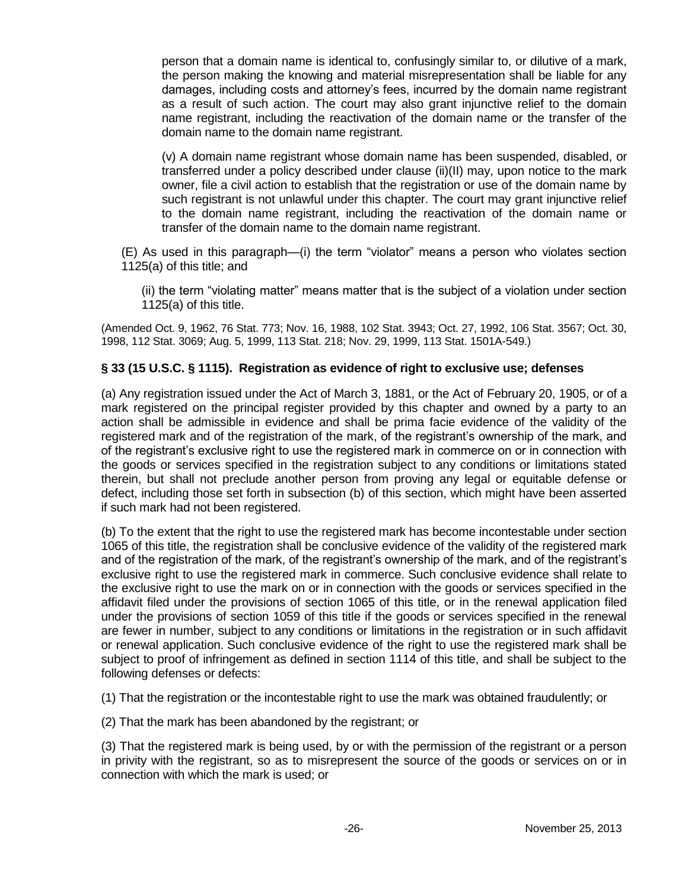person that a domain name is identical to, confusingly similar to, or dilutive of a mark, the person making the knowing and material misrepresentation shall be liable for any damages, including costs and attorney's fees, incurred by the domain name registrant as a result of such action. The court may also grant injunctive relief to the domain name registrant, including the reactivation of the domain name or the transfer of the domain name to the domain name registrant.

(v) A domain name registrant whose domain name has been suspended, disabled, or transferred under a policy described under clause (ii)(II) may, upon notice to the mark owner, file a civil action to establish that the registration or use of the domain name by such registrant is not unlawful under this chapter. The court may grant injunctive relief to the domain name registrant, including the reactivation of the domain name or transfer of the domain name to the domain name registrant.

(E) As used in this paragraph—(i) the term "violator" means a person who violates section 1125(a) of this title; and

(ii) the term "violating matter" means matter that is the subject of a violation under section 1125(a) of this title.

(Amended Oct. 9, 1962, 76 Stat. 773; Nov. 16, 1988, 102 Stat. 3943; Oct. 27, 1992, 106 Stat. 3567; Oct. 30, 1998, 112 Stat. 3069; Aug. 5, 1999, 113 Stat. 218; Nov. 29, 1999, 113 Stat. 1501A-549.)

### § 33 (15 U.S.C. § 1115). Registration as evidence of right to exclusive use; defenses

(a) Any registration issued under the Act of March 3, 1881, or the Act of February 20, 1905, or of a mark registered on the principal register provided by this chapter and owned by a party to an action shall be admissible in evidence and shall be prima facie evidence of the validity of the registered mark and of the registration of the mark, of the registrant's ownership of the mark, and of the registrant's exclusive right to use the registered mark in commerce on or in connection with the goods or services specified in the registration subject to any conditions or limitations stated therein, but shall not preclude another person from proving any legal or equitable defense or defect, including those set forth in subsection (b) of this section, which might have been asserted if such mark had not been registered.

(b) To the extent that the right to use the registered mark has become incontestable under section 1065 of this title, the registration shall be conclusive evidence of the validity of the registered mark and of the registration of the mark, of the registrant's ownership of the mark, and of the registrant's exclusive right to use the registered mark in commerce. Such conclusive evidence shall relate to the exclusive right to use the mark on or in connection with the goods or services specified in the affidavit filed under the provisions of section 1065 of this title, or in the renewal application filed under the provisions of section 1059 of this title if the goods or services specified in the renewal are fewer in number, subject to any conditions or limitations in the registration or in such affidavit or renewal application. Such conclusive evidence of the right to use the registered mark shall be subject to proof of infringement as defined in section 1114 of this title, and shall be subject to the following defenses or defects:

(1) That the registration or the incontestable right to use the mark was obtained fraudulently; or

(2) That the mark has been abandoned by the registrant; or

(3) That the registered mark is being used, by or with the permission of the registrant or a person in privity with the registrant, so as to misrepresent the source of the goods or services on or in connection with which the mark is used; or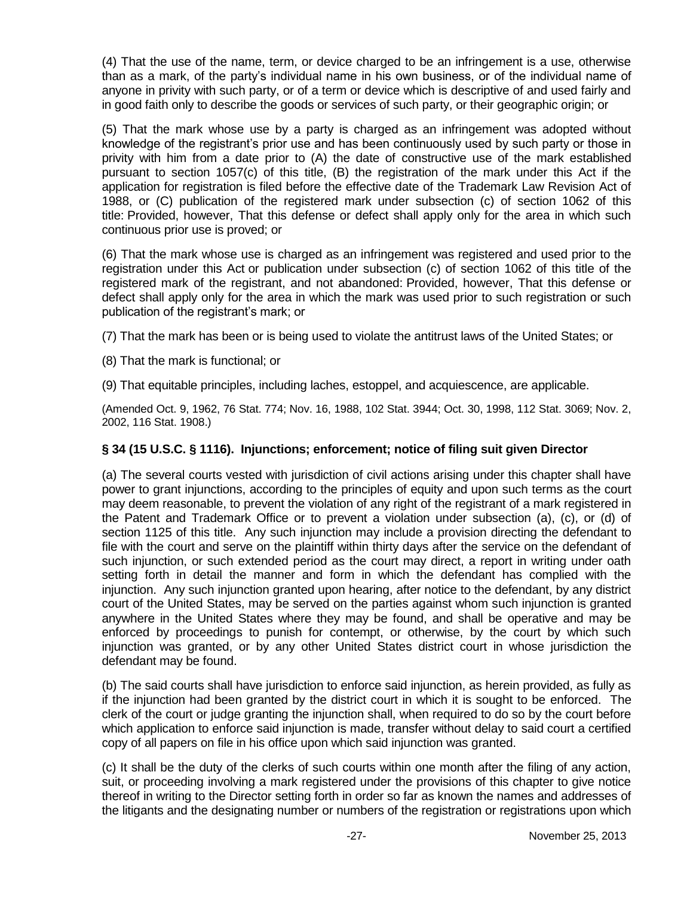(4) That the use of the name, term, or device charged to be an infringement is a use, otherwise than as a mark, of the party's individual name in his own business, or of the individual name of anyone in privity with such party, or of a term or device which is descriptive of and used fairly and in good faith only to describe the goods or services of such party, or their geographic origin; or

(5) That the mark whose use by a party is charged as an infringement was adopted without knowledge of the registrant's prior use and has been continuously used by such party or those in privity with him from a date prior to (A) the date of constructive use of the mark established pursuant to section 1057(c) of this title, (B) the registration of the mark under this Act if the application for registration is filed before the effective date of the Trademark Law Revision Act of 1988, or (C) publication of the registered mark under subsection (c) of section 1062 of this title: Provided, however, That this defense or defect shall apply only for the area in which such continuous prior use is proved; or

(6) That the mark whose use is charged as an infringement was registered and used prior to the registration under this Act or publication under subsection (c) of section 1062 of this title of the registered mark of the registrant, and not abandoned: Provided, however, That this defense or defect shall apply only for the area in which the mark was used prior to such registration or such publication of the registrant's mark; or

(7) That the mark has been or is being used to violate the antitrust laws of the United States; or

(8) That the mark is functional; or

(9) That equitable principles, including laches, estoppel, and acquiescence, are applicable.

(Amended Oct. 9, 1962, 76 Stat. 774; Nov. 16, 1988, 102 Stat. 3944; Oct. 30, 1998, 112 Stat. 3069; Nov. 2, 2002, 116 Stat. 1908.)

### § 34 (15 U.S.C. § 1116). Injunctions; enforcement; notice of filing suit given Director

(a) The several courts vested with jurisdiction of civil actions arising under this chapter shall have power to grant injunctions, according to the principles of equity and upon such terms as the court may deem reasonable, to prevent the violation of any right of the registrant of a mark registered in the Patent and Trademark Office or to prevent a violation under subsection (a), (c), or (d) of section 1125 of this title. Any such injunction may include a provision directing the defendant to file with the court and serve on the plaintiff within thirty days after the service on the defendant of such injunction, or such extended period as the court may direct, a report in writing under oath setting forth in detail the manner and form in which the defendant has complied with the injunction. Any such injunction granted upon hearing, after notice to the defendant, by any district court of the United States, may be served on the parties against whom such injunction is granted anywhere in the United States where they may be found, and shall be operative and may be enforced by proceedings to punish for contempt, or otherwise, by the court by which such injunction was granted, or by any other United States district court in whose jurisdiction the defendant may be found.

(b) The said courts shall have jurisdiction to enforce said injunction, as herein provided, as fully as if the injunction had been granted by the district court in which it is sought to be enforced. The clerk of the court or judge granting the injunction shall, when required to do so by the court before which application to enforce said injunction is made, transfer without delay to said court a certified copy of all papers on file in his office upon which said injunction was granted.

(c) It shall be the duty of the clerks of such courts within one month after the filing of any action, suit, or proceeding involving a mark registered under the provisions of this chapter to give notice thereof in writing to the Director setting forth in order so far as known the names and addresses of the litigants and the designating number or numbers of the registration or registrations upon which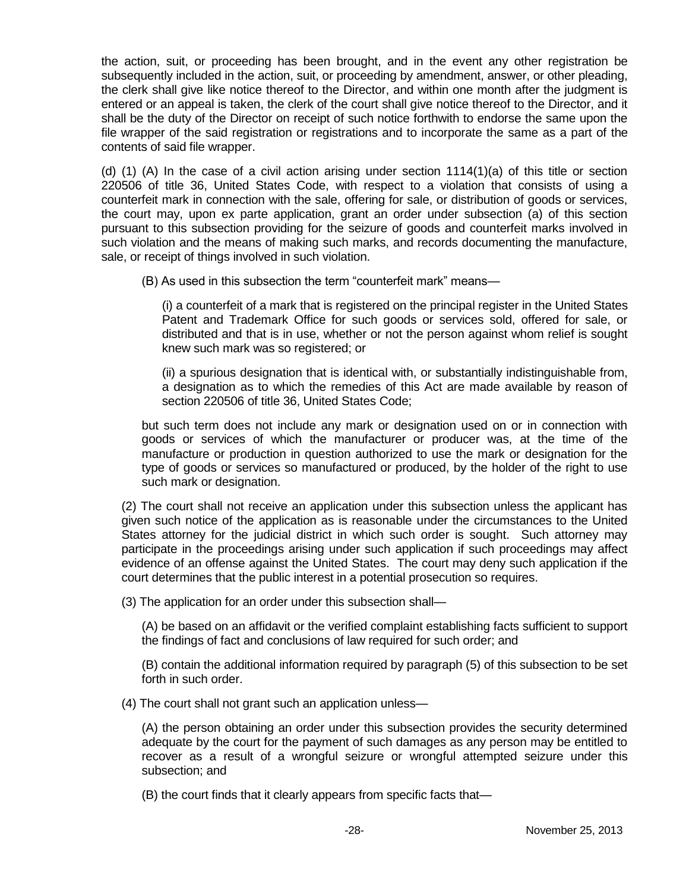the action, suit, or proceeding has been brought, and in the event any other registration be subsequently included in the action, suit, or proceeding by amendment, answer, or other pleading, the clerk shall give like notice thereof to the Director, and within one month after the judgment is entered or an appeal is taken, the clerk of the court shall give notice thereof to the Director, and it shall be the duty of the Director on receipt of such notice forthwith to endorse the same upon the file wrapper of the said registration or registrations and to incorporate the same as a part of the contents of said file wrapper.

(d) (1) (A) In the case of a civil action arising under section 1114(1)(a) of this title or section 220506 of title 36, United States Code, with respect to a violation that consists of using a counterfeit mark in connection with the sale, offering for sale, or distribution of goods or services, the court may, upon ex parte application, grant an order under subsection (a) of this section pursuant to this subsection providing for the seizure of goods and counterfeit marks involved in such violation and the means of making such marks, and records documenting the manufacture, sale, or receipt of things involved in such violation.

(B) As used in this subsection the term "counterfeit mark" means—

(i) a counterfeit of a mark that is registered on the principal register in the United States Patent and Trademark Office for such goods or services sold, offered for sale, or distributed and that is in use, whether or not the person against whom relief is sought knew such mark was so registered; or

(ii) a spurious designation that is identical with, or substantially indistinguishable from, a designation as to which the remedies of this Act are made available by reason of section 220506 of title 36, United States Code;

but such term does not include any mark or designation used on or in connection with goods or services of which the manufacturer or producer was, at the time of the manufacture or production in question authorized to use the mark or designation for the type of goods or services so manufactured or produced, by the holder of the right to use such mark or designation.

(2) The court shall not receive an application under this subsection unless the applicant has given such notice of the application as is reasonable under the circumstances to the United States attorney for the judicial district in which such order is sought. Such attorney may participate in the proceedings arising under such application if such proceedings may affect evidence of an offense against the United States. The court may deny such application if the court determines that the public interest in a potential prosecution so requires.

(3) The application for an order under this subsection shall—

(A) be based on an affidavit or the verified complaint establishing facts sufficient to support the findings of fact and conclusions of law required for such order; and

(B) contain the additional information required by paragraph (5) of this subsection to be set forth in such order.

(4) The court shall not grant such an application unless—

(A) the person obtaining an order under this subsection provides the security determined adequate by the court for the payment of such damages as any person may be entitled to recover as a result of a wrongful seizure or wrongful attempted seizure under this subsection; and

(B) the court finds that it clearly appears from specific facts that—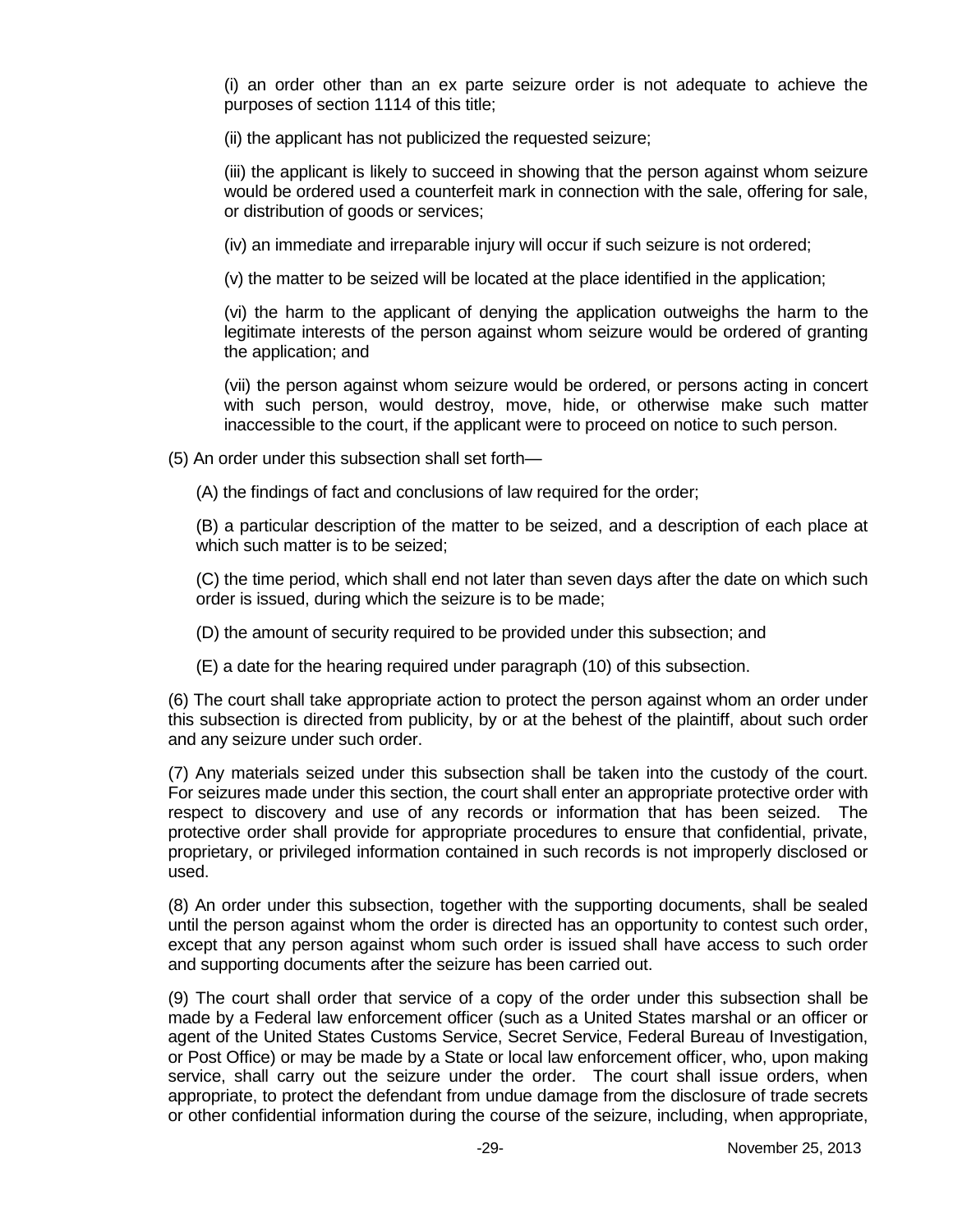(i) an order other than an ex parte seizure order is not adequate to achieve the purposes of section 1114 of this title;

(ii) the applicant has not publicized the requested seizure;

(iii) the applicant is likely to succeed in showing that the person against whom seizure would be ordered used a counterfeit mark in connection with the sale, offering for sale, or distribution of goods or services;

(iv) an immediate and irreparable injury will occur if such seizure is not ordered;

(v) the matter to be seized will be located at the place identified in the application;

(vi) the harm to the applicant of denying the application outweighs the harm to the legitimate interests of the person against whom seizure would be ordered of granting the application; and

(vii) the person against whom seizure would be ordered, or persons acting in concert with such person, would destroy, move, hide, or otherwise make such matter inaccessible to the court, if the applicant were to proceed on notice to such person.

(5) An order under this subsection shall set forth—

(A) the findings of fact and conclusions of law required for the order;

(B) a particular description of the matter to be seized, and a description of each place at which such matter is to be seized;

(C) the time period, which shall end not later than seven days after the date on which such order is issued, during which the seizure is to be made;

(D) the amount of security required to be provided under this subsection; and

(E) a date for the hearing required under paragraph (10) of this subsection.

(6) The court shall take appropriate action to protect the person against whom an order under this subsection is directed from publicity, by or at the behest of the plaintiff, about such order and any seizure under such order.

(7) Any materials seized under this subsection shall be taken into the custody of the court. For seizures made under this section, the court shall enter an appropriate protective order with respect to discovery and use of any records or information that has been seized. The protective order shall provide for appropriate procedures to ensure that confidential, private, proprietary, or privileged information contained in such records is not improperly disclosed or used.

(8) An order under this subsection, together with the supporting documents, shall be sealed until the person against whom the order is directed has an opportunity to contest such order, except that any person against whom such order is issued shall have access to such order and supporting documents after the seizure has been carried out.

(9) The court shall order that service of a copy of the order under this subsection shall be made by a Federal law enforcement officer (such as a United States marshal or an officer or agent of the United States Customs Service, Secret Service, Federal Bureau of Investigation, or Post Office) or may be made by a State or local law enforcement officer, who, upon making service, shall carry out the seizure under the order. The court shall issue orders, when appropriate, to protect the defendant from undue damage from the disclosure of trade secrets or other confidential information during the course of the seizure, including, when appropriate,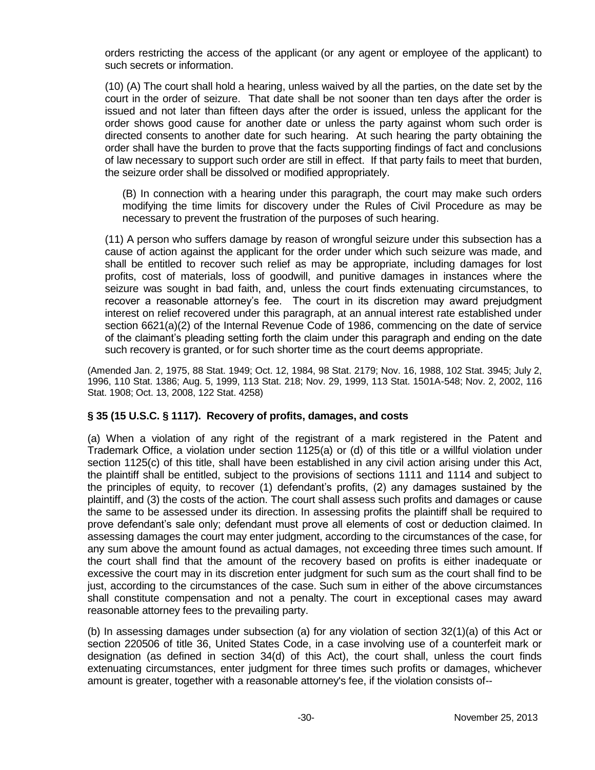orders restricting the access of the applicant (or any agent or employee of the applicant) to such secrets or information.

(10) (A) The court shall hold a hearing, unless waived by all the parties, on the date set by the court in the order of seizure. That date shall be not sooner than ten days after the order is issued and not later than fifteen days after the order is issued, unless the applicant for the order shows good cause for another date or unless the party against whom such order is directed consents to another date for such hearing. At such hearing the party obtaining the order shall have the burden to prove that the facts supporting findings of fact and conclusions of law necessary to support such order are still in effect. If that party fails to meet that burden, the seizure order shall be dissolved or modified appropriately.

(B) In connection with a hearing under this paragraph, the court may make such orders modifying the time limits for discovery under the Rules of Civil Procedure as may be necessary to prevent the frustration of the purposes of such hearing.

(11) A person who suffers damage by reason of wrongful seizure under this subsection has a cause of action against the applicant for the order under which such seizure was made, and shall be entitled to recover such relief as may be appropriate, including damages for lost profits, cost of materials, loss of goodwill, and punitive damages in instances where the seizure was sought in bad faith, and, unless the court finds extenuating circumstances, to recover a reasonable attorney's fee. The court in its discretion may award prejudgment interest on relief recovered under this paragraph, at an annual interest rate established under section 6621(a)(2) of the Internal Revenue Code of 1986, commencing on the date of service of the claimant's pleading setting forth the claim under this paragraph and ending on the date such recovery is granted, or for such shorter time as the court deems appropriate.

(Amended Jan. 2, 1975, 88 Stat. 1949; Oct. 12, 1984, 98 Stat. 2179; Nov. 16, 1988, 102 Stat. 3945; July 2, 1996, 110 Stat. 1386; Aug. 5, 1999, 113 Stat. 218; Nov. 29, 1999, 113 Stat. 1501A-548; Nov. 2, 2002, 116 Stat. 1908; Oct. 13, 2008, 122 Stat. 4258)

### § 35 (15 U.S.C. § 1117). Recovery of profits, damages, and costs

(a) When a violation of any right of the registrant of a mark registered in the Patent and Trademark Office, a violation under section 1125(a) or (d) of this title or a willful violation under section 1125(c) of this title, shall have been established in any civil action arising under this Act, the plaintiff shall be entitled, subject to the provisions of sections 1111 and 1114 and subject to the principles of equity, to recover (1) defendant's profits, (2) any damages sustained by the plaintiff, and (3) the costs of the action. The court shall assess such profits and damages or cause the same to be assessed under its direction. In assessing profits the plaintiff shall be required to prove defendant's sale only; defendant must prove all elements of cost or deduction claimed. In assessing damages the court may enter judgment, according to the circumstances of the case, for any sum above the amount found as actual damages, not exceeding three times such amount. If the court shall find that the amount of the recovery based on profits is either inadequate or excessive the court may in its discretion enter judgment for such sum as the court shall find to be just, according to the circumstances of the case. Such sum in either of the above circumstances shall constitute compensation and not a penalty. The court in exceptional cases may award reasonable attorney fees to the prevailing party.

(b) In assessing damages under subsection (a) for any violation of section 32(1)(a) of this Act or section 220506 of title 36, United States Code, in a case involving use of a counterfeit mark or designation (as defined in section 34(d) of this Act), the court shall, unless the court finds extenuating circumstances, enter judgment for three times such profits or damages, whichever amount is greater, together with a reasonable attorney's fee, if the violation consists of--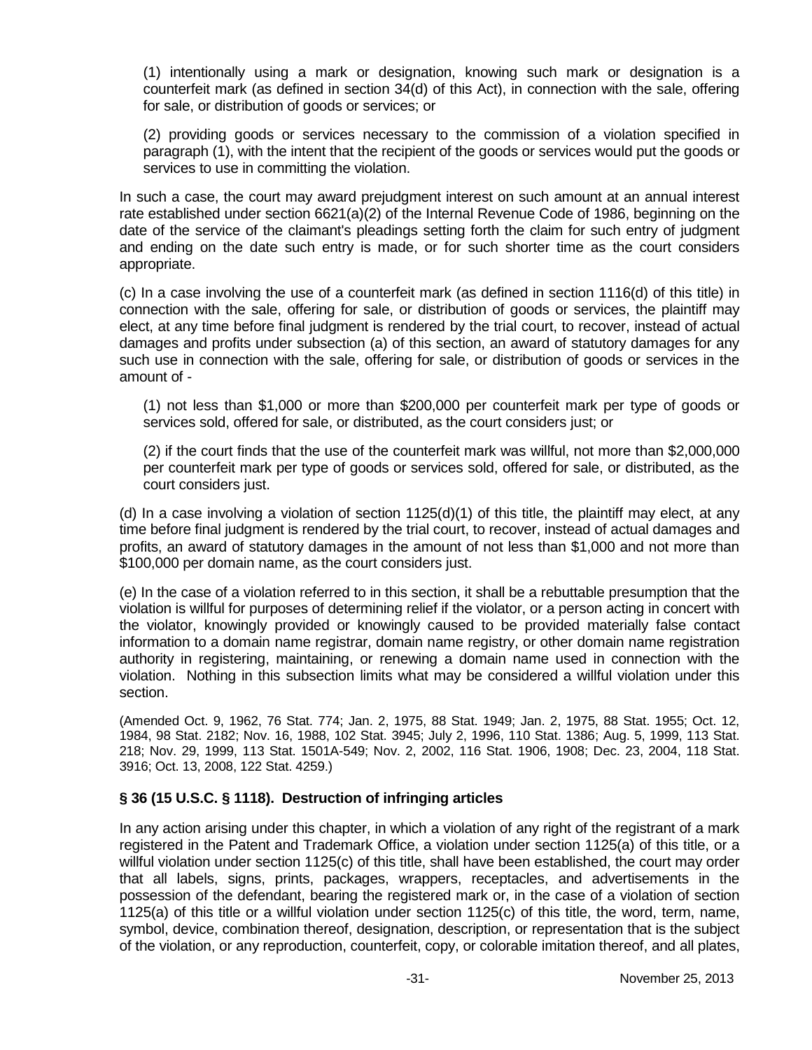(1) intentionally using a mark or designation, knowing such mark or designation is a counterfeit mark (as defined in section 34(d) of this Act), in connection with the sale, offering for sale, or distribution of goods or services; or

(2) providing goods or services necessary to the commission of a violation specified in paragraph (1), with the intent that the recipient of the goods or services would put the goods or services to use in committing the violation.

In such a case, the court may award prejudgment interest on such amount at an annual interest rate established under section 6621(a)(2) of the Internal Revenue Code of 1986, beginning on the date of the service of the claimant's pleadings setting forth the claim for such entry of judgment and ending on the date such entry is made, or for such shorter time as the court considers appropriate.

(c) In a case involving the use of a counterfeit mark (as defined in section 1116(d) of this title) in connection with the sale, offering for sale, or distribution of goods or services, the plaintiff may elect, at any time before final judgment is rendered by the trial court, to recover, instead of actual damages and profits under subsection (a) of this section, an award of statutory damages for any such use in connection with the sale, offering for sale, or distribution of goods or services in the amount of -

(1) not less than $1,000 or more than $200,000 per counterfeit mark per type of goods or services sold, offered for sale, or distributed, as the court considers just; or

(2) if the court finds that the use of the counterfeit mark was willful, not more than $2,000,000 per counterfeit mark per type of goods or services sold, offered for sale, or distributed, as the court considers just.

(d) In a case involving a violation of section 1125(d)(1) of this title, the plaintiff may elect, at any time before final judgment is rendered by the trial court, to recover, instead of actual damages and profits, an award of statutory damages in the amount of not less than $1,000 and not more than $100,000 per domain name, as the court considers just.

(e) In the case of a violation referred to in this section, it shall be a rebuttable presumption that the violation is willful for purposes of determining relief if the violator, or a person acting in concert with the violator, knowingly provided or knowingly caused to be provided materially false contact information to a domain name registrar, domain name registry, or other domain name registration authority in registering, maintaining, or renewing a domain name used in connection with the violation. Nothing in this subsection limits what may be considered a willful violation under this section.

(Amended Oct. 9, 1962, 76 Stat. 774; Jan. 2, 1975, 88 Stat. 1949; Jan. 2, 1975, 88 Stat. 1955; Oct. 12, 1984, 98 Stat. 2182; Nov. 16, 1988, 102 Stat. 3945; July 2, 1996, 110 Stat. 1386; Aug. 5, 1999, 113 Stat. 218; Nov. 29, 1999, 113 Stat. 1501A-549; Nov. 2, 2002, 116 Stat. 1906, 1908; Dec. 23, 2004, 118 Stat. 3916; Oct. 13, 2008, 122 Stat. 4259.)

### § 36 (15 U.S.C. § 1118). Destruction of infringing articles

In any action arising under this chapter, in which a violation of any right of the registrant of a mark registered in the Patent and Trademark Office, a violation under section 1125(a) of this title, or a willful violation under section 1125(c) of this title, shall have been established, the court may order that all labels, signs, prints, packages, wrappers, receptacles, and advertisements in the possession of the defendant, bearing the registered mark or, in the case of a violation of section 1125(a) of this title or a willful violation under section 1125(c) of this title, the word, term, name, symbol, device, combination thereof, designation, description, or representation that is the subject of the violation, or any reproduction, counterfeit, copy, or colorable imitation thereof, and all plates,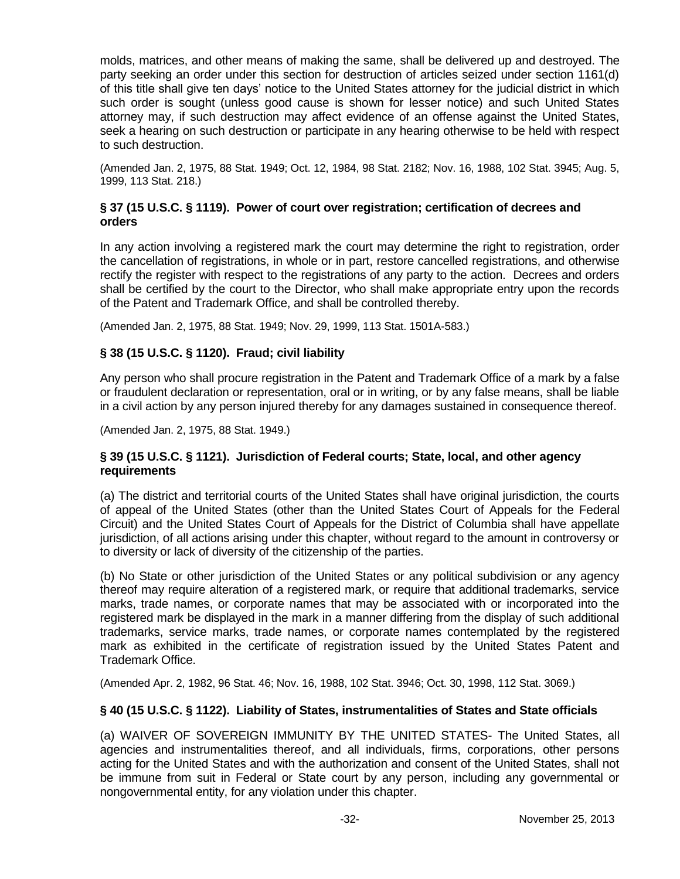molds, matrices, and other means of making the same, shall be delivered up and destroyed. The party seeking an order under this section for destruction of articles seized under section 1161(d) of this title shall give ten days' notice to the United States attorney for the judicial district in which such order is sought (unless good cause is shown for lesser notice) and such United States attorney may, if such destruction may affect evidence of an offense against the United States, seek a hearing on such destruction or participate in any hearing otherwise to be held with respect to such destruction.

(Amended Jan. 2, 1975, 88 Stat. 1949; Oct. 12, 1984, 98 Stat. 2182; Nov. 16, 1988, 102 Stat. 3945; Aug. 5, 1999, 113 Stat. 218.)

### § 37 (15 U.S.C. § 1119). Power of court over registration; certification of decrees and orders

In any action involving a registered mark the court may determine the right to registration, order the cancellation of registrations, in whole or in part, restore cancelled registrations, and otherwise rectify the register with respect to the registrations of any party to the action. Decrees and orders shall be certified by the court to the Director, who shall make appropriate entry upon the records of the Patent and Trademark Office, and shall be controlled thereby.

(Amended Jan. 2, 1975, 88 Stat. 1949; Nov. 29, 1999, 113 Stat. 1501A-583.)

### § 38 (15 U.S.C. § 1120). Fraud; civil liability

Any person who shall procure registration in the Patent and Trademark Office of a mark by a false or fraudulent declaration or representation, oral or in writing, or by any false means, shall be liable in a civil action by any person injured thereby for any damages sustained in consequence thereof.

(Amended Jan. 2, 1975, 88 Stat. 1949.)

### § 39 (15 U.S.C. § 1121). Jurisdiction of Federal courts; State, local, and other agency requirements

(a) The district and territorial courts of the United States shall have original jurisdiction, the courts of appeal of the United States (other than the United States Court of Appeals for the Federal Circuit) and the United States Court of Appeals for the District of Columbia shall have appellate jurisdiction, of all actions arising under this chapter, without regard to the amount in controversy or to diversity or lack of diversity of the citizenship of the parties.

(b) No State or other jurisdiction of the United States or any political subdivision or any agency thereof may require alteration of a registered mark, or require that additional trademarks, service marks, trade names, or corporate names that may be associated with or incorporated into the registered mark be displayed in the mark in a manner differing from the display of such additional trademarks, service marks, trade names, or corporate names contemplated by the registered mark as exhibited in the certificate of registration issued by the United States Patent and Trademark Office.

(Amended Apr. 2, 1982, 96 Stat. 46; Nov. 16, 1988, 102 Stat. 3946; Oct. 30, 1998, 112 Stat. 3069.)

### § 40 (15 U.S.C. § 1122). Liability of States, instrumentalities of States and State officials

(a) WAIVER OF SOVEREIGN IMMUNITY BY THE UNITED STATES- The United States, all agencies and instrumentalities thereof, and all individuals, firms, corporations, other persons acting for the United States and with the authorization and consent of the United States, shall not be immune from suit in Federal or State court by any person, including any governmental or nongovernmental entity, for any violation under this chapter.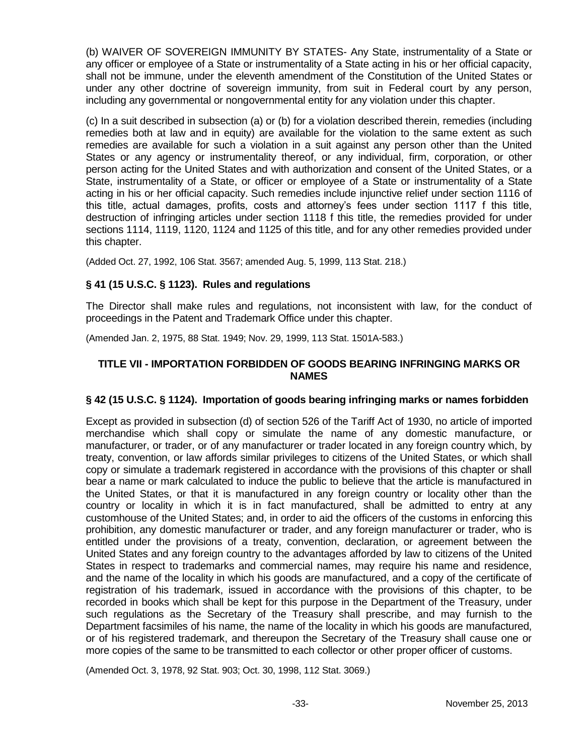(b) WAIVER OF SOVEREIGN IMMUNITY BY STATES- Any State, instrumentality of a State or any officer or employee of a State or instrumentality of a State acting in his or her official capacity, shall not be immune, under the eleventh amendment of the Constitution of the United States or under any other doctrine of sovereign immunity, from suit in Federal court by any person, including any governmental or nongovernmental entity for any violation under this chapter.

(c) In a suit described in subsection (a) or (b) for a violation described therein, remedies (including remedies both at law and in equity) are available for the violation to the same extent as such remedies are available for such a violation in a suit against any person other than the United States or any agency or instrumentality thereof, or any individual, firm, corporation, or other person acting for the United States and with authorization and consent of the United States, or a State, instrumentality of a State, or officer or employee of a State or instrumentality of a State acting in his or her official capacity. Such remedies include injunctive relief under section 1116 of this title, actual damages, profits, costs and attorney's fees under section 1117 f this title, destruction of infringing articles under section 1118 f this title, the remedies provided for under sections 1114, 1119, 1120, 1124 and 1125 of this title, and for any other remedies provided under this chapter.

(Added Oct. 27, 1992, 106 Stat. 3567; amended Aug. 5, 1999, 113 Stat. 218.)

### § 41 (15 U.S.C. § 1123). Rules and regulations

The Director shall make rules and regulations, not inconsistent with law, for the conduct of proceedings in the Patent and Trademark Office under this chapter.

(Amended Jan. 2, 1975, 88 Stat. 1949; Nov. 29, 1999, 113 Stat. 1501A-583.)

## TITLE VII - IMPORTATION FORBIDDEN OF GOODS BEARING INFRINGING MARKS OR NAMES

### § 42 (15 U.S.C. § 1124). Importation of goods bearing infringing marks or names forbidden

Except as provided in subsection (d) of section 526 of the Tariff Act of 1930, no article of imported merchandise which shall copy or simulate the name of any domestic manufacture, or manufacturer, or trader, or of any manufacturer or trader located in any foreign country which, by treaty, convention, or law affords similar privileges to citizens of the United States, or which shall copy or simulate a trademark registered in accordance with the provisions of this chapter or shall bear a name or mark calculated to induce the public to believe that the article is manufactured in the United States, or that it is manufactured in any foreign country or locality other than the country or locality in which it is in fact manufactured, shall be admitted to entry at any customhouse of the United States; and, in order to aid the officers of the customs in enforcing this prohibition, any domestic manufacturer or trader, and any foreign manufacturer or trader, who is entitled under the provisions of a treaty, convention, declaration, or agreement between the United States and any foreign country to the advantages afforded by law to citizens of the United States in respect to trademarks and commercial names, may require his name and residence, and the name of the locality in which his goods are manufactured, and a copy of the certificate of registration of his trademark, issued in accordance with the provisions of this chapter, to be recorded in books which shall be kept for this purpose in the Department of the Treasury, under such regulations as the Secretary of the Treasury shall prescribe, and may furnish to the Department facsimiles of his name, the name of the locality in which his goods are manufactured, or of his registered trademark, and thereupon the Secretary of the Treasury shall cause one or more copies of the same to be transmitted to each collector or other proper officer of customs.

(Amended Oct. 3, 1978, 92 Stat. 903; Oct. 30, 1998, 112 Stat. 3069.)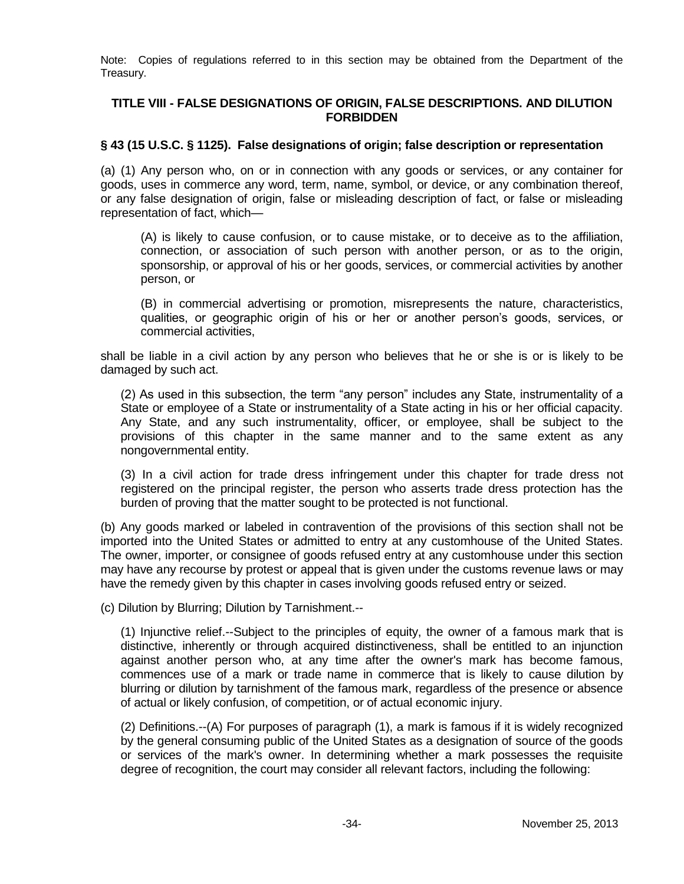Note: Copies of regulations referred to in this section may be obtained from the Department of the Treasury.

## TITLE VIII - FALSE DESIGNATIONS OF ORIGIN, FALSE DESCRIPTIONS. AND DILUTION FORBIDDEN

### § 43 (15 U.S.C. § 1125). False designations of origin; false description or representation

(a) (1) Any person who, on or in connection with any goods or services, or any container for goods, uses in commerce any word, term, name, symbol, or device, or any combination thereof, or any false designation of origin, false or misleading description of fact, or false or misleading representation of fact, which—

> (A) is likely to cause confusion, or to cause mistake, or to deceive as to the affiliation, connection, or association of such person with another person, or as to the origin, sponsorship, or approval of his or her goods, services, or commercial activities by another person, or
>
> (B) in commercial advertising or promotion, misrepresents the nature, characteristics, qualities, or geographic origin of his or her or another person's goods, services, or commercial activities,

shall be liable in a civil action by any person who believes that he or she is or is likely to be damaged by such act.

> (2) As used in this subsection, the term "any person" includes any State, instrumentality of a State or employee of a State or instrumentality of a State acting in his or her official capacity. Any State, and any such instrumentality, officer, or employee, shall be subject to the provisions of this chapter in the same manner and to the same extent as any nongovernmental entity.
>
> (3) In a civil action for trade dress infringement under this chapter for trade dress not registered on the principal register, the person who asserts trade dress protection has the burden of proving that the matter sought to be protected is not functional.

(b) Any goods marked or labeled in contravention of the provisions of this section shall not be imported into the United States or admitted to entry at any customhouse of the United States. The owner, importer, or consignee of goods refused entry at any customhouse under this section may have any recourse by protest or appeal that is given under the customs revenue laws or may have the remedy given by this chapter in cases involving goods refused entry or seized.

(c) Dilution by Blurring; Dilution by Tarnishment.--

> (1) Injunctive relief.--Subject to the principles of equity, the owner of a famous mark that is distinctive, inherently or through acquired distinctiveness, shall be entitled to an injunction against another person who, at any time after the owner's mark has become famous, commences use of a mark or trade name in commerce that is likely to cause dilution by blurring or dilution by tarnishment of the famous mark, regardless of the presence or absence of actual or likely confusion, of competition, or of actual economic injury.
>
> (2) Definitions.--(A) For purposes of paragraph (1), a mark is famous if it is widely recognized by the general consuming public of the United States as a designation of source of the goods or services of the mark's owner. In determining whether a mark possesses the requisite degree of recognition, the court may consider all relevant factors, including the following: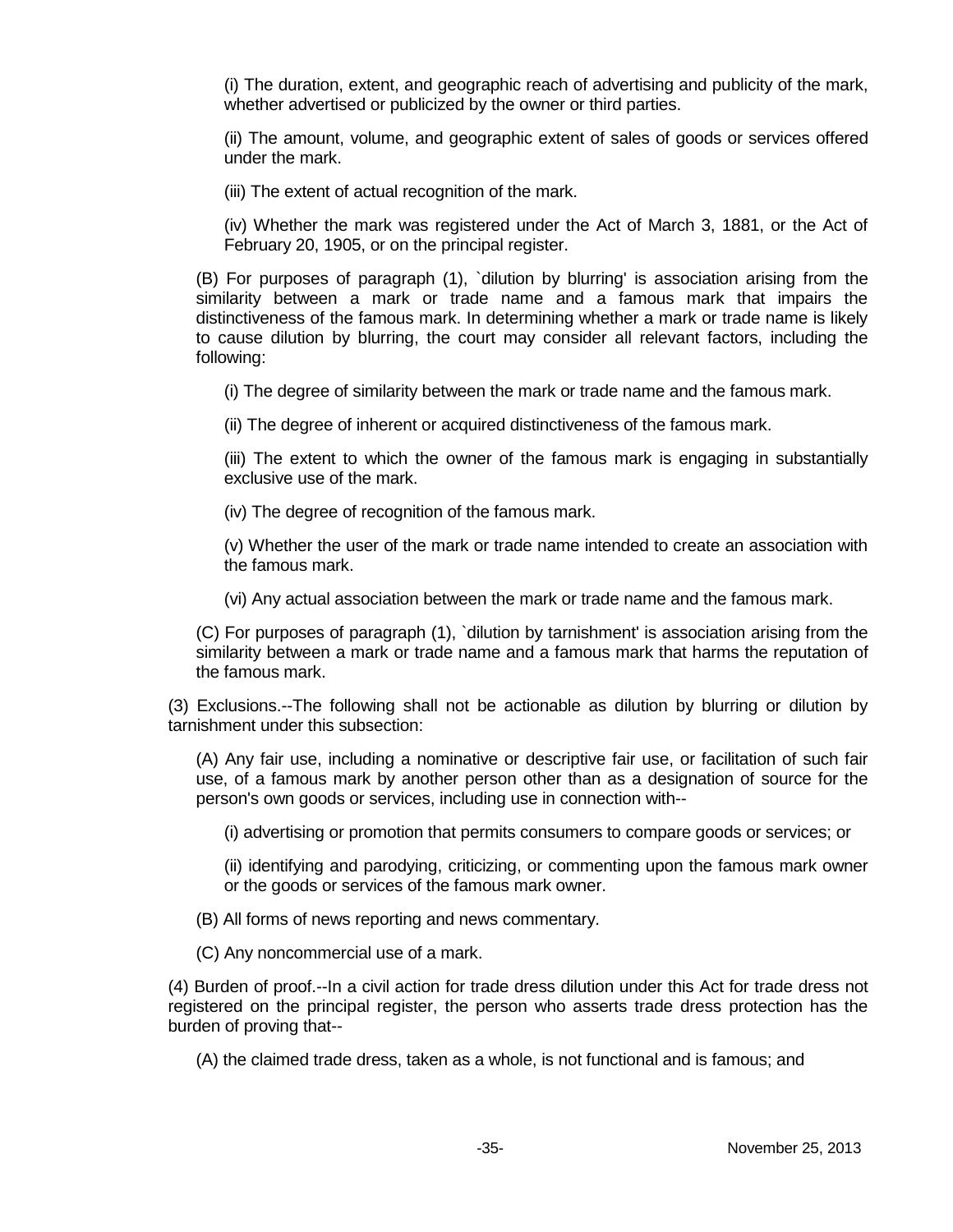(i) The duration, extent, and geographic reach of advertising and publicity of the mark, whether advertised or publicized by the owner or third parties.

(ii) The amount, volume, and geographic extent of sales of goods or services offered under the mark.

(iii) The extent of actual recognition of the mark.

(iv) Whether the mark was registered under the Act of March 3, 1881, or the Act of February 20, 1905, or on the principal register.

(B) For purposes of paragraph (1), `dilution by blurring' is association arising from the similarity between a mark or trade name and a famous mark that impairs the distinctiveness of the famous mark. In determining whether a mark or trade name is likely to cause dilution by blurring, the court may consider all relevant factors, including the following:

(i) The degree of similarity between the mark or trade name and the famous mark.

(ii) The degree of inherent or acquired distinctiveness of the famous mark.

(iii) The extent to which the owner of the famous mark is engaging in substantially exclusive use of the mark.

(iv) The degree of recognition of the famous mark.

(v) Whether the user of the mark or trade name intended to create an association with the famous mark.

(vi) Any actual association between the mark or trade name and the famous mark.

(C) For purposes of paragraph (1), `dilution by tarnishment' is association arising from the similarity between a mark or trade name and a famous mark that harms the reputation of the famous mark.

(3) Exclusions.--The following shall not be actionable as dilution by blurring or dilution by tarnishment under this subsection:

(A) Any fair use, including a nominative or descriptive fair use, or facilitation of such fair use, of a famous mark by another person other than as a designation of source for the person's own goods or services, including use in connection with--

(i) advertising or promotion that permits consumers to compare goods or services; or

(ii) identifying and parodying, criticizing, or commenting upon the famous mark owner or the goods or services of the famous mark owner.

(B) All forms of news reporting and news commentary.

(C) Any noncommercial use of a mark.

(4) Burden of proof.--In a civil action for trade dress dilution under this Act for trade dress not registered on the principal register, the person who asserts trade dress protection has the burden of proving that--

(A) the claimed trade dress, taken as a whole, is not functional and is famous; and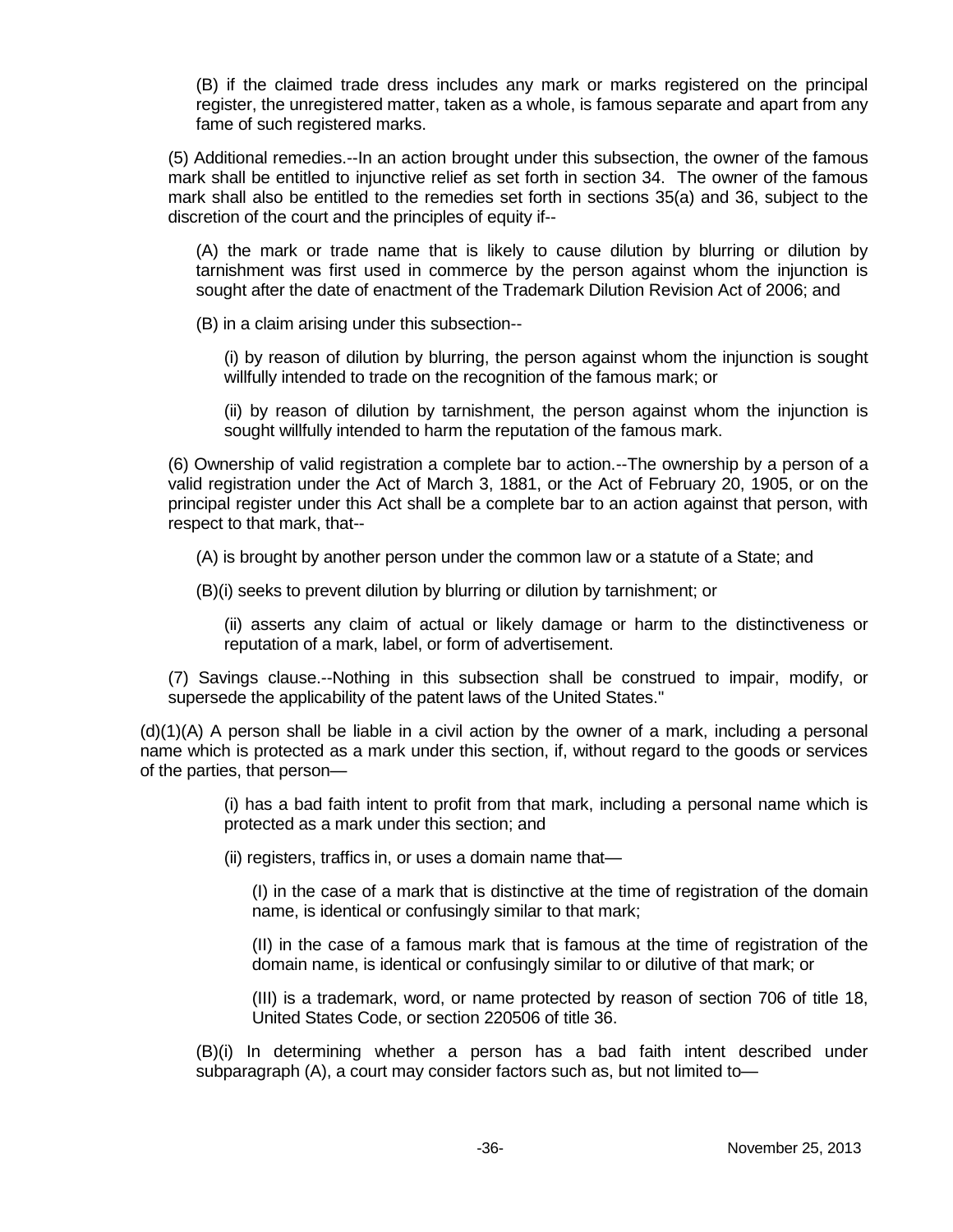(B) if the claimed trade dress includes any mark or marks registered on the principal register, the unregistered matter, taken as a whole, is famous separate and apart from any fame of such registered marks.

(5) Additional remedies.--In an action brought under this subsection, the owner of the famous mark shall be entitled to injunctive relief as set forth in section 34. The owner of the famous mark shall also be entitled to the remedies set forth in sections 35(a) and 36, subject to the discretion of the court and the principles of equity if--

(A) the mark or trade name that is likely to cause dilution by blurring or dilution by tarnishment was first used in commerce by the person against whom the injunction is sought after the date of enactment of the Trademark Dilution Revision Act of 2006; and

(B) in a claim arising under this subsection--

(i) by reason of dilution by blurring, the person against whom the injunction is sought willfully intended to trade on the recognition of the famous mark; or

(ii) by reason of dilution by tarnishment, the person against whom the injunction is sought willfully intended to harm the reputation of the famous mark.

(6) Ownership of valid registration a complete bar to action.--The ownership by a person of a valid registration under the Act of March 3, 1881, or the Act of February 20, 1905, or on the principal register under this Act shall be a complete bar to an action against that person, with respect to that mark, that--

(A) is brought by another person under the common law or a statute of a State; and

(B)(i) seeks to prevent dilution by blurring or dilution by tarnishment; or

(ii) asserts any claim of actual or likely damage or harm to the distinctiveness or reputation of a mark, label, or form of advertisement.

(7) Savings clause.--Nothing in this subsection shall be construed to impair, modify, or supersede the applicability of the patent laws of the United States."

(d)(1)(A) A person shall be liable in a civil action by the owner of a mark, including a personal name which is protected as a mark under this section, if, without regard to the goods or services of the parties, that person—

(i) has a bad faith intent to profit from that mark, including a personal name which is protected as a mark under this section; and

(ii) registers, traffics in, or uses a domain name that—

(I) in the case of a mark that is distinctive at the time of registration of the domain name, is identical or confusingly similar to that mark;

(II) in the case of a famous mark that is famous at the time of registration of the domain name, is identical or confusingly similar to or dilutive of that mark; or

(III) is a trademark, word, or name protected by reason of section 706 of title 18, United States Code, or section 220506 of title 36.

(B)(i) In determining whether a person has a bad faith intent described under subparagraph (A), a court may consider factors such as, but not limited to—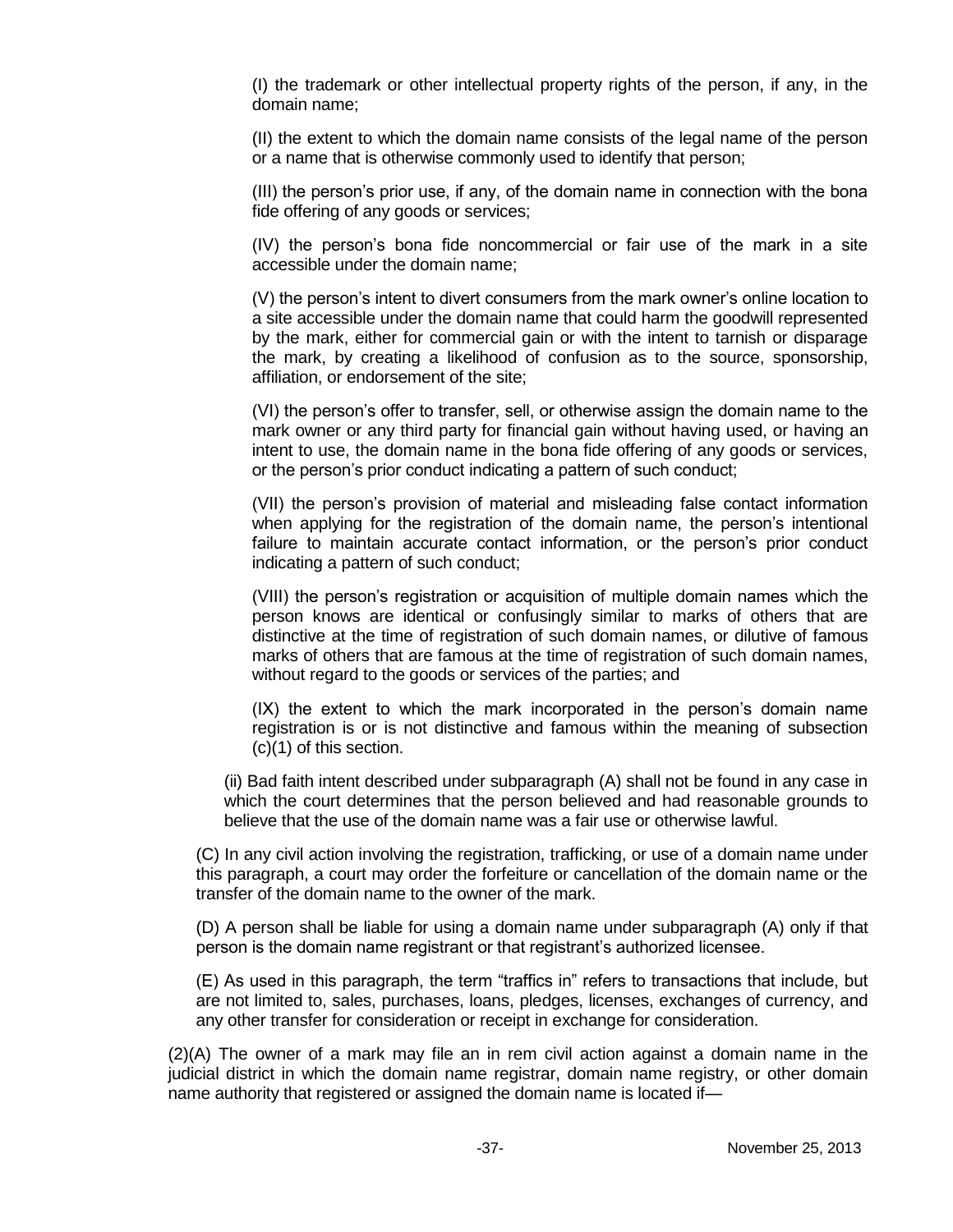(I) the trademark or other intellectual property rights of the person, if any, in the domain name;

(II) the extent to which the domain name consists of the legal name of the person or a name that is otherwise commonly used to identify that person;

(III) the person's prior use, if any, of the domain name in connection with the bona fide offering of any goods or services;

(IV) the person's bona fide noncommercial or fair use of the mark in a site accessible under the domain name;

(V) the person's intent to divert consumers from the mark owner's online location to a site accessible under the domain name that could harm the goodwill represented by the mark, either for commercial gain or with the intent to tarnish or disparage the mark, by creating a likelihood of confusion as to the source, sponsorship, affiliation, or endorsement of the site;

(VI) the person's offer to transfer, sell, or otherwise assign the domain name to the mark owner or any third party for financial gain without having used, or having an intent to use, the domain name in the bona fide offering of any goods or services, or the person's prior conduct indicating a pattern of such conduct;

(VII) the person's provision of material and misleading false contact information when applying for the registration of the domain name, the person's intentional failure to maintain accurate contact information, or the person's prior conduct indicating a pattern of such conduct;

(VIII) the person's registration or acquisition of multiple domain names which the person knows are identical or confusingly similar to marks of others that are distinctive at the time of registration of such domain names, or dilutive of famous marks of others that are famous at the time of registration of such domain names, without regard to the goods or services of the parties; and

(IX) the extent to which the mark incorporated in the person's domain name registration is or is not distinctive and famous within the meaning of subsection (c)(1) of this section.

(ii) Bad faith intent described under subparagraph (A) shall not be found in any case in which the court determines that the person believed and had reasonable grounds to believe that the use of the domain name was a fair use or otherwise lawful.

(C) In any civil action involving the registration, trafficking, or use of a domain name under this paragraph, a court may order the forfeiture or cancellation of the domain name or the transfer of the domain name to the owner of the mark.

(D) A person shall be liable for using a domain name under subparagraph (A) only if that person is the domain name registrant or that registrant's authorized licensee.

(E) As used in this paragraph, the term "traffics in" refers to transactions that include, but are not limited to, sales, purchases, loans, pledges, licenses, exchanges of currency, and any other transfer for consideration or receipt in exchange for consideration.

(2)(A) The owner of a mark may file an in rem civil action against a domain name in the judicial district in which the domain name registrar, domain name registry, or other domain name authority that registered or assigned the domain name is located if—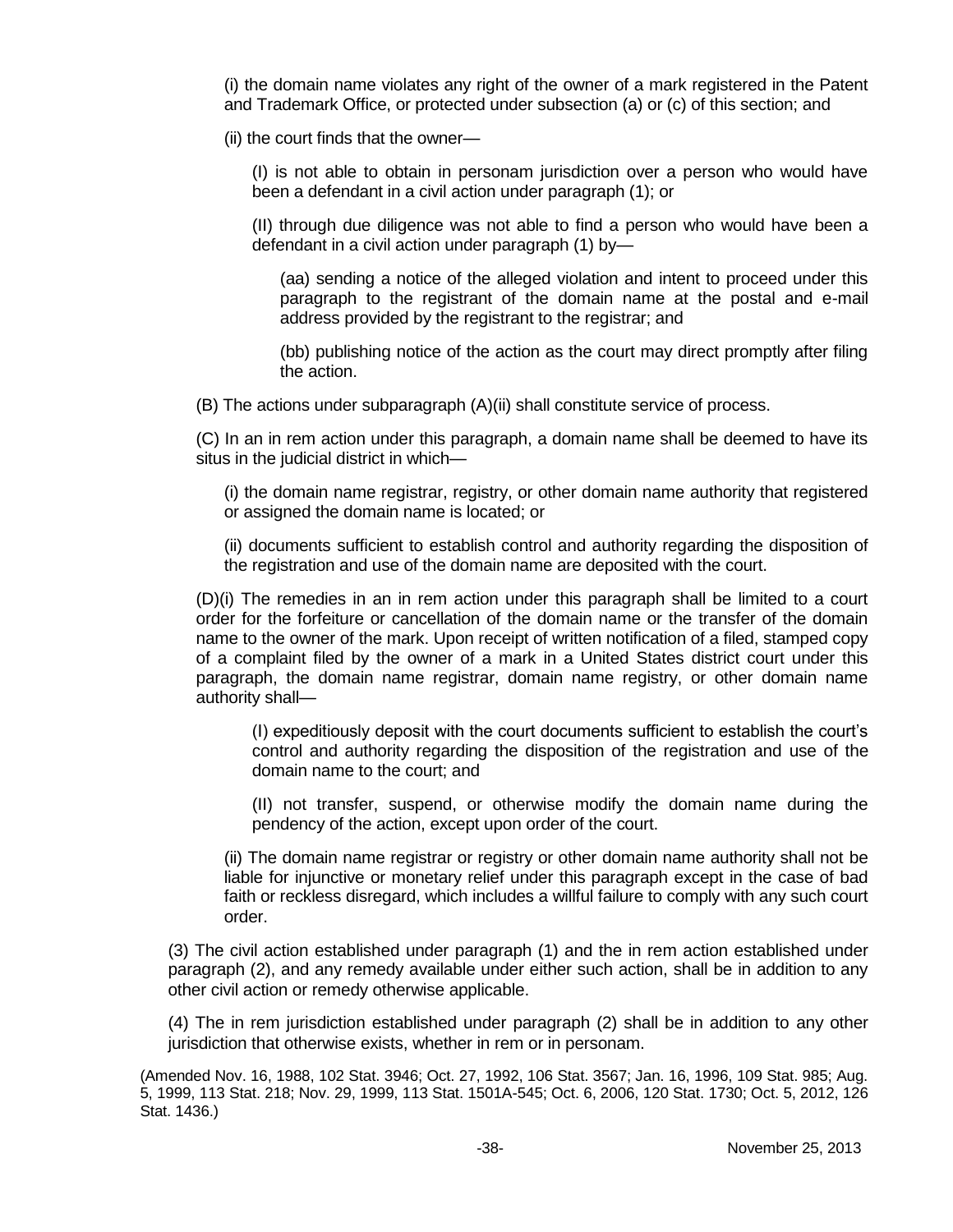(i) the domain name violates any right of the owner of a mark registered in the Patent and Trademark Office, or protected under subsection (a) or (c) of this section; and

(ii) the court finds that the owner—

(I) is not able to obtain in personam jurisdiction over a person who would have been a defendant in a civil action under paragraph (1); or

(II) through due diligence was not able to find a person who would have been a defendant in a civil action under paragraph (1) by—

(aa) sending a notice of the alleged violation and intent to proceed under this paragraph to the registrant of the domain name at the postal and e-mail address provided by the registrant to the registrar; and

(bb) publishing notice of the action as the court may direct promptly after filing the action.

(B) The actions under subparagraph (A)(ii) shall constitute service of process.

(C) In an in rem action under this paragraph, a domain name shall be deemed to have its situs in the judicial district in which—

(i) the domain name registrar, registry, or other domain name authority that registered or assigned the domain name is located; or

(ii) documents sufficient to establish control and authority regarding the disposition of the registration and use of the domain name are deposited with the court.

(D)(i) The remedies in an in rem action under this paragraph shall be limited to a court order for the forfeiture or cancellation of the domain name or the transfer of the domain name to the owner of the mark. Upon receipt of written notification of a filed, stamped copy of a complaint filed by the owner of a mark in a United States district court under this paragraph, the domain name registrar, domain name registry, or other domain name authority shall—

(I) expeditiously deposit with the court documents sufficient to establish the court's control and authority regarding the disposition of the registration and use of the domain name to the court; and

(II) not transfer, suspend, or otherwise modify the domain name during the pendency of the action, except upon order of the court.

(ii) The domain name registrar or registry or other domain name authority shall not be liable for injunctive or monetary relief under this paragraph except in the case of bad faith or reckless disregard, which includes a willful failure to comply with any such court order.

(3) The civil action established under paragraph (1) and the in rem action established under paragraph (2), and any remedy available under either such action, shall be in addition to any other civil action or remedy otherwise applicable.

(4) The in rem jurisdiction established under paragraph (2) shall be in addition to any other jurisdiction that otherwise exists, whether in rem or in personam.

(Amended Nov. 16, 1988, 102 Stat. 3946; Oct. 27, 1992, 106 Stat. 3567; Jan. 16, 1996, 109 Stat. 985; Aug. 5, 1999, 113 Stat. 218; Nov. 29, 1999, 113 Stat. 1501A-545; Oct. 6, 2006, 120 Stat. 1730; Oct. 5, 2012, 126 Stat. 1436.)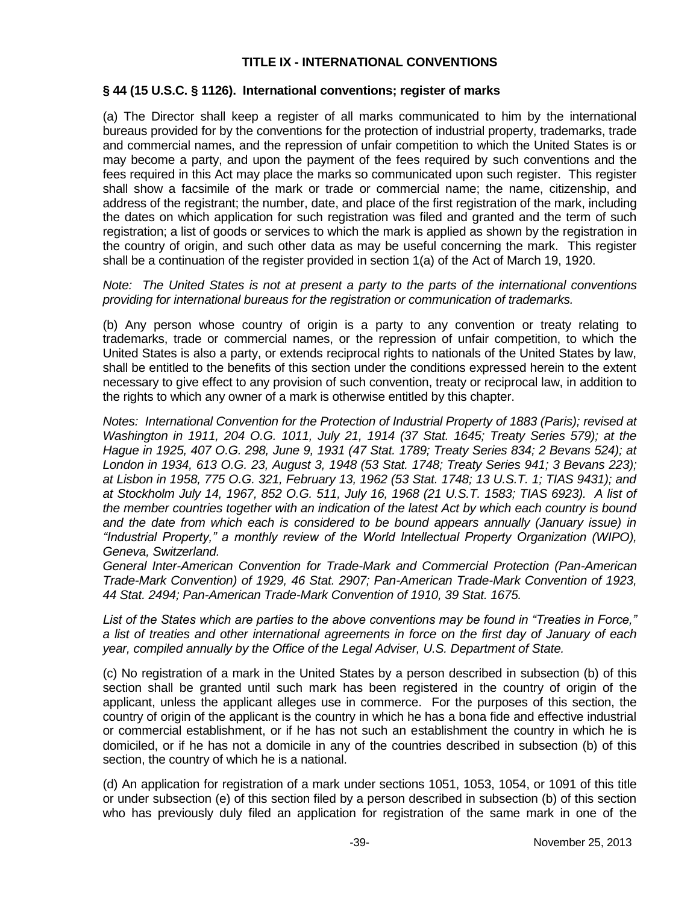## TITLE IX - INTERNATIONAL CONVENTIONS

### § 44 (15 U.S.C. § 1126). International conventions; register of marks

(a) The Director shall keep a register of all marks communicated to him by the international bureaus provided for by the conventions for the protection of industrial property, trademarks, trade and commercial names, and the repression of unfair competition to which the United States is or may become a party, and upon the payment of the fees required by such conventions and the fees required in this Act may place the marks so communicated upon such register. This register shall show a facsimile of the mark or trade or commercial name; the name, citizenship, and address of the registrant; the number, date, and place of the first registration of the mark, including the dates on which application for such registration was filed and granted and the term of such registration; a list of goods or services to which the mark is applied as shown by the registration in the country of origin, and such other data as may be useful concerning the mark. This register shall be a continuation of the register provided in section 1(a) of the Act of March 19, 1920.

*Note: The United States is not at present a party to the parts of the international conventions providing for international bureaus for the registration or communication of trademarks.*

(b) Any person whose country of origin is a party to any convention or treaty relating to trademarks, trade or commercial names, or the repression of unfair competition, to which the United States is also a party, or extends reciprocal rights to nationals of the United States by law, shall be entitled to the benefits of this section under the conditions expressed herein to the extent necessary to give effect to any provision of such convention, treaty or reciprocal law, in addition to the rights to which any owner of a mark is otherwise entitled by this chapter.

*Notes: International Convention for the Protection of Industrial Property of 1883 (Paris); revised at Washington in 1911, 204 O.G. 1011, July 21, 1914 (37 Stat. 1645; Treaty Series 579); at the Hague in 1925, 407 O.G. 298, June 9, 1931 (47 Stat. 1789; Treaty Series 834; 2 Bevans 524); at London in 1934, 613 O.G. 23, August 3, 1948 (53 Stat. 1748; Treaty Series 941; 3 Bevans 223); at Lisbon in 1958, 775 O.G. 321, February 13, 1962 (53 Stat. 1748; 13 U.S.T. 1; TIAS 9431); and at Stockholm July 14, 1967, 852 O.G. 511, July 16, 1968 (21 U.S.T. 1583; TIAS 6923). A list of the member countries together with an indication of the latest Act by which each country is bound and the date from which each is considered to be bound appears annually (January issue) in "Industrial Property," a monthly review of the World Intellectual Property Organization (WIPO), Geneva, Switzerland.*
*General Inter-American Convention for Trade-Mark and Commercial Protection (Pan-American Trade-Mark Convention) of 1929, 46 Stat. 2907; Pan-American Trade-Mark Convention of 1923, 44 Stat. 2494; Pan-American Trade-Mark Convention of 1910, 39 Stat. 1675.*

*List of the States which are parties to the above conventions may be found in "Treaties in Force," a list of treaties and other international agreements in force on the first day of January of each year, compiled annually by the Office of the Legal Adviser, U.S. Department of State.*

(c) No registration of a mark in the United States by a person described in subsection (b) of this section shall be granted until such mark has been registered in the country of origin of the applicant, unless the applicant alleges use in commerce. For the purposes of this section, the country of origin of the applicant is the country in which he has a bona fide and effective industrial or commercial establishment, or if he has not such an establishment the country in which he is domiciled, or if he has not a domicile in any of the countries described in subsection (b) of this section, the country of which he is a national.

(d) An application for registration of a mark under sections 1051, 1053, 1054, or 1091 of this title or under subsection (e) of this section filed by a person described in subsection (b) of this section who has previously duly filed an application for registration of the same mark in one of the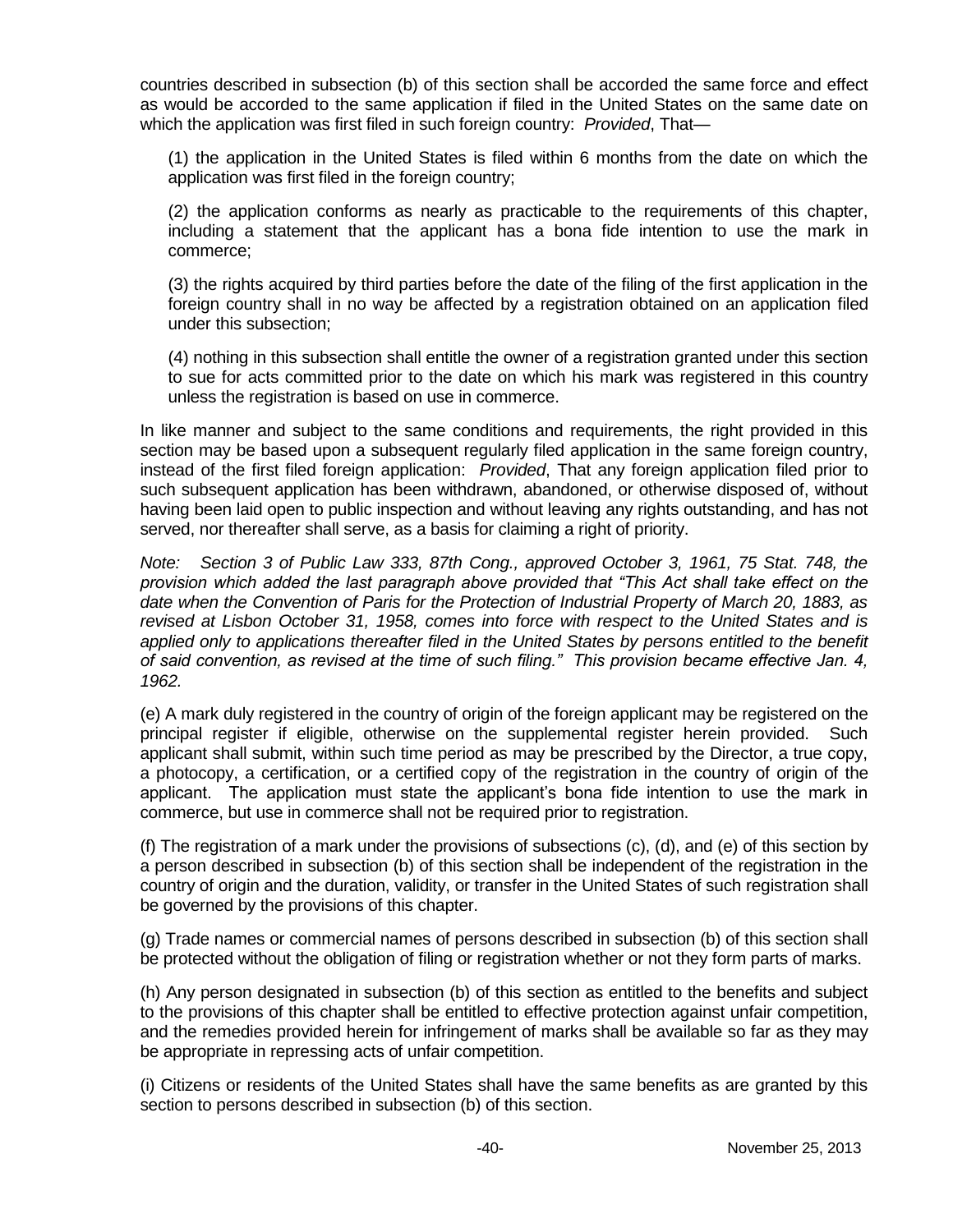countries described in subsection (b) of this section shall be accorded the same force and effect as would be accorded to the same application if filed in the United States on the same date on which the application was first filed in such foreign country: *Provided*, That—

(1) the application in the United States is filed within 6 months from the date on which the application was first filed in the foreign country;

(2) the application conforms as nearly as practicable to the requirements of this chapter, including a statement that the applicant has a bona fide intention to use the mark in commerce;

(3) the rights acquired by third parties before the date of the filing of the first application in the foreign country shall in no way be affected by a registration obtained on an application filed under this subsection;

(4) nothing in this subsection shall entitle the owner of a registration granted under this section to sue for acts committed prior to the date on which his mark was registered in this country unless the registration is based on use in commerce.

In like manner and subject to the same conditions and requirements, the right provided in this section may be based upon a subsequent regularly filed application in the same foreign country, instead of the first filed foreign application: *Provided*, That any foreign application filed prior to such subsequent application has been withdrawn, abandoned, or otherwise disposed of, without having been laid open to public inspection and without leaving any rights outstanding, and has not served, nor thereafter shall serve, as a basis for claiming a right of priority.

*Note: Section 3 of Public Law 333, 87th Cong., approved October 3, 1961, 75 Stat. 748, the provision which added the last paragraph above provided that "This Act shall take effect on the date when the Convention of Paris for the Protection of Industrial Property of March 20, 1883, as revised at Lisbon October 31, 1958, comes into force with respect to the United States and is applied only to applications thereafter filed in the United States by persons entitled to the benefit of said convention, as revised at the time of such filing." This provision became effective Jan. 4, 1962.*

(e) A mark duly registered in the country of origin of the foreign applicant may be registered on the principal register if eligible, otherwise on the supplemental register herein provided. Such applicant shall submit, within such time period as may be prescribed by the Director, a true copy, a photocopy, a certification, or a certified copy of the registration in the country of origin of the applicant. The application must state the applicant's bona fide intention to use the mark in commerce, but use in commerce shall not be required prior to registration.

(f) The registration of a mark under the provisions of subsections (c), (d), and (e) of this section by a person described in subsection (b) of this section shall be independent of the registration in the country of origin and the duration, validity, or transfer in the United States of such registration shall be governed by the provisions of this chapter.

(g) Trade names or commercial names of persons described in subsection (b) of this section shall be protected without the obligation of filing or registration whether or not they form parts of marks.

(h) Any person designated in subsection (b) of this section as entitled to the benefits and subject to the provisions of this chapter shall be entitled to effective protection against unfair competition, and the remedies provided herein for infringement of marks shall be available so far as they may be appropriate in repressing acts of unfair competition.

(i) Citizens or residents of the United States shall have the same benefits as are granted by this section to persons described in subsection (b) of this section.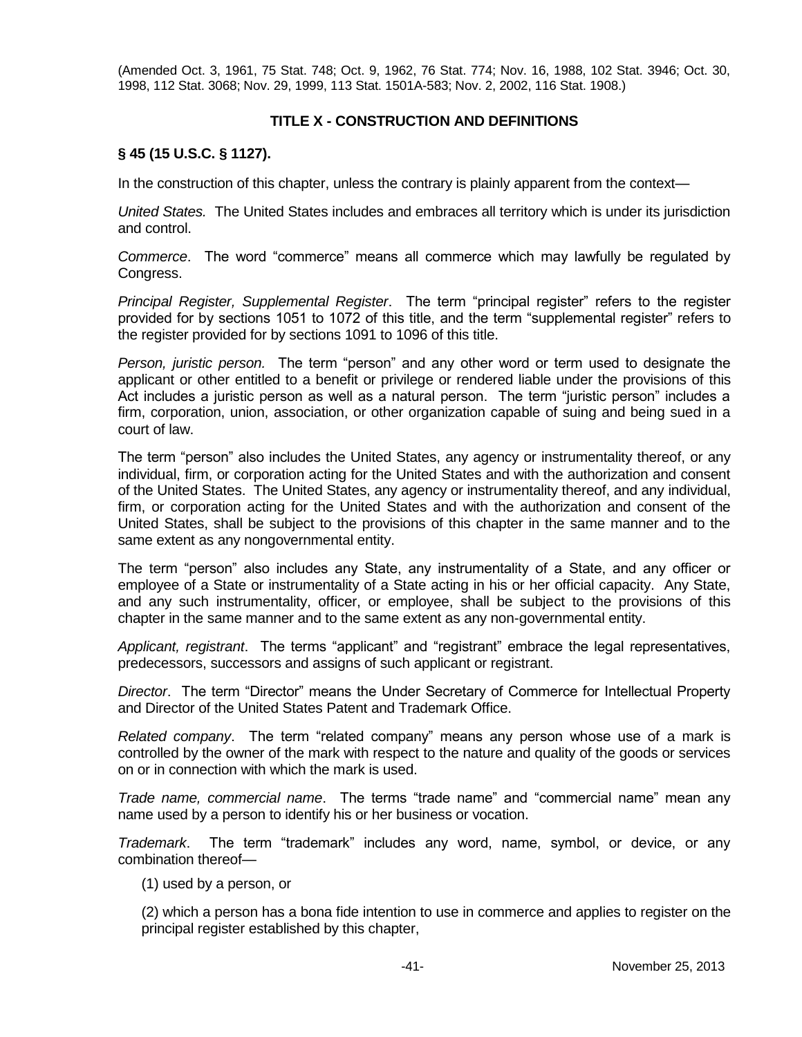(Amended Oct. 3, 1961, 75 Stat. 748; Oct. 9, 1962, 76 Stat. 774; Nov. 16, 1988, 102 Stat. 3946; Oct. 30, 1998, 112 Stat. 3068; Nov. 29, 1999, 113 Stat. 1501A-583; Nov. 2, 2002, 116 Stat. 1908.)

## TITLE X - CONSTRUCTION AND DEFINITIONS

### § 45 (15 U.S.C. § 1127).

In the construction of this chapter, unless the contrary is plainly apparent from the context—

*United States.* The United States includes and embraces all territory which is under its jurisdiction and control.

*Commerce*. The word "commerce" means all commerce which may lawfully be regulated by Congress.

*Principal Register, Supplemental Register*. The term "principal register" refers to the register provided for by sections 1051 to 1072 of this title, and the term "supplemental register" refers to the register provided for by sections 1091 to 1096 of this title.

*Person, juristic person.* The term "person" and any other word or term used to designate the applicant or other entitled to a benefit or privilege or rendered liable under the provisions of this Act includes a juristic person as well as a natural person. The term "juristic person" includes a firm, corporation, union, association, or other organization capable of suing and being sued in a court of law.

The term "person" also includes the United States, any agency or instrumentality thereof, or any individual, firm, or corporation acting for the United States and with the authorization and consent of the United States. The United States, any agency or instrumentality thereof, and any individual, firm, or corporation acting for the United States and with the authorization and consent of the United States, shall be subject to the provisions of this chapter in the same manner and to the same extent as any nongovernmental entity.

The term "person" also includes any State, any instrumentality of a State, and any officer or employee of a State or instrumentality of a State acting in his or her official capacity. Any State, and any such instrumentality, officer, or employee, shall be subject to the provisions of this chapter in the same manner and to the same extent as any non-governmental entity.

*Applicant, registrant*. The terms "applicant" and "registrant" embrace the legal representatives, predecessors, successors and assigns of such applicant or registrant.

*Director*. The term "Director" means the Under Secretary of Commerce for Intellectual Property and Director of the United States Patent and Trademark Office.

*Related company*. The term "related company" means any person whose use of a mark is controlled by the owner of the mark with respect to the nature and quality of the goods or services on or in connection with which the mark is used.

*Trade name, commercial name*. The terms "trade name" and "commercial name" mean any name used by a person to identify his or her business or vocation.

*Trademark*. The term "trademark" includes any word, name, symbol, or device, or any combination thereof—

(1) used by a person, or

(2) which a person has a bona fide intention to use in commerce and applies to register on the principal register established by this chapter,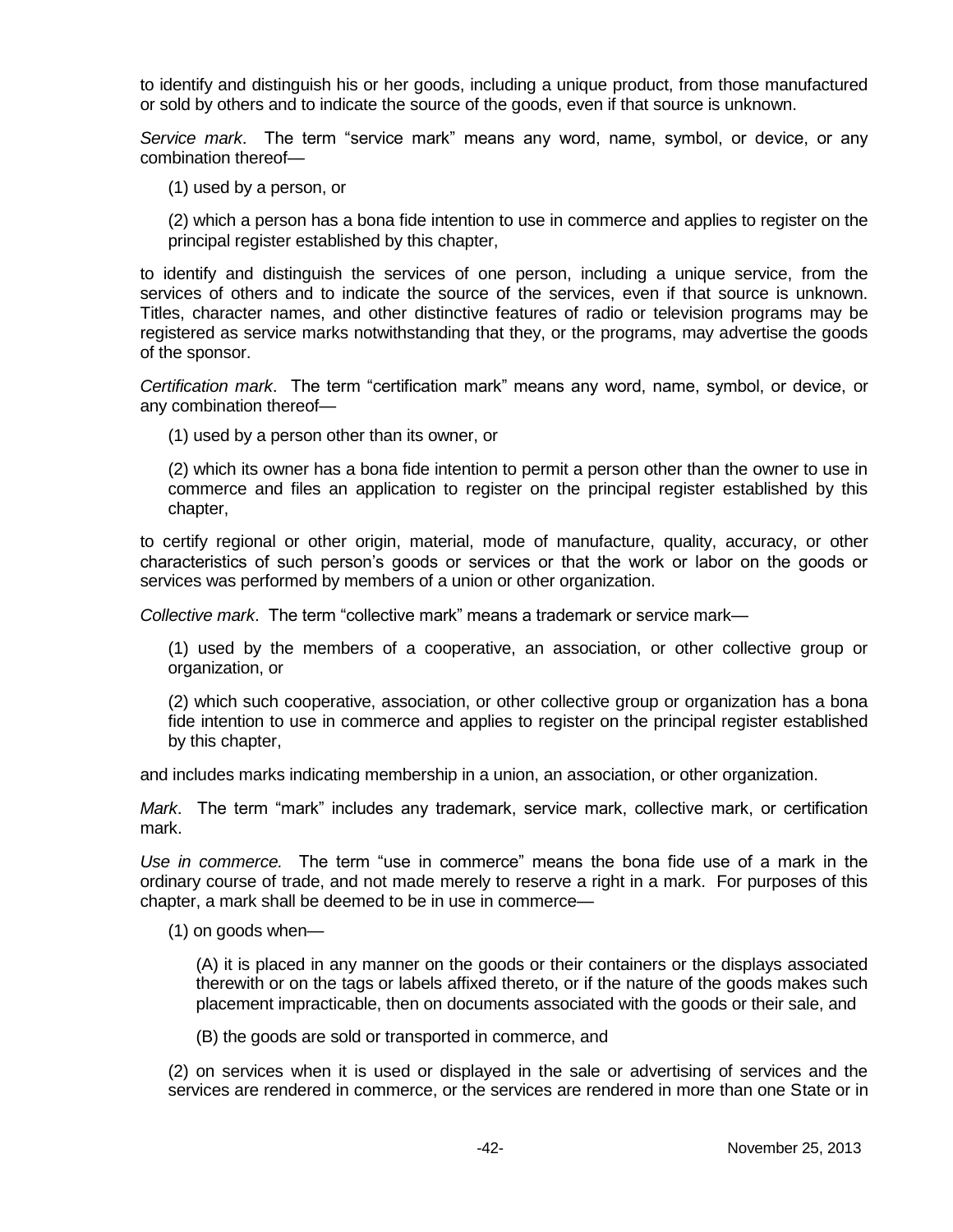to identify and distinguish his or her goods, including a unique product, from those manufactured or sold by others and to indicate the source of the goods, even if that source is unknown.

*Service mark*. The term "service mark" means any word, name, symbol, or device, or any combination thereof—

(1) used by a person, or

(2) which a person has a bona fide intention to use in commerce and applies to register on the principal register established by this chapter,

to identify and distinguish the services of one person, including a unique service, from the services of others and to indicate the source of the services, even if that source is unknown. Titles, character names, and other distinctive features of radio or television programs may be registered as service marks notwithstanding that they, or the programs, may advertise the goods of the sponsor.

*Certification mark*. The term "certification mark" means any word, name, symbol, or device, or any combination thereof—

(1) used by a person other than its owner, or

(2) which its owner has a bona fide intention to permit a person other than the owner to use in commerce and files an application to register on the principal register established by this chapter,

to certify regional or other origin, material, mode of manufacture, quality, accuracy, or other characteristics of such person's goods or services or that the work or labor on the goods or services was performed by members of a union or other organization.

*Collective mark*. The term "collective mark" means a trademark or service mark—

(1) used by the members of a cooperative, an association, or other collective group or organization, or

(2) which such cooperative, association, or other collective group or organization has a bona fide intention to use in commerce and applies to register on the principal register established by this chapter,

and includes marks indicating membership in a union, an association, or other organization.

*Mark*. The term "mark" includes any trademark, service mark, collective mark, or certification mark.

*Use in commerce.* The term "use in commerce" means the bona fide use of a mark in the ordinary course of trade, and not made merely to reserve a right in a mark. For purposes of this chapter, a mark shall be deemed to be in use in commerce—

(1) on goods when—

(A) it is placed in any manner on the goods or their containers or the displays associated therewith or on the tags or labels affixed thereto, or if the nature of the goods makes such placement impracticable, then on documents associated with the goods or their sale, and

(B) the goods are sold or transported in commerce, and

(2) on services when it is used or displayed in the sale or advertising of services and the services are rendered in commerce, or the services are rendered in more than one State or in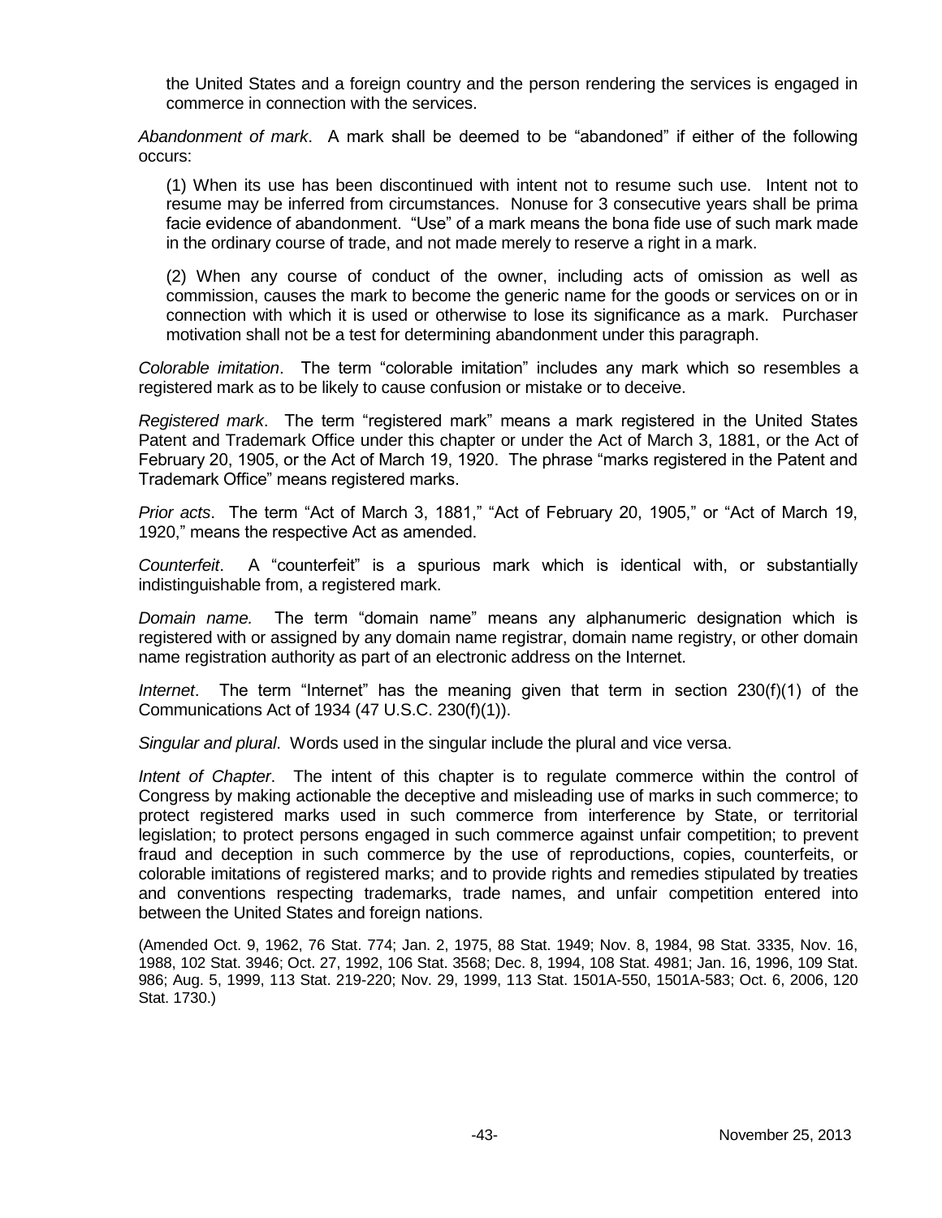the United States and a foreign country and the person rendering the services is engaged in commerce in connection with the services.

*Abandonment of mark*. A mark shall be deemed to be "abandoned" if either of the following occurs:

(1) When its use has been discontinued with intent not to resume such use. Intent not to resume may be inferred from circumstances. Nonuse for 3 consecutive years shall be prima facie evidence of abandonment. "Use" of a mark means the bona fide use of such mark made in the ordinary course of trade, and not made merely to reserve a right in a mark.

(2) When any course of conduct of the owner, including acts of omission as well as commission, causes the mark to become the generic name for the goods or services on or in connection with which it is used or otherwise to lose its significance as a mark. Purchaser motivation shall not be a test for determining abandonment under this paragraph.

*Colorable imitation*. The term "colorable imitation" includes any mark which so resembles a registered mark as to be likely to cause confusion or mistake or to deceive.

*Registered mark*. The term "registered mark" means a mark registered in the United States Patent and Trademark Office under this chapter or under the Act of March 3, 1881, or the Act of February 20, 1905, or the Act of March 19, 1920. The phrase "marks registered in the Patent and Trademark Office" means registered marks.

*Prior acts*. The term "Act of March 3, 1881," "Act of February 20, 1905," or "Act of March 19, 1920," means the respective Act as amended.

*Counterfeit*. A "counterfeit" is a spurious mark which is identical with, or substantially indistinguishable from, a registered mark.

*Domain name.* The term "domain name" means any alphanumeric designation which is registered with or assigned by any domain name registrar, domain name registry, or other domain name registration authority as part of an electronic address on the Internet.

*Internet*. The term "Internet" has the meaning given that term in section 230(f)(1) of the Communications Act of 1934 (47 U.S.C. 230(f)(1)).

*Singular and plural*. Words used in the singular include the plural and vice versa.

*Intent of Chapter*. The intent of this chapter is to regulate commerce within the control of Congress by making actionable the deceptive and misleading use of marks in such commerce; to protect registered marks used in such commerce from interference by State, or territorial legislation; to protect persons engaged in such commerce against unfair competition; to prevent fraud and deception in such commerce by the use of reproductions, copies, counterfeits, or colorable imitations of registered marks; and to provide rights and remedies stipulated by treaties and conventions respecting trademarks, trade names, and unfair competition entered into between the United States and foreign nations.

(Amended Oct. 9, 1962, 76 Stat. 774; Jan. 2, 1975, 88 Stat. 1949; Nov. 8, 1984, 98 Stat. 3335, Nov. 16, 1988, 102 Stat. 3946; Oct. 27, 1992, 106 Stat. 3568; Dec. 8, 1994, 108 Stat. 4981; Jan. 16, 1996, 109 Stat. 986; Aug. 5, 1999, 113 Stat. 219-220; Nov. 29, 1999, 113 Stat. 1501A-550, 1501A-583; Oct. 6, 2006, 120 Stat. 1730.)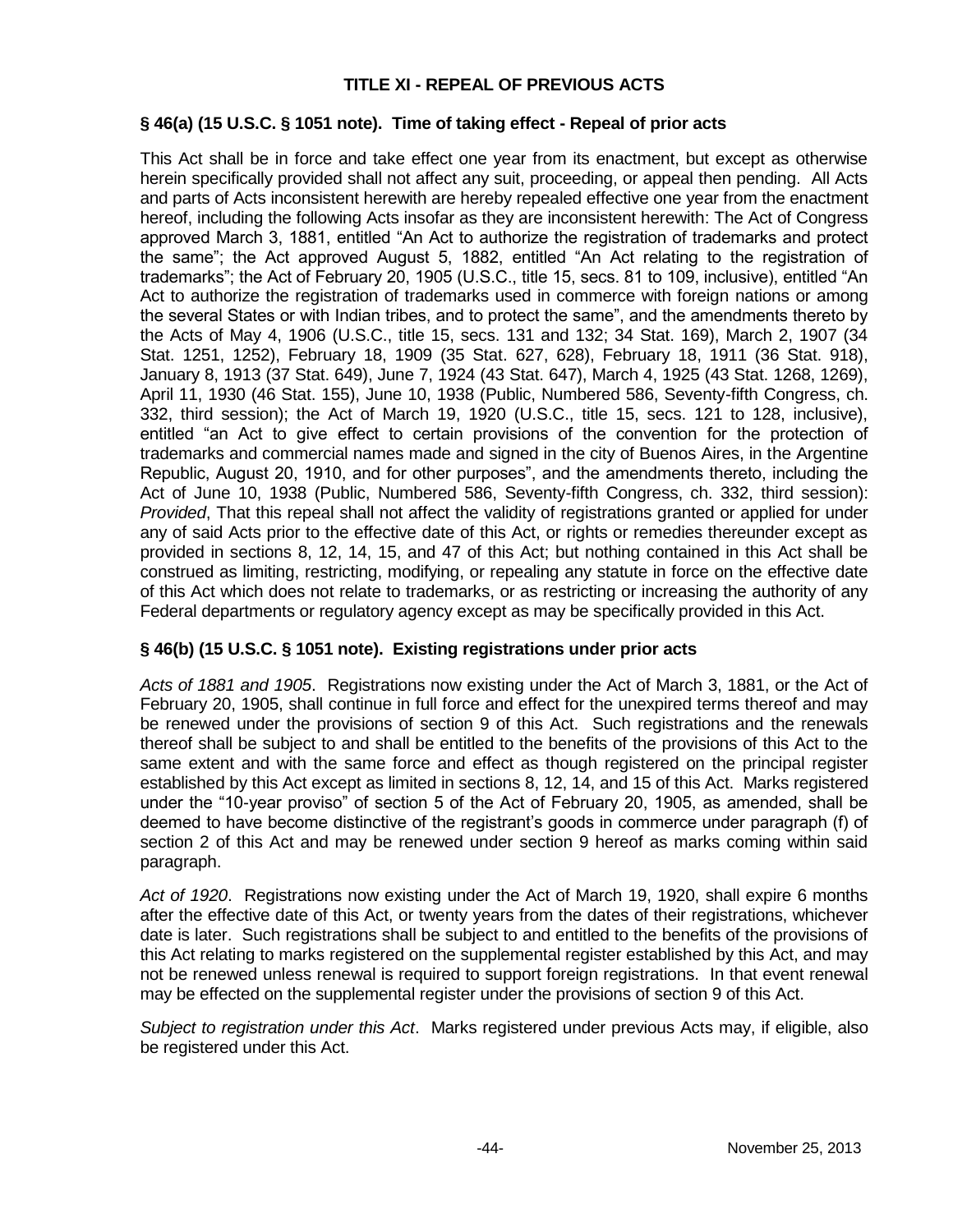## TITLE XI - REPEAL OF PREVIOUS ACTS

### § 46(a) (15 U.S.C. § 1051 note). Time of taking effect - Repeal of prior acts

This Act shall be in force and take effect one year from its enactment, but except as otherwise herein specifically provided shall not affect any suit, proceeding, or appeal then pending. All Acts and parts of Acts inconsistent herewith are hereby repealed effective one year from the enactment hereof, including the following Acts insofar as they are inconsistent herewith: The Act of Congress approved March 3, 1881, entitled "An Act to authorize the registration of trademarks and protect the same"; the Act approved August 5, 1882, entitled "An Act relating to the registration of trademarks"; the Act of February 20, 1905 (U.S.C., title 15, secs. 81 to 109, inclusive), entitled "An Act to authorize the registration of trademarks used in commerce with foreign nations or among the several States or with Indian tribes, and to protect the same", and the amendments thereto by the Acts of May 4, 1906 (U.S.C., title 15, secs. 131 and 132; 34 Stat. 169), March 2, 1907 (34 Stat. 1251, 1252), February 18, 1909 (35 Stat. 627, 628), February 18, 1911 (36 Stat. 918), January 8, 1913 (37 Stat. 649), June 7, 1924 (43 Stat. 647), March 4, 1925 (43 Stat. 1268, 1269), April 11, 1930 (46 Stat. 155), June 10, 1938 (Public, Numbered 586, Seventy-fifth Congress, ch. 332, third session); the Act of March 19, 1920 (U.S.C., title 15, secs. 121 to 128, inclusive), entitled "an Act to give effect to certain provisions of the convention for the protection of trademarks and commercial names made and signed in the city of Buenos Aires, in the Argentine Republic, August 20, 1910, and for other purposes", and the amendments thereto, including the Act of June 10, 1938 (Public, Numbered 586, Seventy-fifth Congress, ch. 332, third session): *Provided*, That this repeal shall not affect the validity of registrations granted or applied for under any of said Acts prior to the effective date of this Act, or rights or remedies thereunder except as provided in sections 8, 12, 14, 15, and 47 of this Act; but nothing contained in this Act shall be construed as limiting, restricting, modifying, or repealing any statute in force on the effective date of this Act which does not relate to trademarks, or as restricting or increasing the authority of any Federal departments or regulatory agency except as may be specifically provided in this Act.

### § 46(b) (15 U.S.C. § 1051 note). Existing registrations under prior acts

*Acts of 1881 and 1905*. Registrations now existing under the Act of March 3, 1881, or the Act of February 20, 1905, shall continue in full force and effect for the unexpired terms thereof and may be renewed under the provisions of section 9 of this Act. Such registrations and the renewals thereof shall be subject to and shall be entitled to the benefits of the provisions of this Act to the same extent and with the same force and effect as though registered on the principal register established by this Act except as limited in sections 8, 12, 14, and 15 of this Act. Marks registered under the "10-year proviso" of section 5 of the Act of February 20, 1905, as amended, shall be deemed to have become distinctive of the registrant's goods in commerce under paragraph (f) of section 2 of this Act and may be renewed under section 9 hereof as marks coming within said paragraph.

*Act of 1920*. Registrations now existing under the Act of March 19, 1920, shall expire 6 months after the effective date of this Act, or twenty years from the dates of their registrations, whichever date is later. Such registrations shall be subject to and entitled to the benefits of the provisions of this Act relating to marks registered on the supplemental register established by this Act, and may not be renewed unless renewal is required to support foreign registrations. In that event renewal may be effected on the supplemental register under the provisions of section 9 of this Act.

*Subject to registration under this Act*. Marks registered under previous Acts may, if eligible, also be registered under this Act.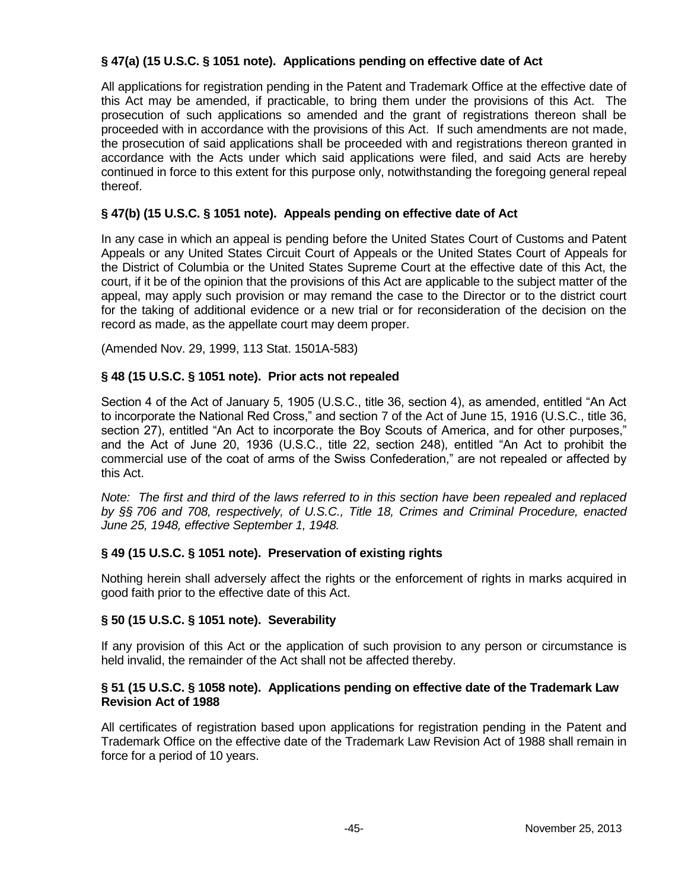**§ 47(a) (15 U.S.C. § 1051 note). Applications pending on effective date of Act**

All applications for registration pending in the Patent and Trademark Office at the effective date of this Act may be amended, if practicable, to bring them under the provisions of this Act. The prosecution of such applications so amended and the grant of registrations thereon shall be proceeded with in accordance with the provisions of this Act. If such amendments are not made, the prosecution of said applications shall be proceeded with and registrations thereon granted in accordance with the Acts under which said applications were filed, and said Acts are hereby continued in force to this extent for this purpose only, notwithstanding the foregoing general repeal thereof.

**§ 47(b) (15 U.S.C. § 1051 note). Appeals pending on effective date of Act**

In any case in which an appeal is pending before the United States Court of Customs and Patent Appeals or any United States Circuit Court of Appeals or the United States Court of Appeals for the District of Columbia or the United States Supreme Court at the effective date of this Act, the court, if it be of the opinion that the provisions of this Act are applicable to the subject matter of the appeal, may apply such provision or may remand the case to the Director or to the district court for the taking of additional evidence or a new trial or for reconsideration of the decision on the record as made, as the appellate court may deem proper.

(Amended Nov. 29, 1999, 113 Stat. 1501A-583)

**§ 48 (15 U.S.C. § 1051 note). Prior acts not repealed**

Section 4 of the Act of January 5, 1905 (U.S.C., title 36, section 4), as amended, entitled "An Act to incorporate the National Red Cross," and section 7 of the Act of June 15, 1916 (U.S.C., title 36, section 27), entitled "An Act to incorporate the Boy Scouts of America, and for other purposes," and the Act of June 20, 1936 (U.S.C., title 22, section 248), entitled "An Act to prohibit the commercial use of the coat of arms of the Swiss Confederation," are not repealed or affected by this Act.

*Note: The first and third of the laws referred to in this section have been repealed and replaced by §§ 706 and 708, respectively, of U.S.C., Title 18, Crimes and Criminal Procedure, enacted June 25, 1948, effective September 1, 1948.*

**§ 49 (15 U.S.C. § 1051 note). Preservation of existing rights**

Nothing herein shall adversely affect the rights or the enforcement of rights in marks acquired in good faith prior to the effective date of this Act.

**§ 50 (15 U.S.C. § 1051 note). Severability**

If any provision of this Act or the application of such provision to any person or circumstance is held invalid, the remainder of the Act shall not be affected thereby.

**§ 51 (15 U.S.C. § 1058 note). Applications pending on effective date of the Trademark Law Revision Act of 1988**

All certificates of registration based upon applications for registration pending in the Patent and Trademark Office on the effective date of the Trademark Law Revision Act of 1988 shall remain in force for a period of 10 years.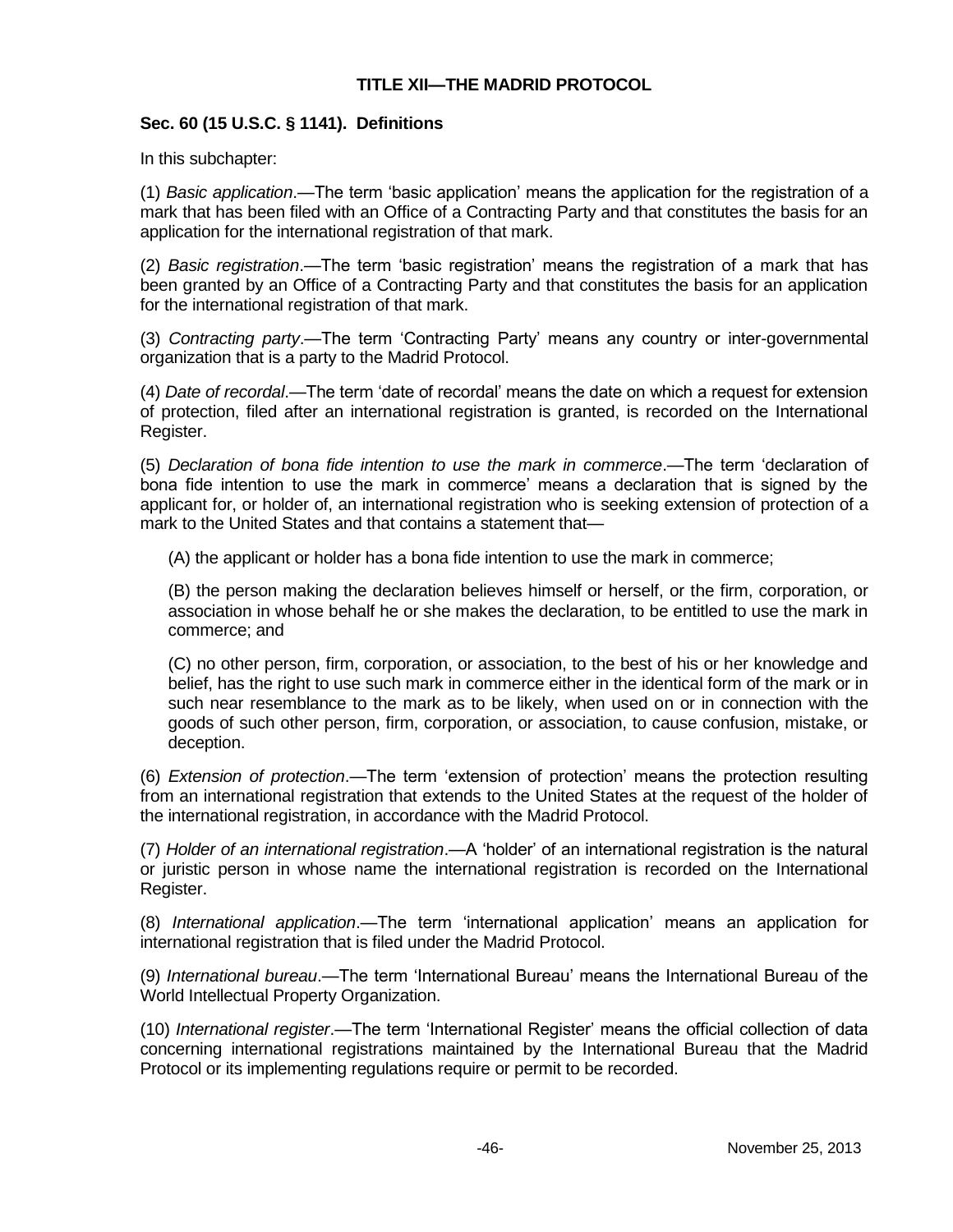## TITLE XII—THE MADRID PROTOCOL

### Sec. 60 (15 U.S.C. § 1141). Definitions

In this subchapter:

(1) *Basic application*.—The term 'basic application' means the application for the registration of a mark that has been filed with an Office of a Contracting Party and that constitutes the basis for an application for the international registration of that mark.

(2) *Basic registration*.—The term 'basic registration' means the registration of a mark that has been granted by an Office of a Contracting Party and that constitutes the basis for an application for the international registration of that mark.

(3) *Contracting party*.—The term 'Contracting Party' means any country or inter-governmental organization that is a party to the Madrid Protocol.

(4) *Date of recordal*.—The term 'date of recordal' means the date on which a request for extension of protection, filed after an international registration is granted, is recorded on the International Register.

(5) *Declaration of bona fide intention to use the mark in commerce*.—The term 'declaration of bona fide intention to use the mark in commerce' means a declaration that is signed by the applicant for, or holder of, an international registration who is seeking extension of protection of a mark to the United States and that contains a statement that—

(A) the applicant or holder has a bona fide intention to use the mark in commerce;

(B) the person making the declaration believes himself or herself, or the firm, corporation, or association in whose behalf he or she makes the declaration, to be entitled to use the mark in commerce; and

(C) no other person, firm, corporation, or association, to the best of his or her knowledge and belief, has the right to use such mark in commerce either in the identical form of the mark or in such near resemblance to the mark as to be likely, when used on or in connection with the goods of such other person, firm, corporation, or association, to cause confusion, mistake, or deception.

(6) *Extension of protection*.—The term 'extension of protection' means the protection resulting from an international registration that extends to the United States at the request of the holder of the international registration, in accordance with the Madrid Protocol.

(7) *Holder of an international registration*.—A 'holder' of an international registration is the natural or juristic person in whose name the international registration is recorded on the International Register.

(8) *International application*.—The term 'international application' means an application for international registration that is filed under the Madrid Protocol.

(9) *International bureau*.—The term 'International Bureau' means the International Bureau of the World Intellectual Property Organization.

(10) *International register*.—The term 'International Register' means the official collection of data concerning international registrations maintained by the International Bureau that the Madrid Protocol or its implementing regulations require or permit to be recorded.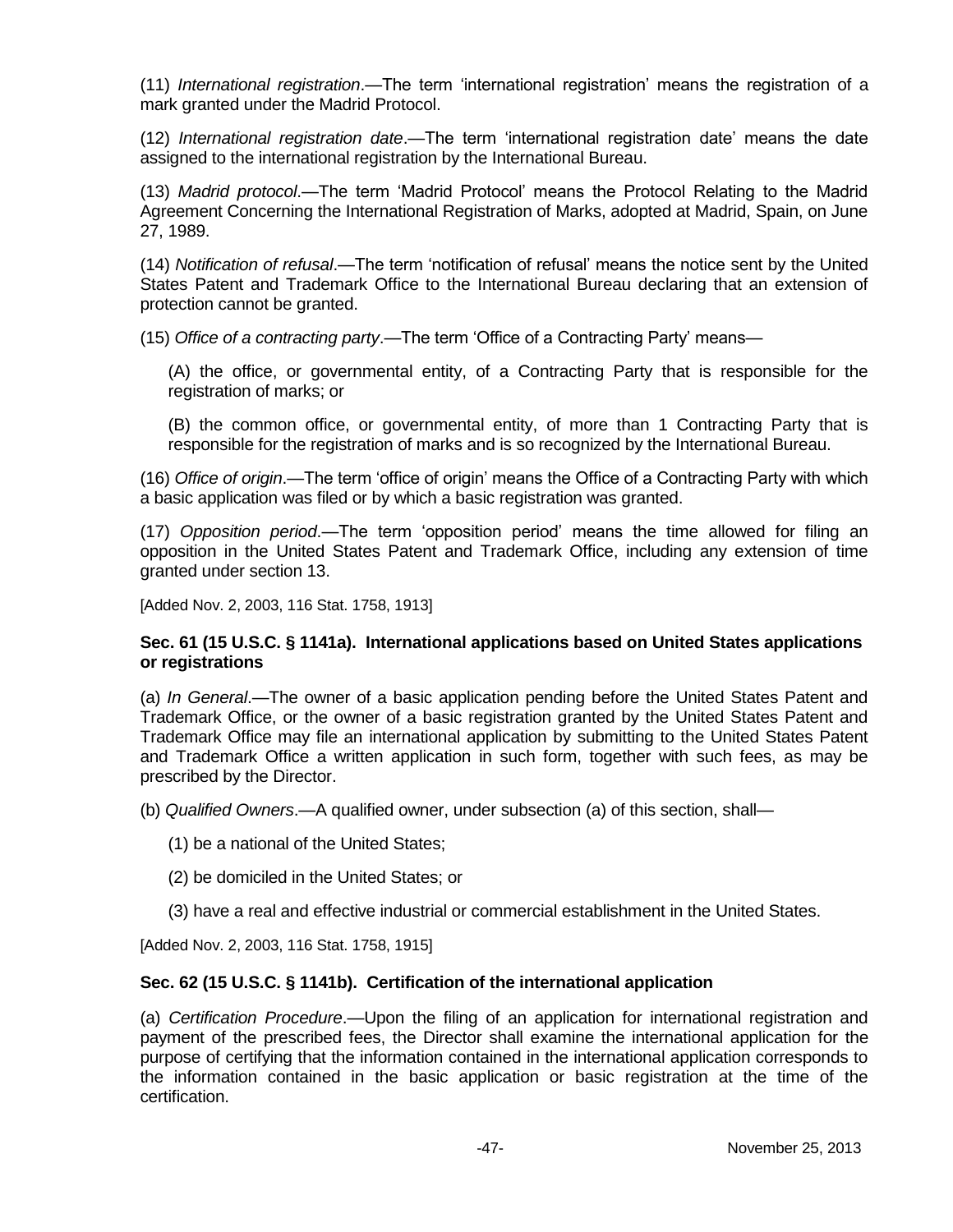(11) *International registration*.—The term 'international registration' means the registration of a mark granted under the Madrid Protocol.

(12) *International registration date*.—The term 'international registration date' means the date assigned to the international registration by the International Bureau.

(13) *Madrid protocol*.—The term 'Madrid Protocol' means the Protocol Relating to the Madrid Agreement Concerning the International Registration of Marks, adopted at Madrid, Spain, on June 27, 1989.

(14) *Notification of refusal*.—The term 'notification of refusal' means the notice sent by the United States Patent and Trademark Office to the International Bureau declaring that an extension of protection cannot be granted.

(15) *Office of a contracting party*.—The term 'Office of a Contracting Party' means—

(A) the office, or governmental entity, of a Contracting Party that is responsible for the registration of marks; or

(B) the common office, or governmental entity, of more than 1 Contracting Party that is responsible for the registration of marks and is so recognized by the International Bureau.

(16) *Office of origin*.—The term 'office of origin' means the Office of a Contracting Party with which a basic application was filed or by which a basic registration was granted.

(17) *Opposition period*.—The term 'opposition period' means the time allowed for filing an opposition in the United States Patent and Trademark Office, including any extension of time granted under section 13.

[Added Nov. 2, 2003, 116 Stat. 1758, 1913]

**Sec. 61 (15 U.S.C. § 1141a). International applications based on United States applications or registrations**

(a) *In General*.—The owner of a basic application pending before the United States Patent and Trademark Office, or the owner of a basic registration granted by the United States Patent and Trademark Office may file an international application by submitting to the United States Patent and Trademark Office a written application in such form, together with such fees, as may be prescribed by the Director.

(b) *Qualified Owners*.—A qualified owner, under subsection (a) of this section, shall—

(1) be a national of the United States;

(2) be domiciled in the United States; or

(3) have a real and effective industrial or commercial establishment in the United States.

[Added Nov. 2, 2003, 116 Stat. 1758, 1915]

**Sec. 62 (15 U.S.C. § 1141b). Certification of the international application**

(a) *Certification Procedure*.—Upon the filing of an application for international registration and payment of the prescribed fees, the Director shall examine the international application for the purpose of certifying that the information contained in the international application corresponds to the information contained in the basic application or basic registration at the time of the certification.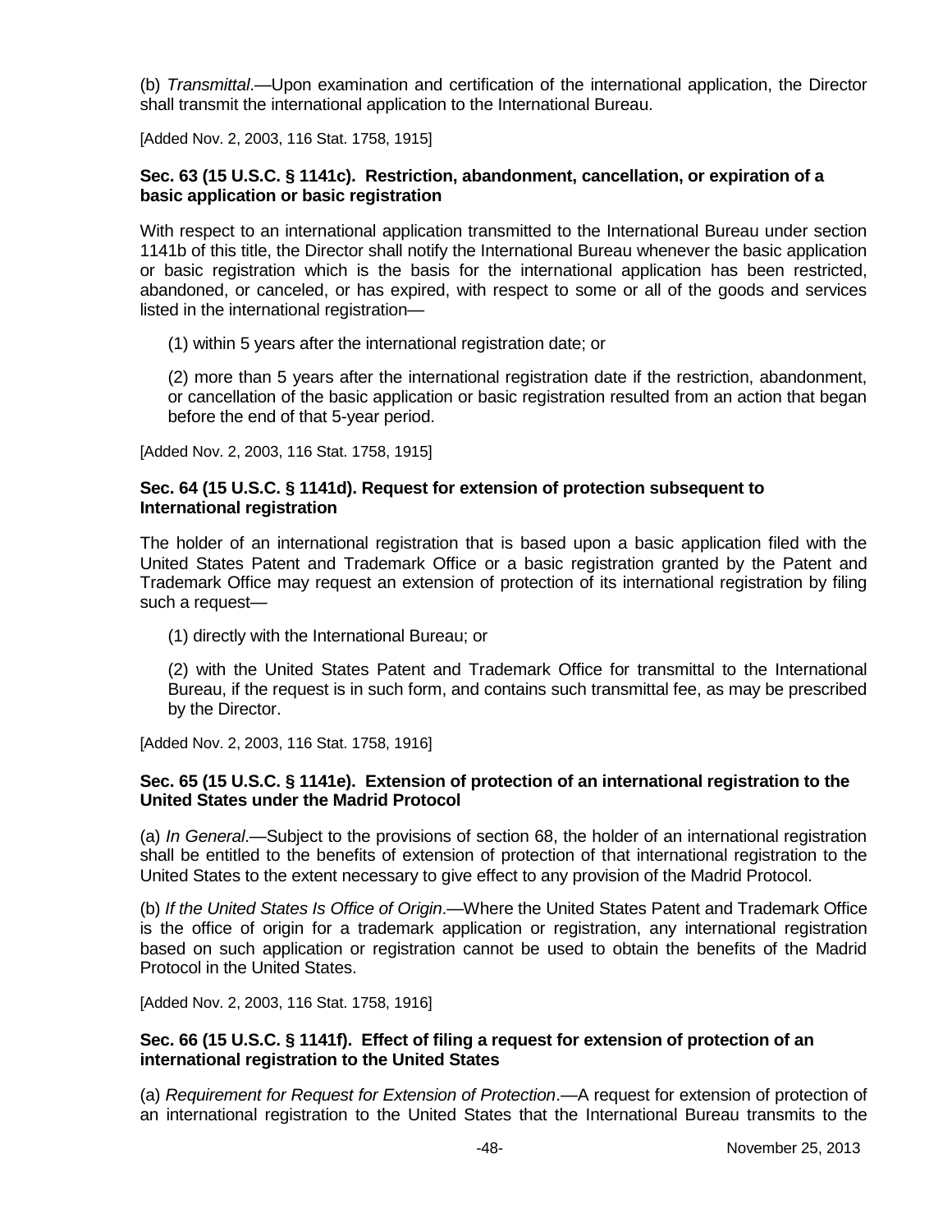(b) *Transmittal*.—Upon examination and certification of the international application, the Director shall transmit the international application to the International Bureau.

[Added Nov. 2, 2003, 116 Stat. 1758, 1915]

### Sec. 63 (15 U.S.C. § 1141c). Restriction, abandonment, cancellation, or expiration of a basic application or basic registration

With respect to an international application transmitted to the International Bureau under section 1141b of this title, the Director shall notify the International Bureau whenever the basic application or basic registration which is the basis for the international application has been restricted, abandoned, or canceled, or has expired, with respect to some or all of the goods and services listed in the international registration—

(1) within 5 years after the international registration date; or

(2) more than 5 years after the international registration date if the restriction, abandonment, or cancellation of the basic application or basic registration resulted from an action that began before the end of that 5-year period.

[Added Nov. 2, 2003, 116 Stat. 1758, 1915]

### Sec. 64 (15 U.S.C. § 1141d). Request for extension of protection subsequent to International registration

The holder of an international registration that is based upon a basic application filed with the United States Patent and Trademark Office or a basic registration granted by the Patent and Trademark Office may request an extension of protection of its international registration by filing such a request—

(1) directly with the International Bureau; or

(2) with the United States Patent and Trademark Office for transmittal to the International Bureau, if the request is in such form, and contains such transmittal fee, as may be prescribed by the Director.

[Added Nov. 2, 2003, 116 Stat. 1758, 1916]

### Sec. 65 (15 U.S.C. § 1141e). Extension of protection of an international registration to the United States under the Madrid Protocol

(a) *In General*.—Subject to the provisions of section 68, the holder of an international registration shall be entitled to the benefits of extension of protection of that international registration to the United States to the extent necessary to give effect to any provision of the Madrid Protocol.

(b) *If the United States Is Office of Origin*.—Where the United States Patent and Trademark Office is the office of origin for a trademark application or registration, any international registration based on such application or registration cannot be used to obtain the benefits of the Madrid Protocol in the United States.

[Added Nov. 2, 2003, 116 Stat. 1758, 1916]

### Sec. 66 (15 U.S.C. § 1141f). Effect of filing a request for extension of protection of an international registration to the United States

(a) *Requirement for Request for Extension of Protection*.—A request for extension of protection of an international registration to the United States that the International Bureau transmits to the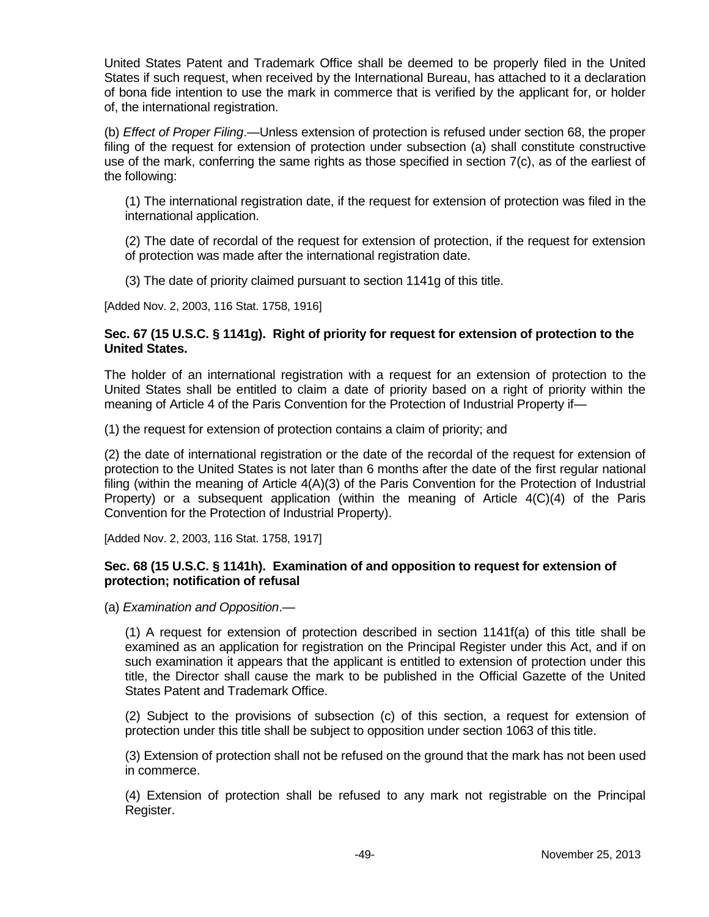United States Patent and Trademark Office shall be deemed to be properly filed in the United States if such request, when received by the International Bureau, has attached to it a declaration of bona fide intention to use the mark in commerce that is verified by the applicant for, or holder of, the international registration.

(b) *Effect of Proper Filing*.—Unless extension of protection is refused under section 68, the proper filing of the request for extension of protection under subsection (a) shall constitute constructive use of the mark, conferring the same rights as those specified in section 7(c), as of the earliest of the following:

> (1) The international registration date, if the request for extension of protection was filed in the international application.
>
> (2) The date of recordal of the request for extension of protection, if the request for extension of protection was made after the international registration date.
>
> (3) The date of priority claimed pursuant to section 1141g of this title.

[Added Nov. 2, 2003, 116 Stat. 1758, 1916]

### Sec. 67 (15 U.S.C. § 1141g). Right of priority for request for extension of protection to the United States.

The holder of an international registration with a request for an extension of protection to the United States shall be entitled to claim a date of priority based on a right of priority within the meaning of Article 4 of the Paris Convention for the Protection of Industrial Property if—

(1) the request for extension of protection contains a claim of priority; and

(2) the date of international registration or the date of the recordal of the request for extension of protection to the United States is not later than 6 months after the date of the first regular national filing (within the meaning of Article 4(A)(3) of the Paris Convention for the Protection of Industrial Property) or a subsequent application (within the meaning of Article 4(C)(4) of the Paris Convention for the Protection of Industrial Property).

[Added Nov. 2, 2003, 116 Stat. 1758, 1917]

### Sec. 68 (15 U.S.C. § 1141h). Examination of and opposition to request for extension of protection; notification of refusal

(a) *Examination and Opposition*.—

> (1) A request for extension of protection described in section 1141f(a) of this title shall be examined as an application for registration on the Principal Register under this Act, and if on such examination it appears that the applicant is entitled to extension of protection under this title, the Director shall cause the mark to be published in the Official Gazette of the United States Patent and Trademark Office.
>
> (2) Subject to the provisions of subsection (c) of this section, a request for extension of protection under this title shall be subject to opposition under section 1063 of this title.
>
> (3) Extension of protection shall not be refused on the ground that the mark has not been used in commerce.
>
> (4) Extension of protection shall be refused to any mark not registrable on the Principal Register.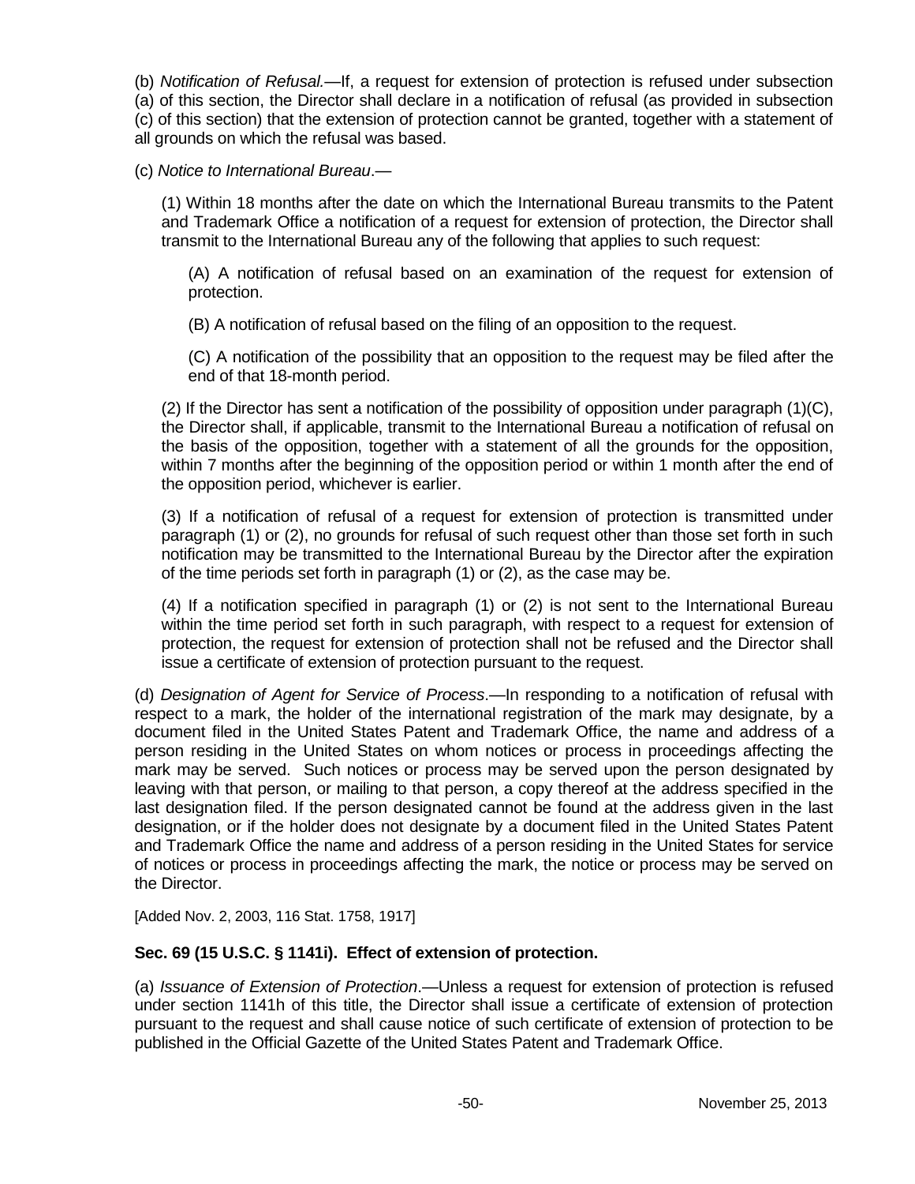(b) *Notification of Refusal.*—If, a request for extension of protection is refused under subsection (a) of this section, the Director shall declare in a notification of refusal (as provided in subsection (c) of this section) that the extension of protection cannot be granted, together with a statement of all grounds on which the refusal was based.

(c) *Notice to International Bureau*.—

(1) Within 18 months after the date on which the International Bureau transmits to the Patent and Trademark Office a notification of a request for extension of protection, the Director shall transmit to the International Bureau any of the following that applies to such request:

(A) A notification of refusal based on an examination of the request for extension of protection.

(B) A notification of refusal based on the filing of an opposition to the request.

(C) A notification of the possibility that an opposition to the request may be filed after the end of that 18-month period.

(2) If the Director has sent a notification of the possibility of opposition under paragraph (1)(C), the Director shall, if applicable, transmit to the International Bureau a notification of refusal on the basis of the opposition, together with a statement of all the grounds for the opposition, within 7 months after the beginning of the opposition period or within 1 month after the end of the opposition period, whichever is earlier.

(3) If a notification of refusal of a request for extension of protection is transmitted under paragraph (1) or (2), no grounds for refusal of such request other than those set forth in such notification may be transmitted to the International Bureau by the Director after the expiration of the time periods set forth in paragraph (1) or (2), as the case may be.

(4) If a notification specified in paragraph (1) or (2) is not sent to the International Bureau within the time period set forth in such paragraph, with respect to a request for extension of protection, the request for extension of protection shall not be refused and the Director shall issue a certificate of extension of protection pursuant to the request.

(d) *Designation of Agent for Service of Process*.—In responding to a notification of refusal with respect to a mark, the holder of the international registration of the mark may designate, by a document filed in the United States Patent and Trademark Office, the name and address of a person residing in the United States on whom notices or process in proceedings affecting the mark may be served. Such notices or process may be served upon the person designated by leaving with that person, or mailing to that person, a copy thereof at the address specified in the last designation filed. If the person designated cannot be found at the address given in the last designation, or if the holder does not designate by a document filed in the United States Patent and Trademark Office the name and address of a person residing in the United States for service of notices or process in proceedings affecting the mark, the notice or process may be served on the Director.

[Added Nov. 2, 2003, 116 Stat. 1758, 1917]

### Sec. 69 (15 U.S.C. § 1141i). Effect of extension of protection.

(a) *Issuance of Extension of Protection*.—Unless a request for extension of protection is refused under section 1141h of this title, the Director shall issue a certificate of extension of protection pursuant to the request and shall cause notice of such certificate of extension of protection to be published in the Official Gazette of the United States Patent and Trademark Office.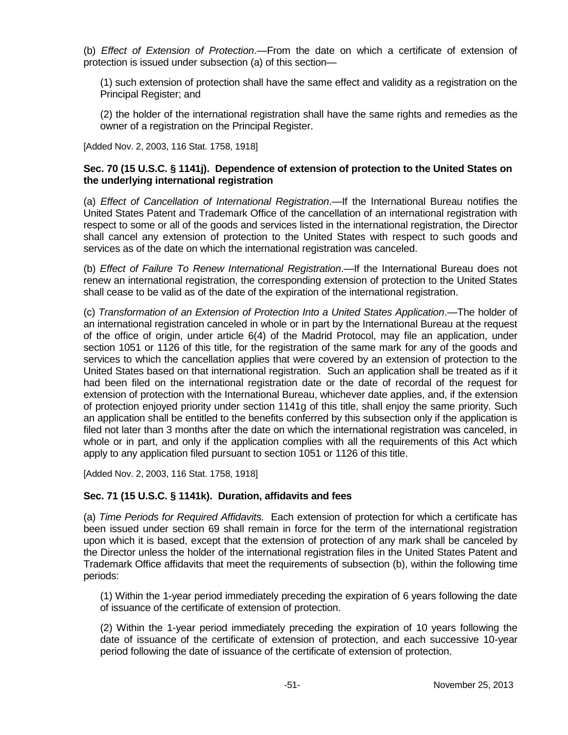(b) *Effect of Extension of Protection*.—From the date on which a certificate of extension of protection is issued under subsection (a) of this section—

(1) such extension of protection shall have the same effect and validity as a registration on the Principal Register; and

(2) the holder of the international registration shall have the same rights and remedies as the owner of a registration on the Principal Register.

[Added Nov. 2, 2003, 116 Stat. 1758, 1918]

### Sec. 70 (15 U.S.C. § 1141j). Dependence of extension of protection to the United States on the underlying international registration

(a) *Effect of Cancellation of International Registration*.—If the International Bureau notifies the United States Patent and Trademark Office of the cancellation of an international registration with respect to some or all of the goods and services listed in the international registration, the Director shall cancel any extension of protection to the United States with respect to such goods and services as of the date on which the international registration was canceled.

(b) *Effect of Failure To Renew International Registration*.—If the International Bureau does not renew an international registration, the corresponding extension of protection to the United States shall cease to be valid as of the date of the expiration of the international registration.

(c) *Transformation of an Extension of Protection Into a United States Application*.—The holder of an international registration canceled in whole or in part by the International Bureau at the request of the office of origin, under article 6(4) of the Madrid Protocol, may file an application, under section 1051 or 1126 of this title, for the registration of the same mark for any of the goods and services to which the cancellation applies that were covered by an extension of protection to the United States based on that international registration. Such an application shall be treated as if it had been filed on the international registration date or the date of recordal of the request for extension of protection with the International Bureau, whichever date applies, and, if the extension of protection enjoyed priority under section 1141g of this title, shall enjoy the same priority. Such an application shall be entitled to the benefits conferred by this subsection only if the application is filed not later than 3 months after the date on which the international registration was canceled, in whole or in part, and only if the application complies with all the requirements of this Act which apply to any application filed pursuant to section 1051 or 1126 of this title.

[Added Nov. 2, 2003, 116 Stat. 1758, 1918]

### Sec. 71 (15 U.S.C. § 1141k). Duration, affidavits and fees

(a) *Time Periods for Required Affidavits.* Each extension of protection for which a certificate has been issued under section 69 shall remain in force for the term of the international registration upon which it is based, except that the extension of protection of any mark shall be canceled by the Director unless the holder of the international registration files in the United States Patent and Trademark Office affidavits that meet the requirements of subsection (b), within the following time periods:

(1) Within the 1-year period immediately preceding the expiration of 6 years following the date of issuance of the certificate of extension of protection.

(2) Within the 1-year period immediately preceding the expiration of 10 years following the date of issuance of the certificate of extension of protection, and each successive 10-year period following the date of issuance of the certificate of extension of protection.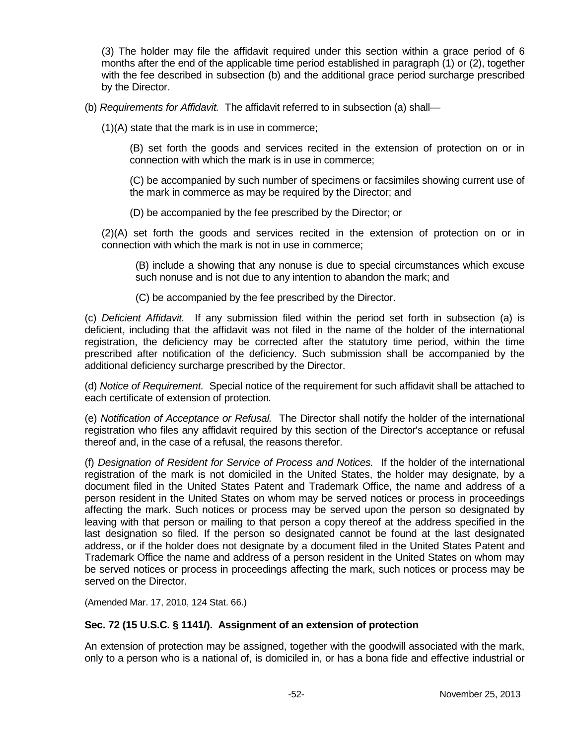(3) The holder may file the affidavit required under this section within a grace period of 6 months after the end of the applicable time period established in paragraph (1) or (2), together with the fee described in subsection (b) and the additional grace period surcharge prescribed by the Director.

(b) *Requirements for Affidavit.* The affidavit referred to in subsection (a) shall—

(1)(A) state that the mark is in use in commerce;

(B) set forth the goods and services recited in the extension of protection on or in connection with which the mark is in use in commerce;

(C) be accompanied by such number of specimens or facsimiles showing current use of the mark in commerce as may be required by the Director; and

(D) be accompanied by the fee prescribed by the Director; or

(2)(A) set forth the goods and services recited in the extension of protection on or in connection with which the mark is not in use in commerce;

(B) include a showing that any nonuse is due to special circumstances which excuse such nonuse and is not due to any intention to abandon the mark; and

(C) be accompanied by the fee prescribed by the Director.

(c) *Deficient Affidavit.* If any submission filed within the period set forth in subsection (a) is deficient, including that the affidavit was not filed in the name of the holder of the international registration, the deficiency may be corrected after the statutory time period, within the time prescribed after notification of the deficiency. Such submission shall be accompanied by the additional deficiency surcharge prescribed by the Director.

(d) *Notice of Requirement.* Special notice of the requirement for such affidavit shall be attached to each certificate of extension of protection.

(e) *Notification of Acceptance or Refusal.* The Director shall notify the holder of the international registration who files any affidavit required by this section of the Director's acceptance or refusal thereof and, in the case of a refusal, the reasons therefor.

(f) *Designation of Resident for Service of Process and Notices.* If the holder of the international registration of the mark is not domiciled in the United States, the holder may designate, by a document filed in the United States Patent and Trademark Office, the name and address of a person resident in the United States on whom may be served notices or process in proceedings affecting the mark. Such notices or process may be served upon the person so designated by leaving with that person or mailing to that person a copy thereof at the address specified in the last designation so filed. If the person so designated cannot be found at the last designated address, or if the holder does not designate by a document filed in the United States Patent and Trademark Office the name and address of a person resident in the United States on whom may be served notices or process in proceedings affecting the mark, such notices or process may be served on the Director.

(Amended Mar. 17, 2010, 124 Stat. 66.)

### Sec. 72 (15 U.S.C. § 1141*l*). Assignment of an extension of protection

An extension of protection may be assigned, together with the goodwill associated with the mark, only to a person who is a national of, is domiciled in, or has a bona fide and effective industrial or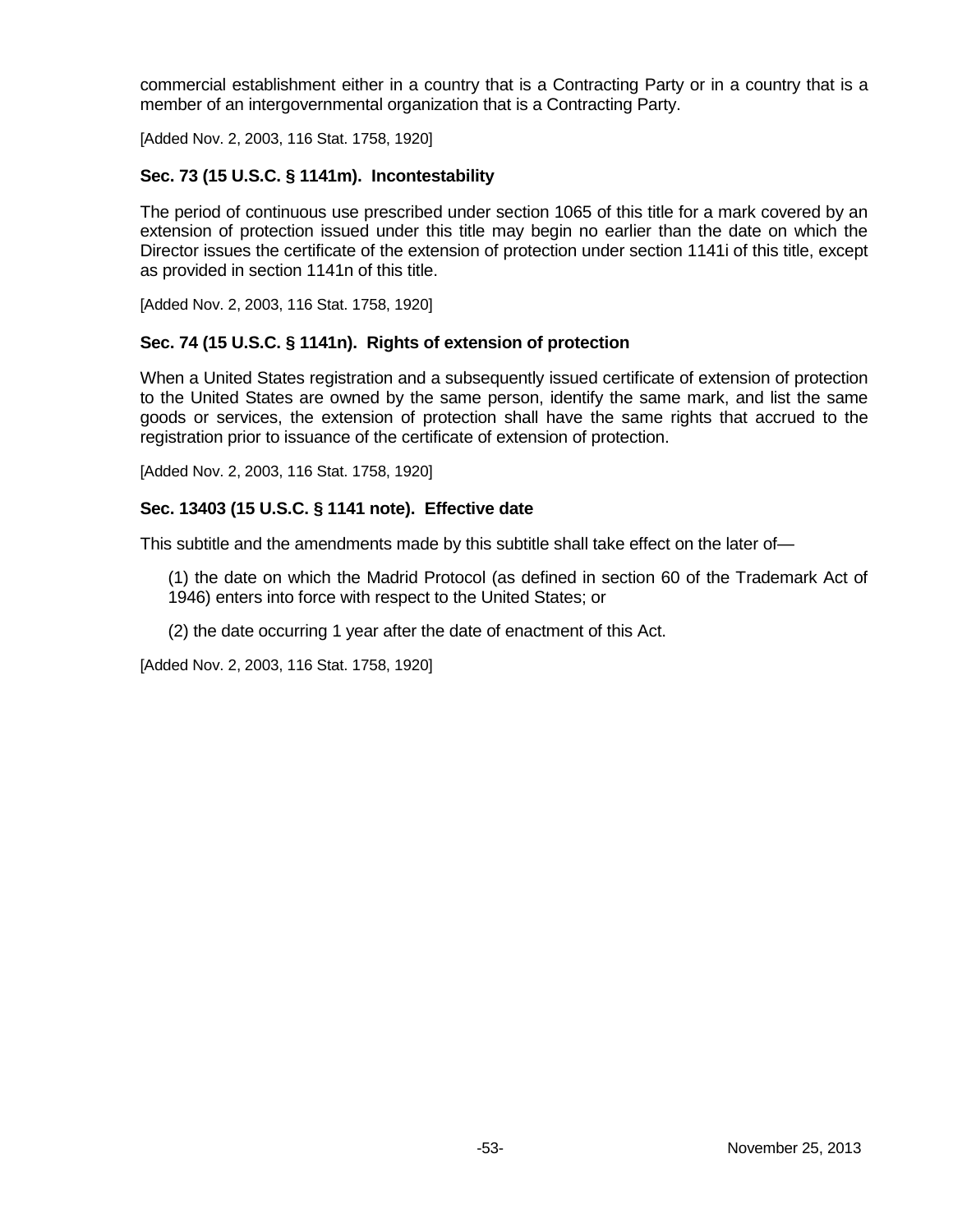commercial establishment either in a country that is a Contracting Party or in a country that is a member of an intergovernmental organization that is a Contracting Party.

[Added Nov. 2, 2003, 116 Stat. 1758, 1920]

### Sec. 73 (15 U.S.C. § 1141m). Incontestability

The period of continuous use prescribed under section 1065 of this title for a mark covered by an extension of protection issued under this title may begin no earlier than the date on which the Director issues the certificate of the extension of protection under section 1141i of this title, except as provided in section 1141n of this title.

[Added Nov. 2, 2003, 116 Stat. 1758, 1920]

### Sec. 74 (15 U.S.C. § 1141n). Rights of extension of protection

When a United States registration and a subsequently issued certificate of extension of protection to the United States are owned by the same person, identify the same mark, and list the same goods or services, the extension of protection shall have the same rights that accrued to the registration prior to issuance of the certificate of extension of protection.

[Added Nov. 2, 2003, 116 Stat. 1758, 1920]

### Sec. 13403 (15 U.S.C. § 1141 note). Effective date

This subtitle and the amendments made by this subtitle shall take effect on the later of—

(1) the date on which the Madrid Protocol (as defined in section 60 of the Trademark Act of 1946) enters into force with respect to the United States; or

(2) the date occurring 1 year after the date of enactment of this Act.

[Added Nov. 2, 2003, 116 Stat. 1758, 1920]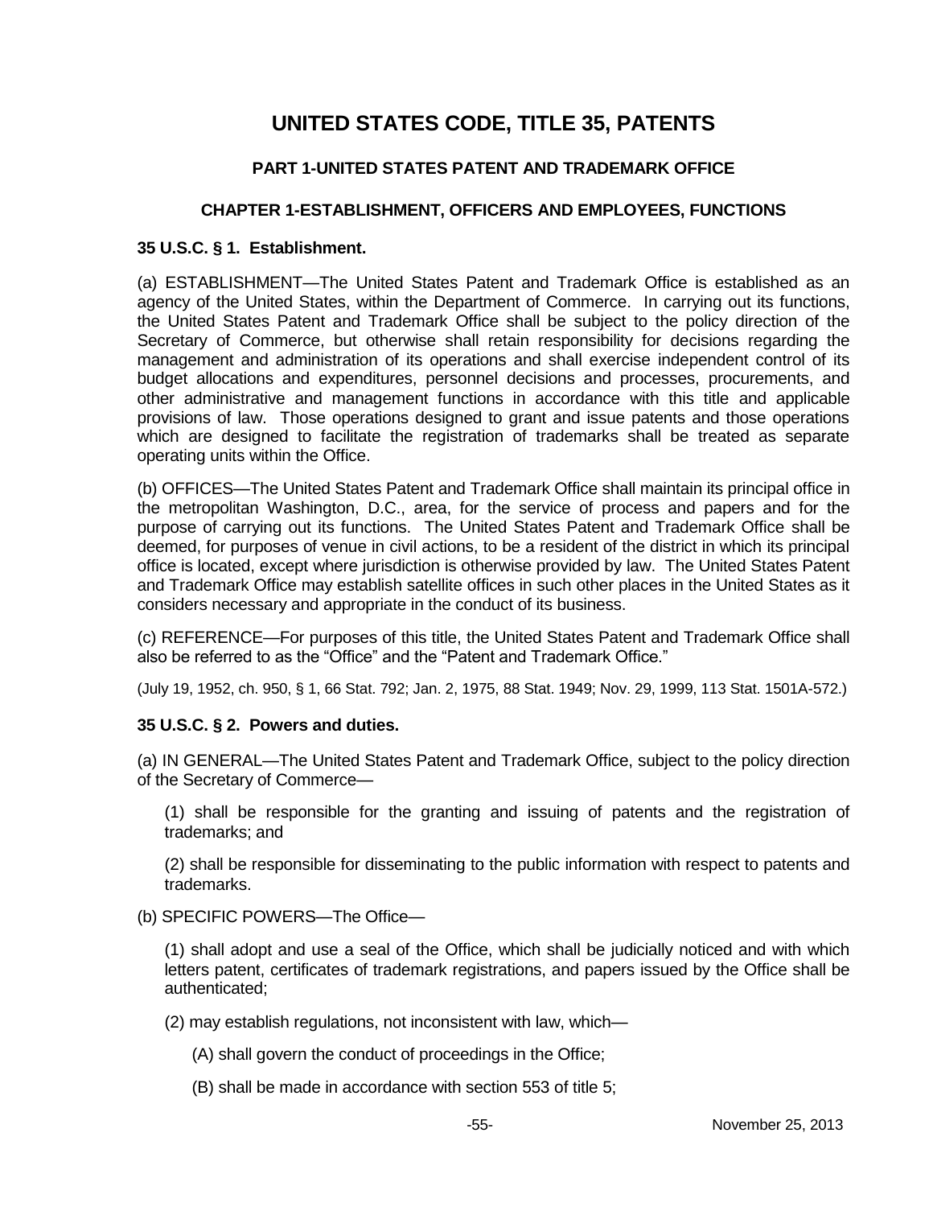# UNITED STATES CODE, TITLE 35, PATENTS

## PART 1-UNITED STATES PATENT AND TRADEMARK OFFICE

### CHAPTER 1-ESTABLISHMENT, OFFICERS AND EMPLOYEES, FUNCTIONS

**35 U.S.C. § 1. Establishment.**

(a) ESTABLISHMENT—The United States Patent and Trademark Office is established as an agency of the United States, within the Department of Commerce. In carrying out its functions, the United States Patent and Trademark Office shall be subject to the policy direction of the Secretary of Commerce, but otherwise shall retain responsibility for decisions regarding the management and administration of its operations and shall exercise independent control of its budget allocations and expenditures, personnel decisions and processes, procurements, and other administrative and management functions in accordance with this title and applicable provisions of law. Those operations designed to grant and issue patents and those operations which are designed to facilitate the registration of trademarks shall be treated as separate operating units within the Office.

(b) OFFICES—The United States Patent and Trademark Office shall maintain its principal office in the metropolitan Washington, D.C., area, for the service of process and papers and for the purpose of carrying out its functions. The United States Patent and Trademark Office shall be deemed, for purposes of venue in civil actions, to be a resident of the district in which its principal office is located, except where jurisdiction is otherwise provided by law. The United States Patent and Trademark Office may establish satellite offices in such other places in the United States as it considers necessary and appropriate in the conduct of its business.

(c) REFERENCE—For purposes of this title, the United States Patent and Trademark Office shall also be referred to as the "Office" and the "Patent and Trademark Office."

(July 19, 1952, ch. 950, § 1, 66 Stat. 792; Jan. 2, 1975, 88 Stat. 1949; Nov. 29, 1999, 113 Stat. 1501A-572.)

**35 U.S.C. § 2. Powers and duties.**

(a) IN GENERAL—The United States Patent and Trademark Office, subject to the policy direction of the Secretary of Commerce—

(1) shall be responsible for the granting and issuing of patents and the registration of trademarks; and

(2) shall be responsible for disseminating to the public information with respect to patents and trademarks.

(b) SPECIFIC POWERS—The Office—

(1) shall adopt and use a seal of the Office, which shall be judicially noticed and with which letters patent, certificates of trademark registrations, and papers issued by the Office shall be authenticated;

(2) may establish regulations, not inconsistent with law, which—

(A) shall govern the conduct of proceedings in the Office;

(B) shall be made in accordance with section 553 of title 5;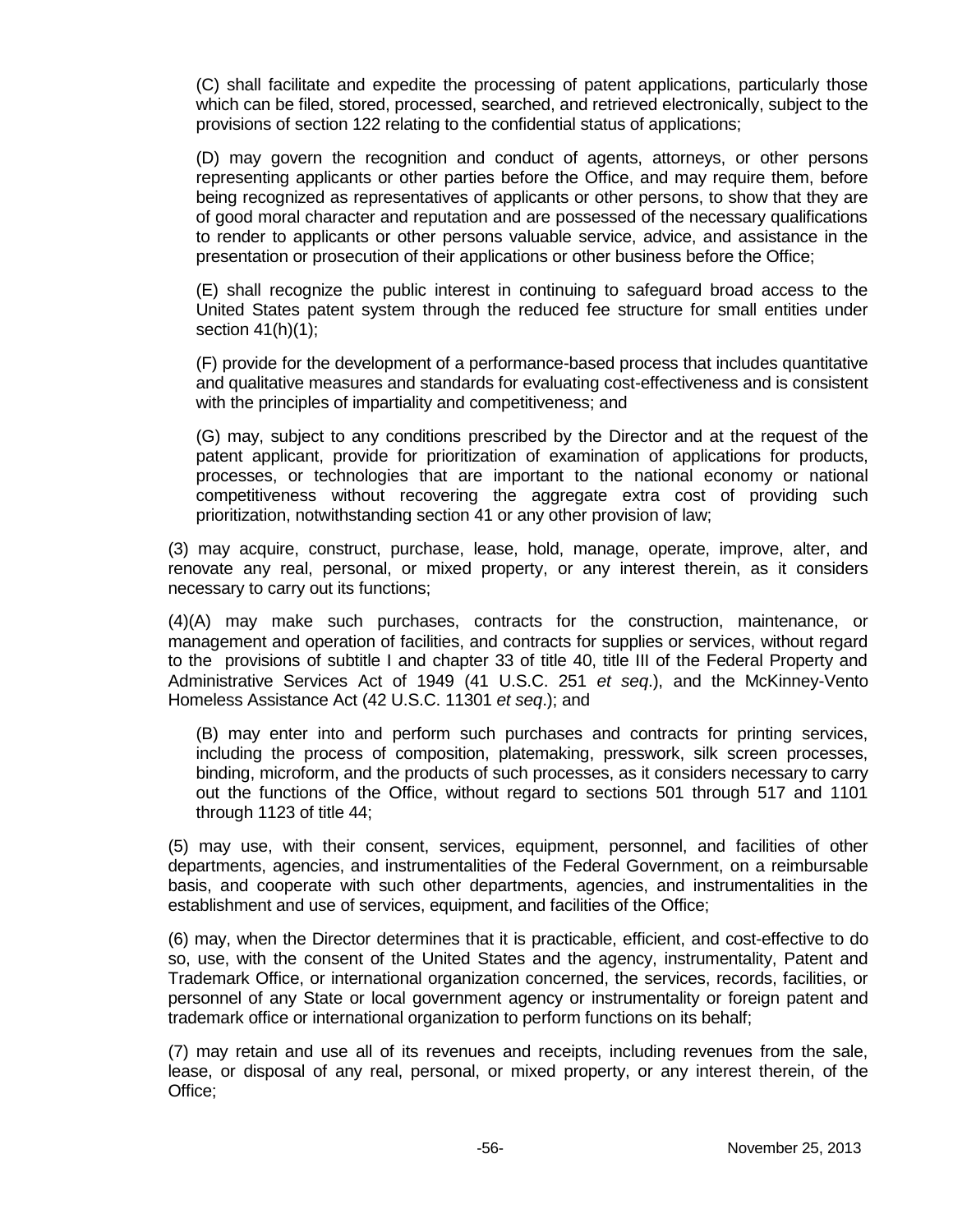(C) shall facilitate and expedite the processing of patent applications, particularly those which can be filed, stored, processed, searched, and retrieved electronically, subject to the provisions of section 122 relating to the confidential status of applications;

(D) may govern the recognition and conduct of agents, attorneys, or other persons representing applicants or other parties before the Office, and may require them, before being recognized as representatives of applicants or other persons, to show that they are of good moral character and reputation and are possessed of the necessary qualifications to render to applicants or other persons valuable service, advice, and assistance in the presentation or prosecution of their applications or other business before the Office;

(E) shall recognize the public interest in continuing to safeguard broad access to the United States patent system through the reduced fee structure for small entities under section 41(h)(1);

(F) provide for the development of a performance-based process that includes quantitative and qualitative measures and standards for evaluating cost-effectiveness and is consistent with the principles of impartiality and competitiveness; and

(G) may, subject to any conditions prescribed by the Director and at the request of the patent applicant, provide for prioritization of examination of applications for products, processes, or technologies that are important to the national economy or national competitiveness without recovering the aggregate extra cost of providing such prioritization, notwithstanding section 41 or any other provision of law;

(3) may acquire, construct, purchase, lease, hold, manage, operate, improve, alter, and renovate any real, personal, or mixed property, or any interest therein, as it considers necessary to carry out its functions;

(4)(A) may make such purchases, contracts for the construction, maintenance, or management and operation of facilities, and contracts for supplies or services, without regard to the provisions of subtitle I and chapter 33 of title 40, title III of the Federal Property and Administrative Services Act of 1949 (41 U.S.C. 251 *et seq*.), and the McKinney-Vento Homeless Assistance Act (42 U.S.C. 11301 *et seq*.); and

(B) may enter into and perform such purchases and contracts for printing services, including the process of composition, platemaking, presswork, silk screen processes, binding, microform, and the products of such processes, as it considers necessary to carry out the functions of the Office, without regard to sections 501 through 517 and 1101 through 1123 of title 44;

(5) may use, with their consent, services, equipment, personnel, and facilities of other departments, agencies, and instrumentalities of the Federal Government, on a reimbursable basis, and cooperate with such other departments, agencies, and instrumentalities in the establishment and use of services, equipment, and facilities of the Office;

(6) may, when the Director determines that it is practicable, efficient, and cost-effective to do so, use, with the consent of the United States and the agency, instrumentality, Patent and Trademark Office, or international organization concerned, the services, records, facilities, or personnel of any State or local government agency or instrumentality or foreign patent and trademark office or international organization to perform functions on its behalf;

(7) may retain and use all of its revenues and receipts, including revenues from the sale, lease, or disposal of any real, personal, or mixed property, or any interest therein, of the Office;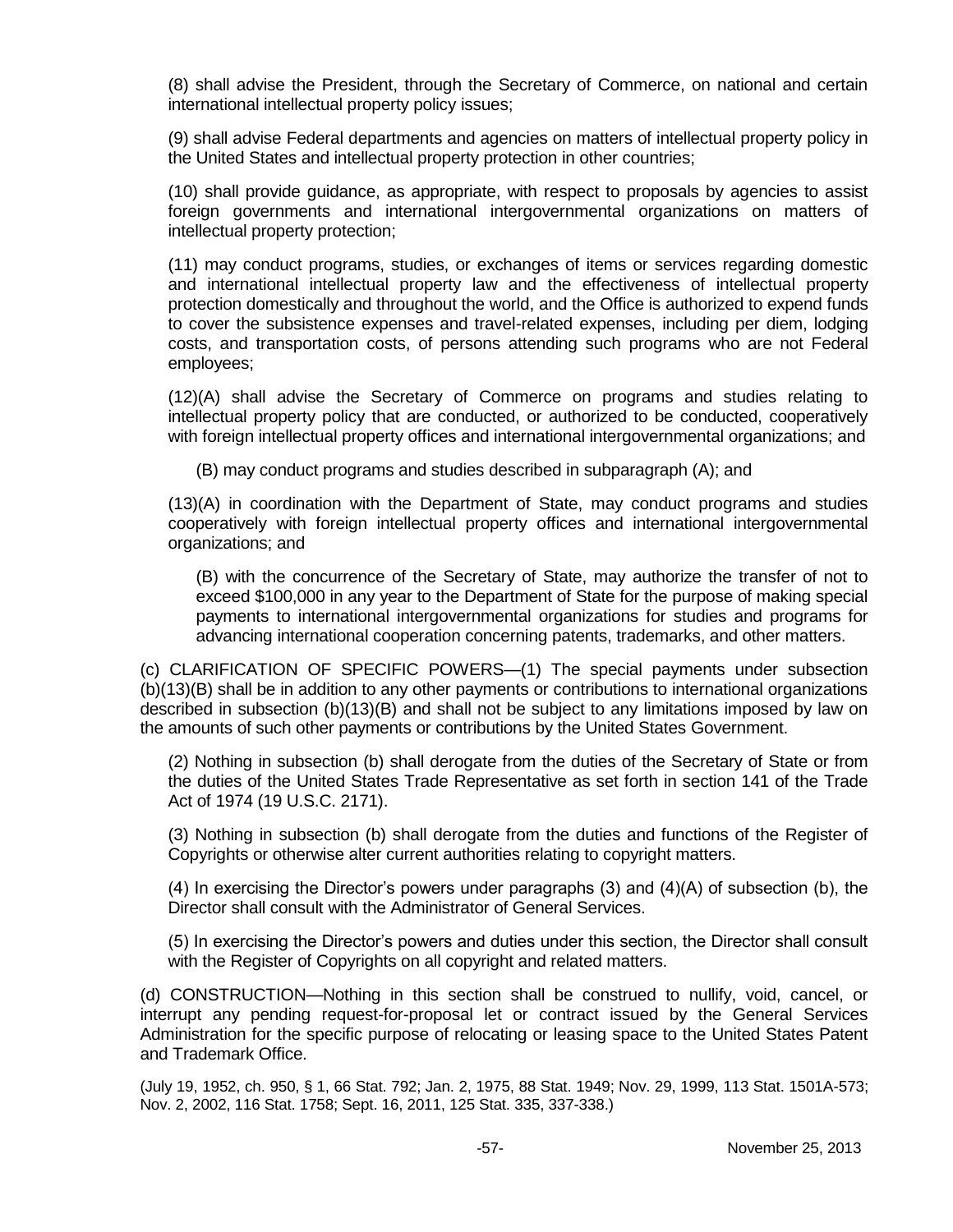(8) shall advise the President, through the Secretary of Commerce, on national and certain international intellectual property policy issues;

(9) shall advise Federal departments and agencies on matters of intellectual property policy in the United States and intellectual property protection in other countries;

(10) shall provide guidance, as appropriate, with respect to proposals by agencies to assist foreign governments and international intergovernmental organizations on matters of intellectual property protection;

(11) may conduct programs, studies, or exchanges of items or services regarding domestic and international intellectual property law and the effectiveness of intellectual property protection domestically and throughout the world, and the Office is authorized to expend funds to cover the subsistence expenses and travel-related expenses, including per diem, lodging costs, and transportation costs, of persons attending such programs who are not Federal employees;

(12)(A) shall advise the Secretary of Commerce on programs and studies relating to intellectual property policy that are conducted, or authorized to be conducted, cooperatively with foreign intellectual property offices and international intergovernmental organizations; and

(B) may conduct programs and studies described in subparagraph (A); and

(13)(A) in coordination with the Department of State, may conduct programs and studies cooperatively with foreign intellectual property offices and international intergovernmental organizations; and

(B) with the concurrence of the Secretary of State, may authorize the transfer of not to exceed $100,000 in any year to the Department of State for the purpose of making special payments to international intergovernmental organizations for studies and programs for advancing international cooperation concerning patents, trademarks, and other matters.

(c) CLARIFICATION OF SPECIFIC POWERS—(1) The special payments under subsection (b)(13)(B) shall be in addition to any other payments or contributions to international organizations described in subsection (b)(13)(B) and shall not be subject to any limitations imposed by law on the amounts of such other payments or contributions by the United States Government.

(2) Nothing in subsection (b) shall derogate from the duties of the Secretary of State or from the duties of the United States Trade Representative as set forth in section 141 of the Trade Act of 1974 (19 U.S.C. 2171).

(3) Nothing in subsection (b) shall derogate from the duties and functions of the Register of Copyrights or otherwise alter current authorities relating to copyright matters.

(4) In exercising the Director's powers under paragraphs (3) and (4)(A) of subsection (b), the Director shall consult with the Administrator of General Services.

(5) In exercising the Director's powers and duties under this section, the Director shall consult with the Register of Copyrights on all copyright and related matters.

(d) CONSTRUCTION—Nothing in this section shall be construed to nullify, void, cancel, or interrupt any pending request-for-proposal let or contract issued by the General Services Administration for the specific purpose of relocating or leasing space to the United States Patent and Trademark Office.

(July 19, 1952, ch. 950, § 1, 66 Stat. 792; Jan. 2, 1975, 88 Stat. 1949; Nov. 29, 1999, 113 Stat. 1501A-573; Nov. 2, 2002, 116 Stat. 1758; Sept. 16, 2011, 125 Stat. 335, 337-338.)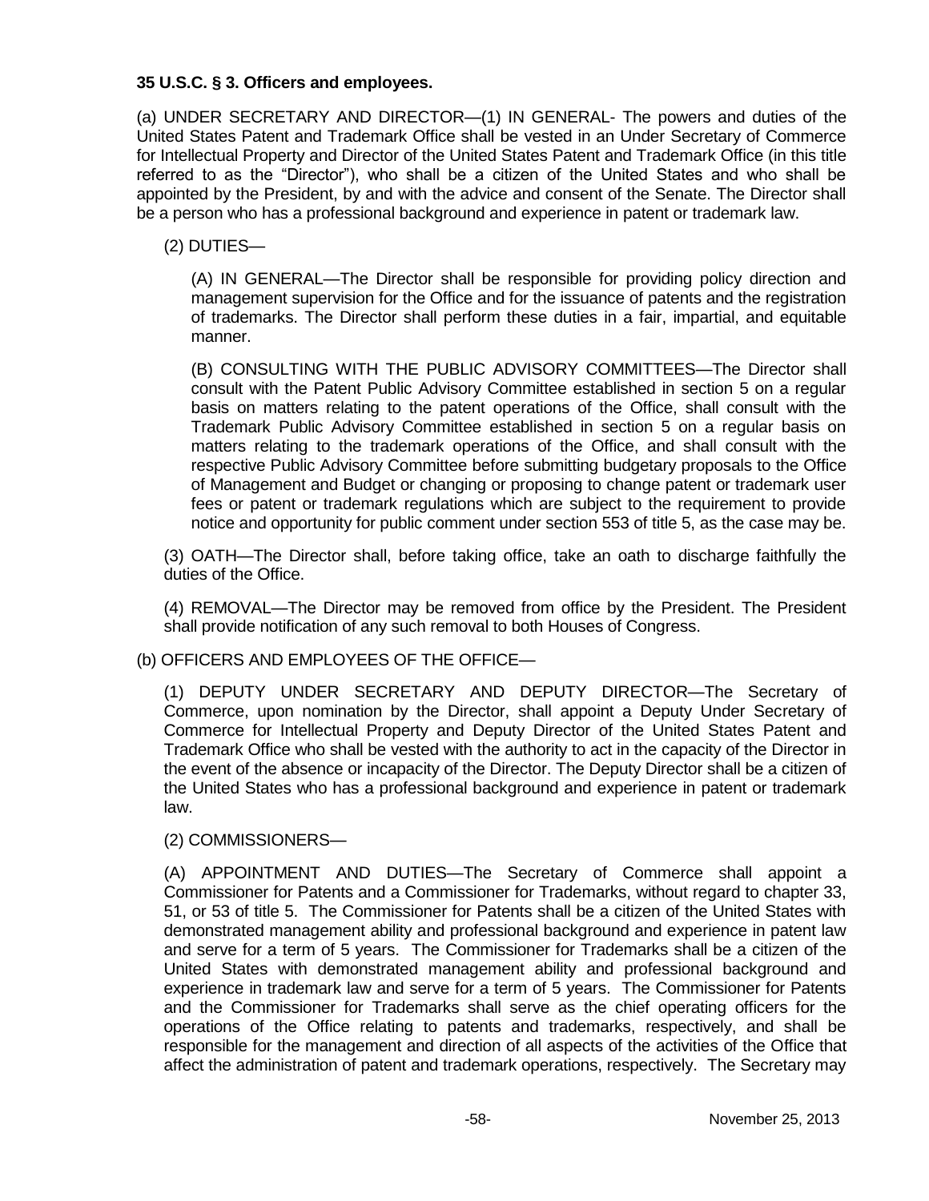**35 U.S.C. § 3. Officers and employees.**

(a) UNDER SECRETARY AND DIRECTOR—(1) IN GENERAL- The powers and duties of the United States Patent and Trademark Office shall be vested in an Under Secretary of Commerce for Intellectual Property and Director of the United States Patent and Trademark Office (in this title referred to as the "Director"), who shall be a citizen of the United States and who shall be appointed by the President, by and with the advice and consent of the Senate. The Director shall be a person who has a professional background and experience in patent or trademark law.

(2) DUTIES—

(A) IN GENERAL—The Director shall be responsible for providing policy direction and management supervision for the Office and for the issuance of patents and the registration of trademarks. The Director shall perform these duties in a fair, impartial, and equitable manner.

(B) CONSULTING WITH THE PUBLIC ADVISORY COMMITTEES—The Director shall consult with the Patent Public Advisory Committee established in section 5 on a regular basis on matters relating to the patent operations of the Office, shall consult with the Trademark Public Advisory Committee established in section 5 on a regular basis on matters relating to the trademark operations of the Office, and shall consult with the respective Public Advisory Committee before submitting budgetary proposals to the Office of Management and Budget or changing or proposing to change patent or trademark user fees or patent or trademark regulations which are subject to the requirement to provide notice and opportunity for public comment under section 553 of title 5, as the case may be.

(3) OATH—The Director shall, before taking office, take an oath to discharge faithfully the duties of the Office.

(4) REMOVAL—The Director may be removed from office by the President. The President shall provide notification of any such removal to both Houses of Congress.

(b) OFFICERS AND EMPLOYEES OF THE OFFICE—

(1) DEPUTY UNDER SECRETARY AND DEPUTY DIRECTOR—The Secretary of Commerce, upon nomination by the Director, shall appoint a Deputy Under Secretary of Commerce for Intellectual Property and Deputy Director of the United States Patent and Trademark Office who shall be vested with the authority to act in the capacity of the Director in the event of the absence or incapacity of the Director. The Deputy Director shall be a citizen of the United States who has a professional background and experience in patent or trademark law.

(2) COMMISSIONERS—

(A) APPOINTMENT AND DUTIES—The Secretary of Commerce shall appoint a Commissioner for Patents and a Commissioner for Trademarks, without regard to chapter 33, 51, or 53 of title 5. The Commissioner for Patents shall be a citizen of the United States with demonstrated management ability and professional background and experience in patent law and serve for a term of 5 years. The Commissioner for Trademarks shall be a citizen of the United States with demonstrated management ability and professional background and experience in trademark law and serve for a term of 5 years. The Commissioner for Patents and the Commissioner for Trademarks shall serve as the chief operating officers for the operations of the Office relating to patents and trademarks, respectively, and shall be responsible for the management and direction of all aspects of the activities of the Office that affect the administration of patent and trademark operations, respectively. The Secretary may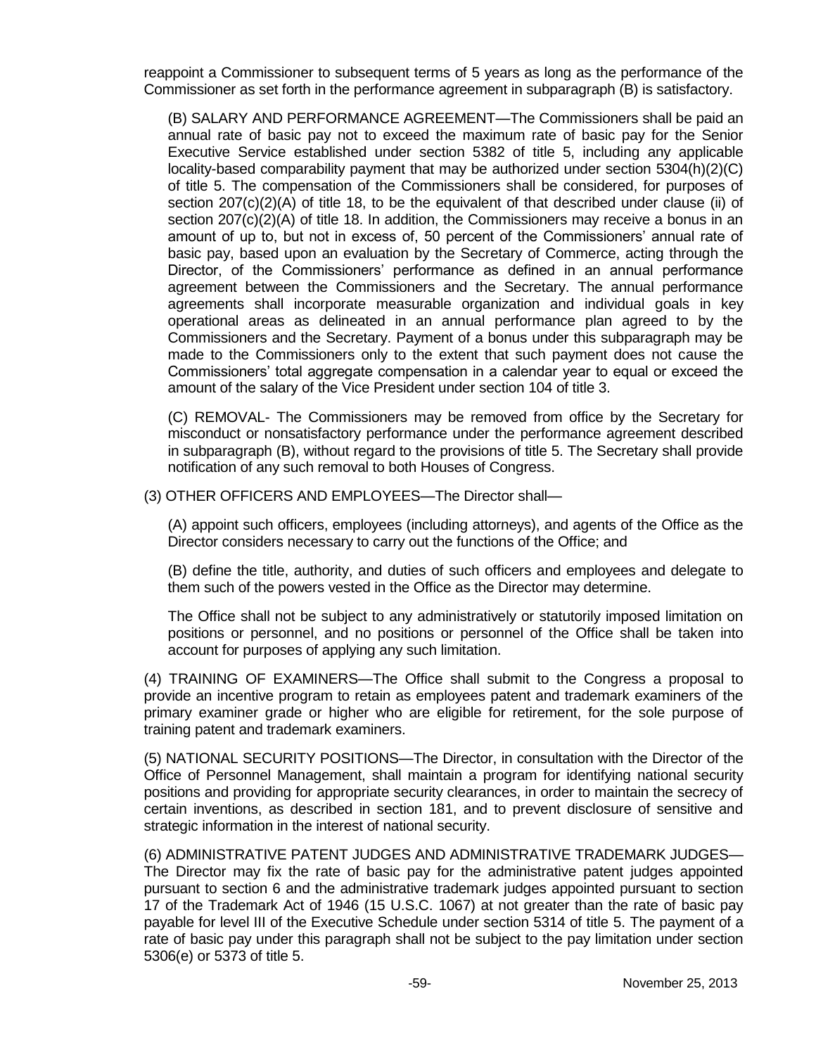reappoint a Commissioner to subsequent terms of 5 years as long as the performance of the Commissioner as set forth in the performance agreement in subparagraph (B) is satisfactory.

(B) SALARY AND PERFORMANCE AGREEMENT—The Commissioners shall be paid an annual rate of basic pay not to exceed the maximum rate of basic pay for the Senior Executive Service established under section 5382 of title 5, including any applicable locality-based comparability payment that may be authorized under section 5304(h)(2)(C) of title 5. The compensation of the Commissioners shall be considered, for purposes of section 207(c)(2)(A) of title 18, to be the equivalent of that described under clause (ii) of section 207(c)(2)(A) of title 18. In addition, the Commissioners may receive a bonus in an amount of up to, but not in excess of, 50 percent of the Commissioners' annual rate of basic pay, based upon an evaluation by the Secretary of Commerce, acting through the Director, of the Commissioners' performance as defined in an annual performance agreement between the Commissioners and the Secretary. The annual performance agreements shall incorporate measurable organization and individual goals in key operational areas as delineated in an annual performance plan agreed to by the Commissioners and the Secretary. Payment of a bonus under this subparagraph may be made to the Commissioners only to the extent that such payment does not cause the Commissioners' total aggregate compensation in a calendar year to equal or exceed the amount of the salary of the Vice President under section 104 of title 3.

(C) REMOVAL- The Commissioners may be removed from office by the Secretary for misconduct or nonsatisfactory performance under the performance agreement described in subparagraph (B), without regard to the provisions of title 5. The Secretary shall provide notification of any such removal to both Houses of Congress.

(3) OTHER OFFICERS AND EMPLOYEES—The Director shall—

(A) appoint such officers, employees (including attorneys), and agents of the Office as the Director considers necessary to carry out the functions of the Office; and

(B) define the title, authority, and duties of such officers and employees and delegate to them such of the powers vested in the Office as the Director may determine.

The Office shall not be subject to any administratively or statutorily imposed limitation on positions or personnel, and no positions or personnel of the Office shall be taken into account for purposes of applying any such limitation.

(4) TRAINING OF EXAMINERS—The Office shall submit to the Congress a proposal to provide an incentive program to retain as employees patent and trademark examiners of the primary examiner grade or higher who are eligible for retirement, for the sole purpose of training patent and trademark examiners.

(5) NATIONAL SECURITY POSITIONS—The Director, in consultation with the Director of the Office of Personnel Management, shall maintain a program for identifying national security positions and providing for appropriate security clearances, in order to maintain the secrecy of certain inventions, as described in section 181, and to prevent disclosure of sensitive and strategic information in the interest of national security.

(6) ADMINISTRATIVE PATENT JUDGES AND ADMINISTRATIVE TRADEMARK JUDGES—The Director may fix the rate of basic pay for the administrative patent judges appointed pursuant to section 6 and the administrative trademark judges appointed pursuant to section 17 of the Trademark Act of 1946 (15 U.S.C. 1067) at not greater than the rate of basic pay payable for level III of the Executive Schedule under section 5314 of title 5. The payment of a rate of basic pay under this paragraph shall not be subject to the pay limitation under section 5306(e) or 5373 of title 5.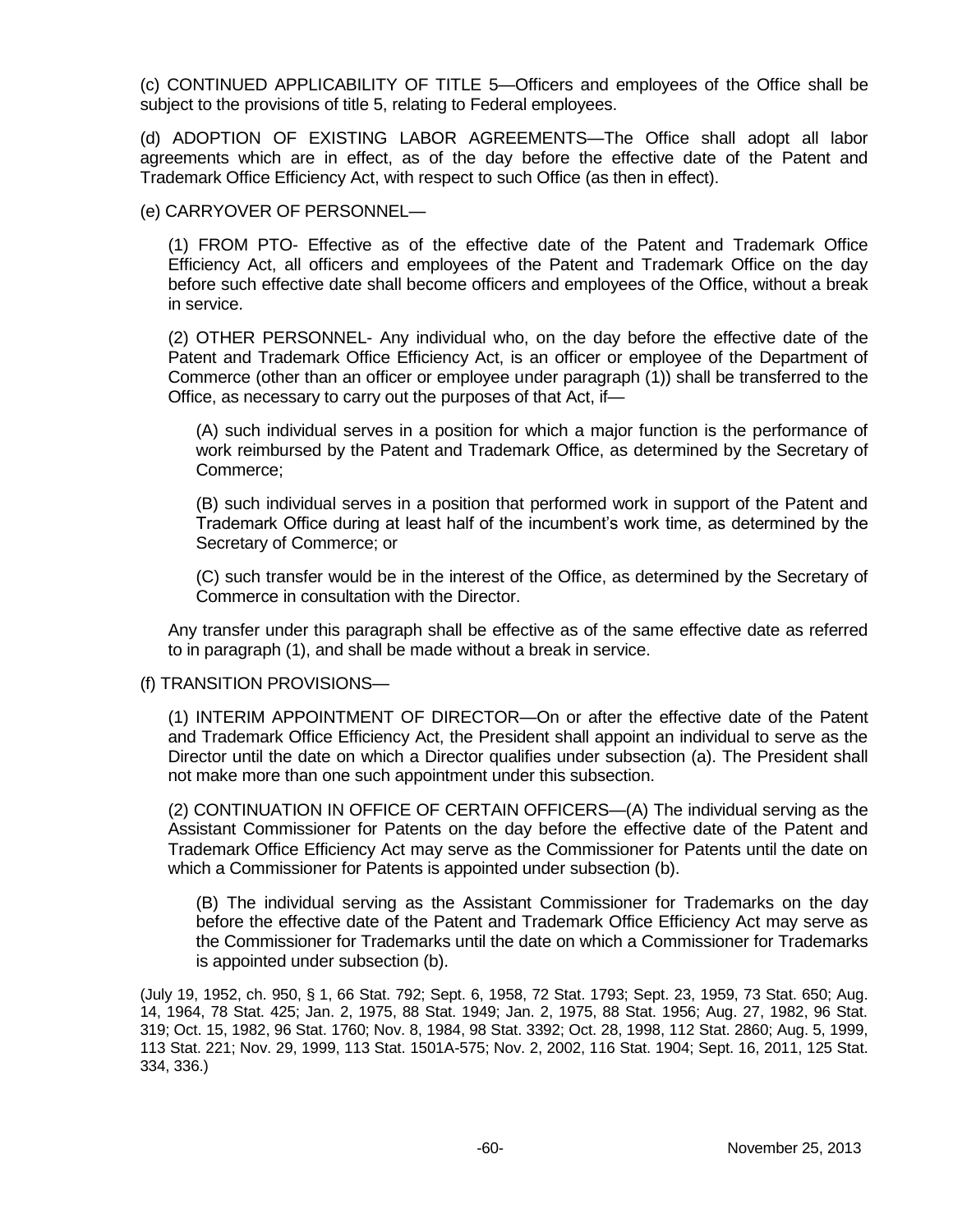(c) CONTINUED APPLICABILITY OF TITLE 5—Officers and employees of the Office shall be subject to the provisions of title 5, relating to Federal employees.

(d) ADOPTION OF EXISTING LABOR AGREEMENTS—The Office shall adopt all labor agreements which are in effect, as of the day before the effective date of the Patent and Trademark Office Efficiency Act, with respect to such Office (as then in effect).

(e) CARRYOVER OF PERSONNEL—

(1) FROM PTO- Effective as of the effective date of the Patent and Trademark Office Efficiency Act, all officers and employees of the Patent and Trademark Office on the day before such effective date shall become officers and employees of the Office, without a break in service.

(2) OTHER PERSONNEL- Any individual who, on the day before the effective date of the Patent and Trademark Office Efficiency Act, is an officer or employee of the Department of Commerce (other than an officer or employee under paragraph (1)) shall be transferred to the Office, as necessary to carry out the purposes of that Act, if—

(A) such individual serves in a position for which a major function is the performance of work reimbursed by the Patent and Trademark Office, as determined by the Secretary of Commerce;

(B) such individual serves in a position that performed work in support of the Patent and Trademark Office during at least half of the incumbent's work time, as determined by the Secretary of Commerce; or

(C) such transfer would be in the interest of the Office, as determined by the Secretary of Commerce in consultation with the Director.

Any transfer under this paragraph shall be effective as of the same effective date as referred to in paragraph (1), and shall be made without a break in service.

(f) TRANSITION PROVISIONS—

(1) INTERIM APPOINTMENT OF DIRECTOR—On or after the effective date of the Patent and Trademark Office Efficiency Act, the President shall appoint an individual to serve as the Director until the date on which a Director qualifies under subsection (a). The President shall not make more than one such appointment under this subsection.

(2) CONTINUATION IN OFFICE OF CERTAIN OFFICERS—(A) The individual serving as the Assistant Commissioner for Patents on the day before the effective date of the Patent and Trademark Office Efficiency Act may serve as the Commissioner for Patents until the date on which a Commissioner for Patents is appointed under subsection (b).

(B) The individual serving as the Assistant Commissioner for Trademarks on the day before the effective date of the Patent and Trademark Office Efficiency Act may serve as the Commissioner for Trademarks until the date on which a Commissioner for Trademarks is appointed under subsection (b).

(July 19, 1952, ch. 950, § 1, 66 Stat. 792; Sept. 6, 1958, 72 Stat. 1793; Sept. 23, 1959, 73 Stat. 650; Aug. 14, 1964, 78 Stat. 425; Jan. 2, 1975, 88 Stat. 1949; Jan. 2, 1975, 88 Stat. 1956; Aug. 27, 1982, 96 Stat. 319; Oct. 15, 1982, 96 Stat. 1760; Nov. 8, 1984, 98 Stat. 3392; Oct. 28, 1998, 112 Stat. 2860; Aug. 5, 1999, 113 Stat. 221; Nov. 29, 1999, 113 Stat. 1501A-575; Nov. 2, 2002, 116 Stat. 1904; Sept. 16, 2011, 125 Stat. 334, 336.)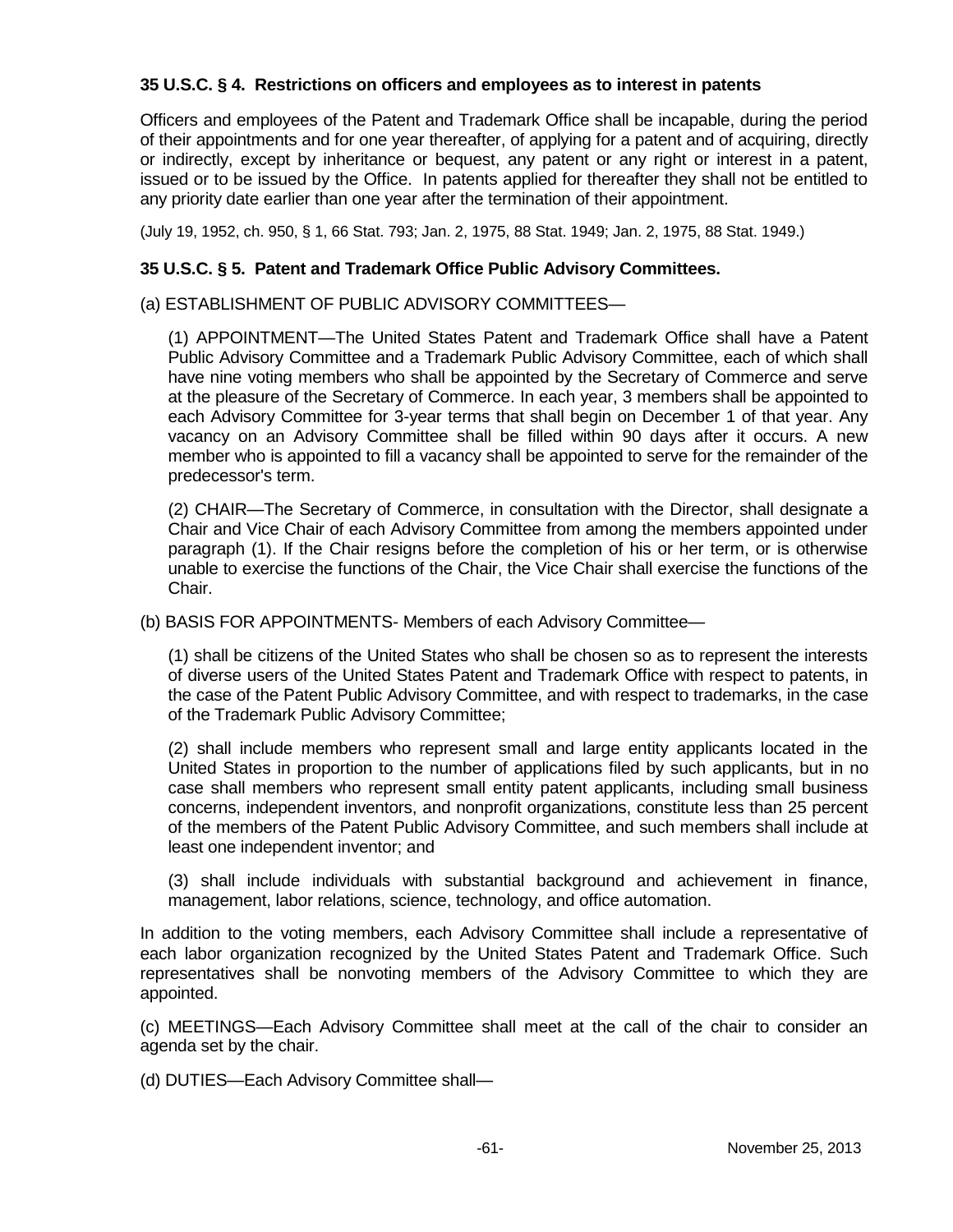### 35 U.S.C. § 4. Restrictions on officers and employees as to interest in patents

Officers and employees of the Patent and Trademark Office shall be incapable, during the period of their appointments and for one year thereafter, of applying for a patent and of acquiring, directly or indirectly, except by inheritance or bequest, any patent or any right or interest in a patent, issued or to be issued by the Office. In patents applied for thereafter they shall not be entitled to any priority date earlier than one year after the termination of their appointment.

(July 19, 1952, ch. 950, § 1, 66 Stat. 793; Jan. 2, 1975, 88 Stat. 1949; Jan. 2, 1975, 88 Stat. 1949.)

### 35 U.S.C. § 5. Patent and Trademark Office Public Advisory Committees.

(a) ESTABLISHMENT OF PUBLIC ADVISORY COMMITTEES—

(1) APPOINTMENT—The United States Patent and Trademark Office shall have a Patent Public Advisory Committee and a Trademark Public Advisory Committee, each of which shall have nine voting members who shall be appointed by the Secretary of Commerce and serve at the pleasure of the Secretary of Commerce. In each year, 3 members shall be appointed to each Advisory Committee for 3-year terms that shall begin on December 1 of that year. Any vacancy on an Advisory Committee shall be filled within 90 days after it occurs. A new member who is appointed to fill a vacancy shall be appointed to serve for the remainder of the predecessor's term.

(2) CHAIR—The Secretary of Commerce, in consultation with the Director, shall designate a Chair and Vice Chair of each Advisory Committee from among the members appointed under paragraph (1). If the Chair resigns before the completion of his or her term, or is otherwise unable to exercise the functions of the Chair, the Vice Chair shall exercise the functions of the Chair.

(b) BASIS FOR APPOINTMENTS- Members of each Advisory Committee—

(1) shall be citizens of the United States who shall be chosen so as to represent the interests of diverse users of the United States Patent and Trademark Office with respect to patents, in the case of the Patent Public Advisory Committee, and with respect to trademarks, in the case of the Trademark Public Advisory Committee;

(2) shall include members who represent small and large entity applicants located in the United States in proportion to the number of applications filed by such applicants, but in no case shall members who represent small entity patent applicants, including small business concerns, independent inventors, and nonprofit organizations, constitute less than 25 percent of the members of the Patent Public Advisory Committee, and such members shall include at least one independent inventor; and

(3) shall include individuals with substantial background and achievement in finance, management, labor relations, science, technology, and office automation.

In addition to the voting members, each Advisory Committee shall include a representative of each labor organization recognized by the United States Patent and Trademark Office. Such representatives shall be nonvoting members of the Advisory Committee to which they are appointed.

(c) MEETINGS—Each Advisory Committee shall meet at the call of the chair to consider an agenda set by the chair.

(d) DUTIES—Each Advisory Committee shall—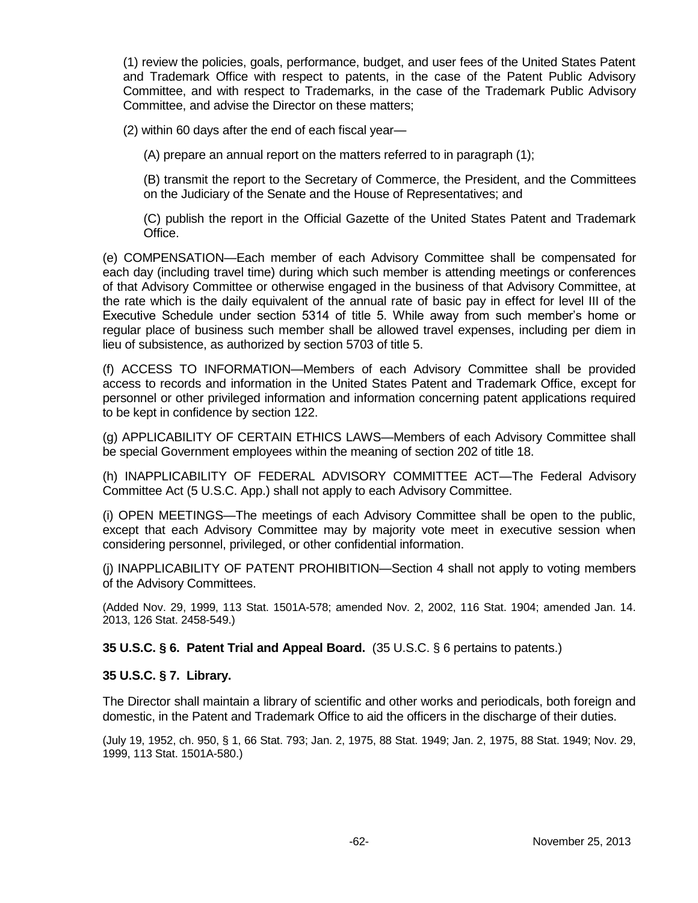(1) review the policies, goals, performance, budget, and user fees of the United States Patent and Trademark Office with respect to patents, in the case of the Patent Public Advisory Committee, and with respect to Trademarks, in the case of the Trademark Public Advisory Committee, and advise the Director on these matters;

(2) within 60 days after the end of each fiscal year—

(A) prepare an annual report on the matters referred to in paragraph (1);

(B) transmit the report to the Secretary of Commerce, the President, and the Committees on the Judiciary of the Senate and the House of Representatives; and

(C) publish the report in the Official Gazette of the United States Patent and Trademark Office.

(e) COMPENSATION—Each member of each Advisory Committee shall be compensated for each day (including travel time) during which such member is attending meetings or conferences of that Advisory Committee or otherwise engaged in the business of that Advisory Committee, at the rate which is the daily equivalent of the annual rate of basic pay in effect for level III of the Executive Schedule under section 5314 of title 5. While away from such member's home or regular place of business such member shall be allowed travel expenses, including per diem in lieu of subsistence, as authorized by section 5703 of title 5.

(f) ACCESS TO INFORMATION—Members of each Advisory Committee shall be provided access to records and information in the United States Patent and Trademark Office, except for personnel or other privileged information and information concerning patent applications required to be kept in confidence by section 122.

(g) APPLICABILITY OF CERTAIN ETHICS LAWS—Members of each Advisory Committee shall be special Government employees within the meaning of section 202 of title 18.

(h) INAPPLICABILITY OF FEDERAL ADVISORY COMMITTEE ACT—The Federal Advisory Committee Act (5 U.S.C. App.) shall not apply to each Advisory Committee.

(i) OPEN MEETINGS—The meetings of each Advisory Committee shall be open to the public, except that each Advisory Committee may by majority vote meet in executive session when considering personnel, privileged, or other confidential information.

(j) INAPPLICABILITY OF PATENT PROHIBITION—Section 4 shall not apply to voting members of the Advisory Committees.

(Added Nov. 29, 1999, 113 Stat. 1501A-578; amended Nov. 2, 2002, 116 Stat. 1904; amended Jan. 14. 2013, 126 Stat. 2458-549.)

**35 U.S.C. § 6. Patent Trial and Appeal Board.** (35 U.S.C. § 6 pertains to patents.)

**35 U.S.C. § 7. Library.**

The Director shall maintain a library of scientific and other works and periodicals, both foreign and domestic, in the Patent and Trademark Office to aid the officers in the discharge of their duties.

(July 19, 1952, ch. 950, § 1, 66 Stat. 793; Jan. 2, 1975, 88 Stat. 1949; Jan. 2, 1975, 88 Stat. 1949; Nov. 29, 1999, 113 Stat. 1501A-580.)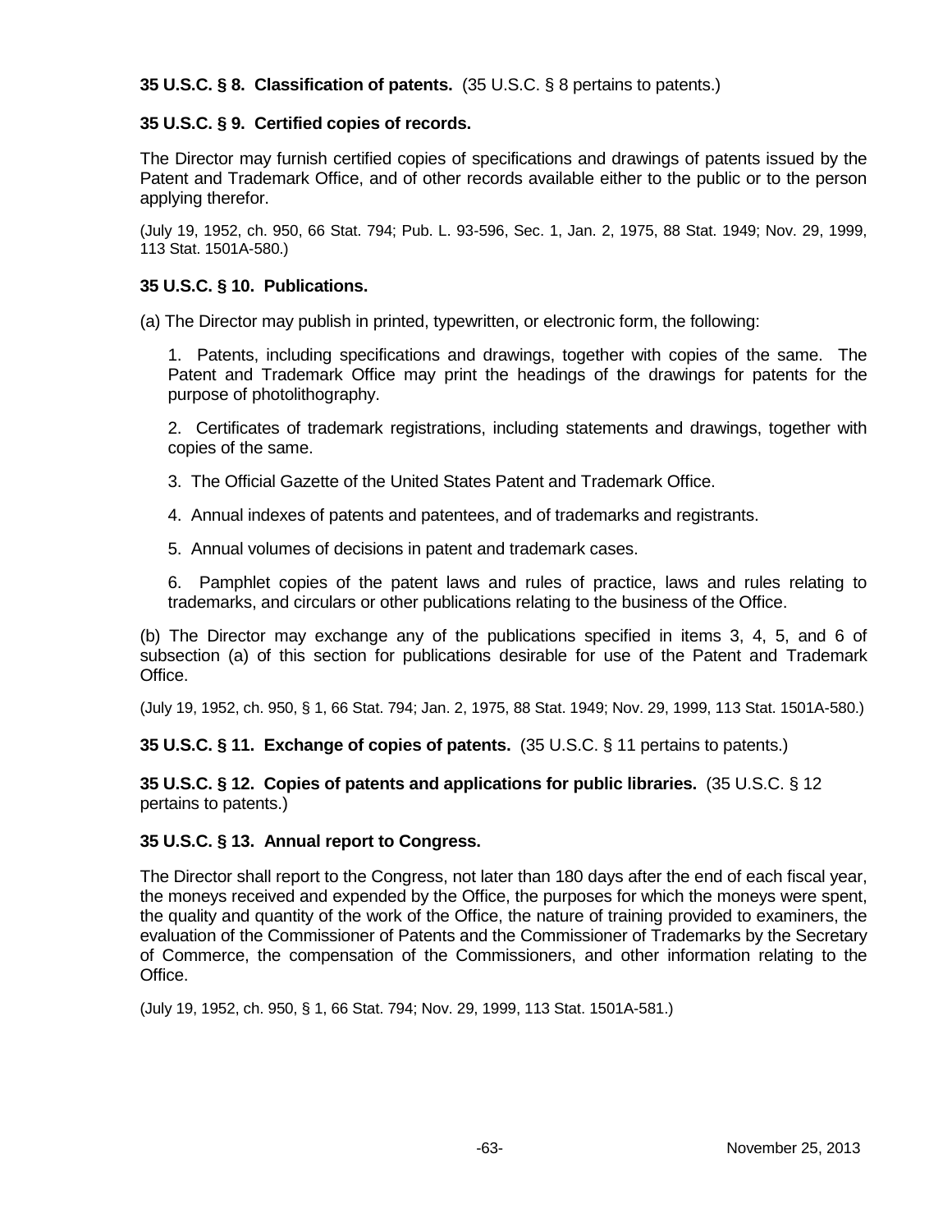**35 U.S.C. § 8. Classification of patents.** (35 U.S.C. § 8 pertains to patents.)

**35 U.S.C. § 9. Certified copies of records.**

The Director may furnish certified copies of specifications and drawings of patents issued by the Patent and Trademark Office, and of other records available either to the public or to the person applying therefor.

(July 19, 1952, ch. 950, 66 Stat. 794; Pub. L. 93-596, Sec. 1, Jan. 2, 1975, 88 Stat. 1949; Nov. 29, 1999, 113 Stat. 1501A-580.)

**35 U.S.C. § 10. Publications.**

(a) The Director may publish in printed, typewritten, or electronic form, the following:

1. Patents, including specifications and drawings, together with copies of the same. The Patent and Trademark Office may print the headings of the drawings for patents for the purpose of photolithography.

2. Certificates of trademark registrations, including statements and drawings, together with copies of the same.

3. The Official Gazette of the United States Patent and Trademark Office.

4. Annual indexes of patents and patentees, and of trademarks and registrants.

5. Annual volumes of decisions in patent and trademark cases.

6. Pamphlet copies of the patent laws and rules of practice, laws and rules relating to trademarks, and circulars or other publications relating to the business of the Office.

(b) The Director may exchange any of the publications specified in items 3, 4, 5, and 6 of subsection (a) of this section for publications desirable for use of the Patent and Trademark Office.

(July 19, 1952, ch. 950, § 1, 66 Stat. 794; Jan. 2, 1975, 88 Stat. 1949; Nov. 29, 1999, 113 Stat. 1501A-580.)

**35 U.S.C. § 11. Exchange of copies of patents.** (35 U.S.C. § 11 pertains to patents.)

**35 U.S.C. § 12. Copies of patents and applications for public libraries.** (35 U.S.C. § 12 pertains to patents.)

**35 U.S.C. § 13. Annual report to Congress.**

The Director shall report to the Congress, not later than 180 days after the end of each fiscal year, the moneys received and expended by the Office, the purposes for which the moneys were spent, the quality and quantity of the work of the Office, the nature of training provided to examiners, the evaluation of the Commissioner of Patents and the Commissioner of Trademarks by the Secretary of Commerce, the compensation of the Commissioners, and other information relating to the Office.

(July 19, 1952, ch. 950, § 1, 66 Stat. 794; Nov. 29, 1999, 113 Stat. 1501A-581.)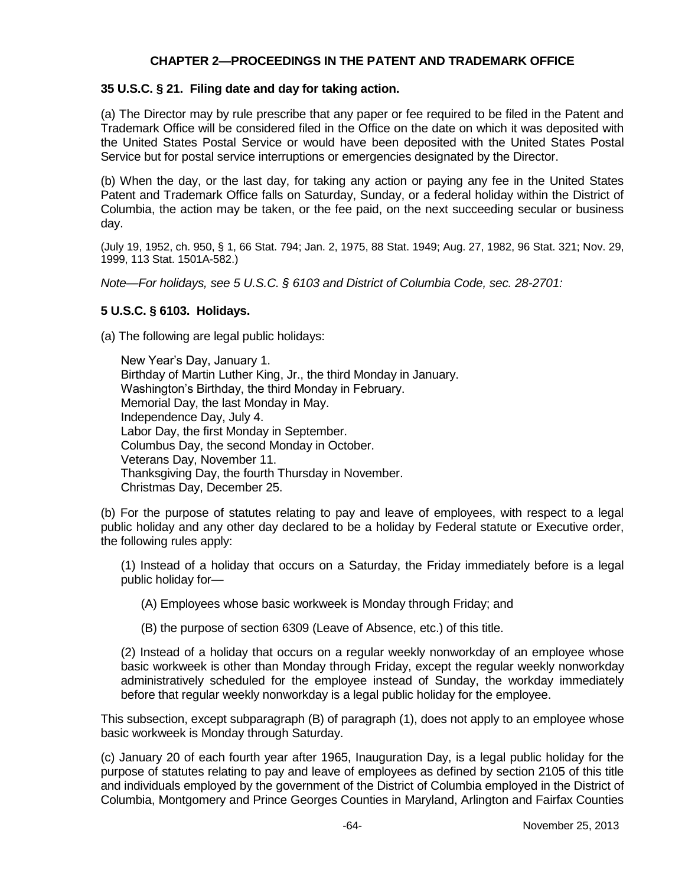## CHAPTER 2—PROCEEDINGS IN THE PATENT AND TRADEMARK OFFICE

### 35 U.S.C. § 21. Filing date and day for taking action.

(a) The Director may by rule prescribe that any paper or fee required to be filed in the Patent and Trademark Office will be considered filed in the Office on the date on which it was deposited with the United States Postal Service or would have been deposited with the United States Postal Service but for postal service interruptions or emergencies designated by the Director.

(b) When the day, or the last day, for taking any action or paying any fee in the United States Patent and Trademark Office falls on Saturday, Sunday, or a federal holiday within the District of Columbia, the action may be taken, or the fee paid, on the next succeeding secular or business day.

(July 19, 1952, ch. 950, § 1, 66 Stat. 794; Jan. 2, 1975, 88 Stat. 1949; Aug. 27, 1982, 96 Stat. 321; Nov. 29, 1999, 113 Stat. 1501A-582.)

*Note—For holidays, see 5 U.S.C. § 6103 and District of Columbia Code, sec. 28-2701:*

### 5 U.S.C. § 6103. Holidays.

(a) The following are legal public holidays:

New Year's Day, January 1.
Birthday of Martin Luther King, Jr., the third Monday in January.
Washington's Birthday, the third Monday in February.
Memorial Day, the last Monday in May.
Independence Day, July 4.
Labor Day, the first Monday in September.
Columbus Day, the second Monday in October.
Veterans Day, November 11.
Thanksgiving Day, the fourth Thursday in November.
Christmas Day, December 25.

(b) For the purpose of statutes relating to pay and leave of employees, with respect to a legal public holiday and any other day declared to be a holiday by Federal statute or Executive order, the following rules apply:

(1) Instead of a holiday that occurs on a Saturday, the Friday immediately before is a legal public holiday for—

(A) Employees whose basic workweek is Monday through Friday; and

(B) the purpose of section 6309 (Leave of Absence, etc.) of this title.

(2) Instead of a holiday that occurs on a regular weekly nonworkday of an employee whose basic workweek is other than Monday through Friday, except the regular weekly nonworkday administratively scheduled for the employee instead of Sunday, the workday immediately before that regular weekly nonworkday is a legal public holiday for the employee.

This subsection, except subparagraph (B) of paragraph (1), does not apply to an employee whose basic workweek is Monday through Saturday.

(c) January 20 of each fourth year after 1965, Inauguration Day, is a legal public holiday for the purpose of statutes relating to pay and leave of employees as defined by section 2105 of this title and individuals employed by the government of the District of Columbia employed in the District of Columbia, Montgomery and Prince Georges Counties in Maryland, Arlington and Fairfax Counties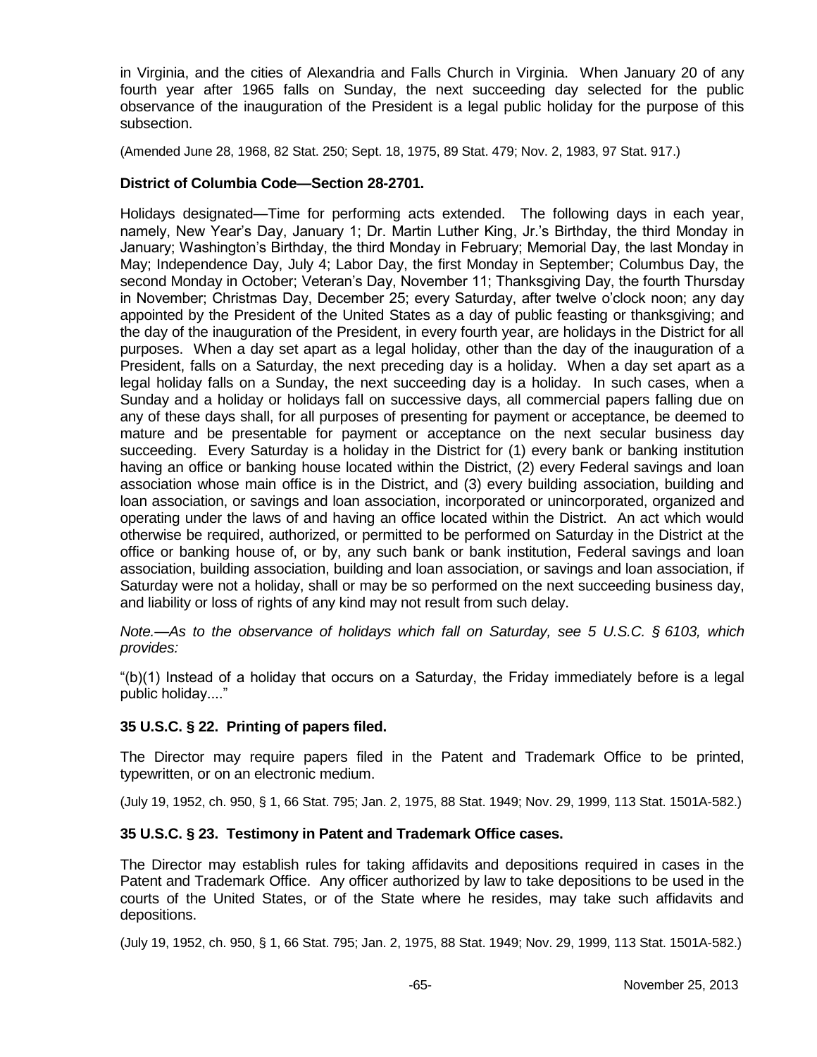in Virginia, and the cities of Alexandria and Falls Church in Virginia. When January 20 of any fourth year after 1965 falls on Sunday, the next succeeding day selected for the public observance of the inauguration of the President is a legal public holiday for the purpose of this subsection.

(Amended June 28, 1968, 82 Stat. 250; Sept. 18, 1975, 89 Stat. 479; Nov. 2, 1983, 97 Stat. 917.)

### District of Columbia Code—Section 28-2701.

Holidays designated—Time for performing acts extended. The following days in each year, namely, New Year's Day, January 1; Dr. Martin Luther King, Jr.'s Birthday, the third Monday in January; Washington's Birthday, the third Monday in February; Memorial Day, the last Monday in May; Independence Day, July 4; Labor Day, the first Monday in September; Columbus Day, the second Monday in October; Veteran's Day, November 11; Thanksgiving Day, the fourth Thursday in November; Christmas Day, December 25; every Saturday, after twelve o'clock noon; any day appointed by the President of the United States as a day of public feasting or thanksgiving; and the day of the inauguration of the President, in every fourth year, are holidays in the District for all purposes. When a day set apart as a legal holiday, other than the day of the inauguration of a President, falls on a Saturday, the next preceding day is a holiday. When a day set apart as a legal holiday falls on a Sunday, the next succeeding day is a holiday. In such cases, when a Sunday and a holiday or holidays fall on successive days, all commercial papers falling due on any of these days shall, for all purposes of presenting for payment or acceptance, be deemed to mature and be presentable for payment or acceptance on the next secular business day succeeding. Every Saturday is a holiday in the District for (1) every bank or banking institution having an office or banking house located within the District, (2) every Federal savings and loan association whose main office is in the District, and (3) every building association, building and loan association, or savings and loan association, incorporated or unincorporated, organized and operating under the laws of and having an office located within the District. An act which would otherwise be required, authorized, or permitted to be performed on Saturday in the District at the office or banking house of, or by, any such bank or bank institution, Federal savings and loan association, building association, building and loan association, or savings and loan association, if Saturday were not a holiday, shall or may be so performed on the next succeeding business day, and liability or loss of rights of any kind may not result from such delay.

*Note.—As to the observance of holidays which fall on Saturday, see 5 U.S.C. § 6103, which provides:*

"(b)(1) Instead of a holiday that occurs on a Saturday, the Friday immediately before is a legal public holiday...."

### 35 U.S.C. § 22. Printing of papers filed.

The Director may require papers filed in the Patent and Trademark Office to be printed, typewritten, or on an electronic medium.

(July 19, 1952, ch. 950, § 1, 66 Stat. 795; Jan. 2, 1975, 88 Stat. 1949; Nov. 29, 1999, 113 Stat. 1501A-582.)

### 35 U.S.C. § 23. Testimony in Patent and Trademark Office cases.

The Director may establish rules for taking affidavits and depositions required in cases in the Patent and Trademark Office. Any officer authorized by law to take depositions to be used in the courts of the United States, or of the State where he resides, may take such affidavits and depositions.

(July 19, 1952, ch. 950, § 1, 66 Stat. 795; Jan. 2, 1975, 88 Stat. 1949; Nov. 29, 1999, 113 Stat. 1501A-582.)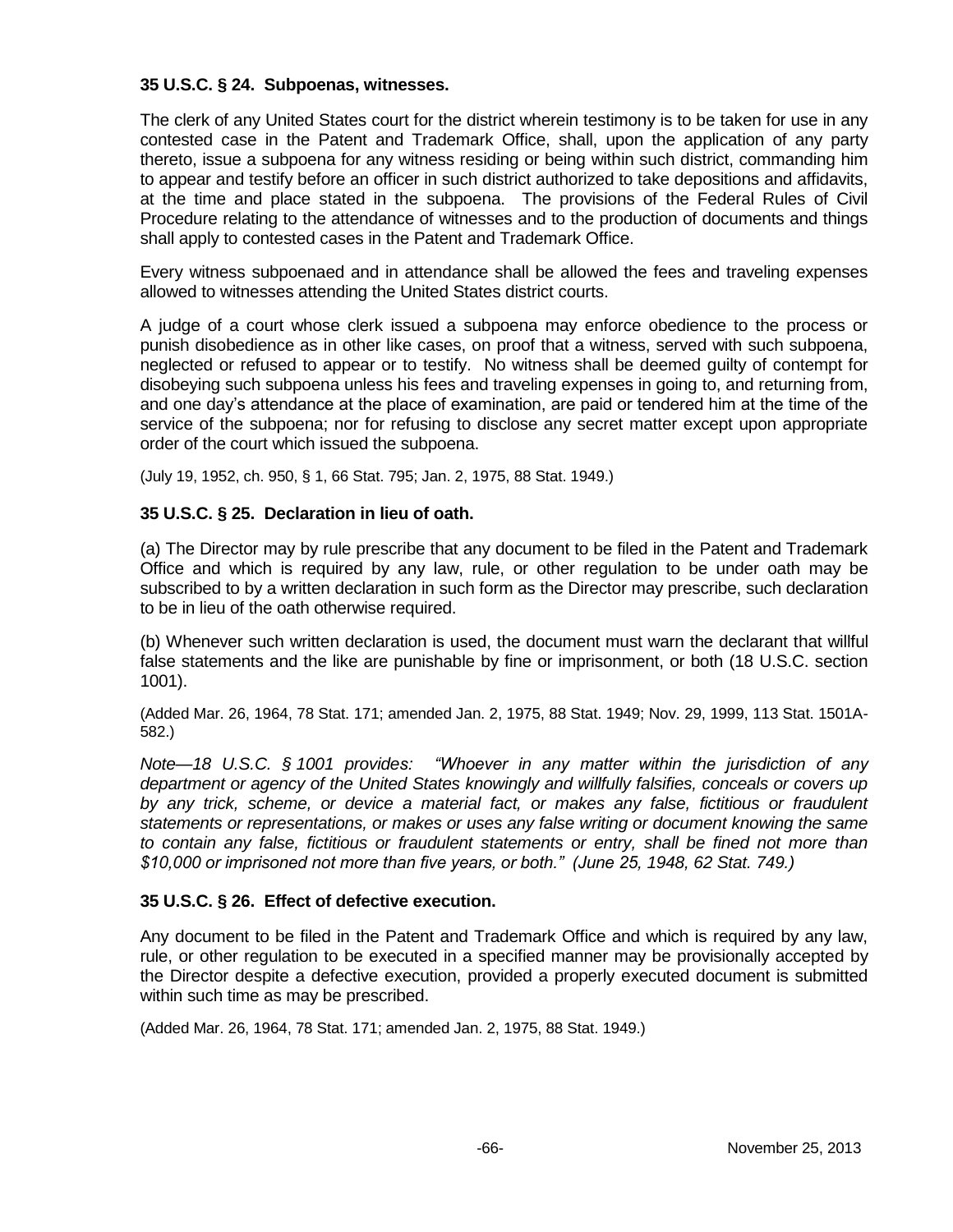### 35 U.S.C. § 24. Subpoenas, witnesses.

The clerk of any United States court for the district wherein testimony is to be taken for use in any contested case in the Patent and Trademark Office, shall, upon the application of any party thereto, issue a subpoena for any witness residing or being within such district, commanding him to appear and testify before an officer in such district authorized to take depositions and affidavits, at the time and place stated in the subpoena. The provisions of the Federal Rules of Civil Procedure relating to the attendance of witnesses and to the production of documents and things shall apply to contested cases in the Patent and Trademark Office.

Every witness subpoenaed and in attendance shall be allowed the fees and traveling expenses allowed to witnesses attending the United States district courts.

A judge of a court whose clerk issued a subpoena may enforce obedience to the process or punish disobedience as in other like cases, on proof that a witness, served with such subpoena, neglected or refused to appear or to testify. No witness shall be deemed guilty of contempt for disobeying such subpoena unless his fees and traveling expenses in going to, and returning from, and one day's attendance at the place of examination, are paid or tendered him at the time of the service of the subpoena; nor for refusing to disclose any secret matter except upon appropriate order of the court which issued the subpoena.

(July 19, 1952, ch. 950, § 1, 66 Stat. 795; Jan. 2, 1975, 88 Stat. 1949.)

### 35 U.S.C. § 25. Declaration in lieu of oath.

(a) The Director may by rule prescribe that any document to be filed in the Patent and Trademark Office and which is required by any law, rule, or other regulation to be under oath may be subscribed to by a written declaration in such form as the Director may prescribe, such declaration to be in lieu of the oath otherwise required.

(b) Whenever such written declaration is used, the document must warn the declarant that willful false statements and the like are punishable by fine or imprisonment, or both (18 U.S.C. section 1001).

(Added Mar. 26, 1964, 78 Stat. 171; amended Jan. 2, 1975, 88 Stat. 1949; Nov. 29, 1999, 113 Stat. 1501A-582.)

*Note—18 U.S.C. § 1001 provides: "Whoever in any matter within the jurisdiction of any department or agency of the United States knowingly and willfully falsifies, conceals or covers up by any trick, scheme, or device a material fact, or makes any false, fictitious or fraudulent statements or representations, or makes or uses any false writing or document knowing the same to contain any false, fictitious or fraudulent statements or entry, shall be fined not more than $10,000 or imprisoned not more than five years, or both." (June 25, 1948, 62 Stat. 749.)*

### 35 U.S.C. § 26. Effect of defective execution.

Any document to be filed in the Patent and Trademark Office and which is required by any law, rule, or other regulation to be executed in a specified manner may be provisionally accepted by the Director despite a defective execution, provided a properly executed document is submitted within such time as may be prescribed.

(Added Mar. 26, 1964, 78 Stat. 171; amended Jan. 2, 1975, 88 Stat. 1949.)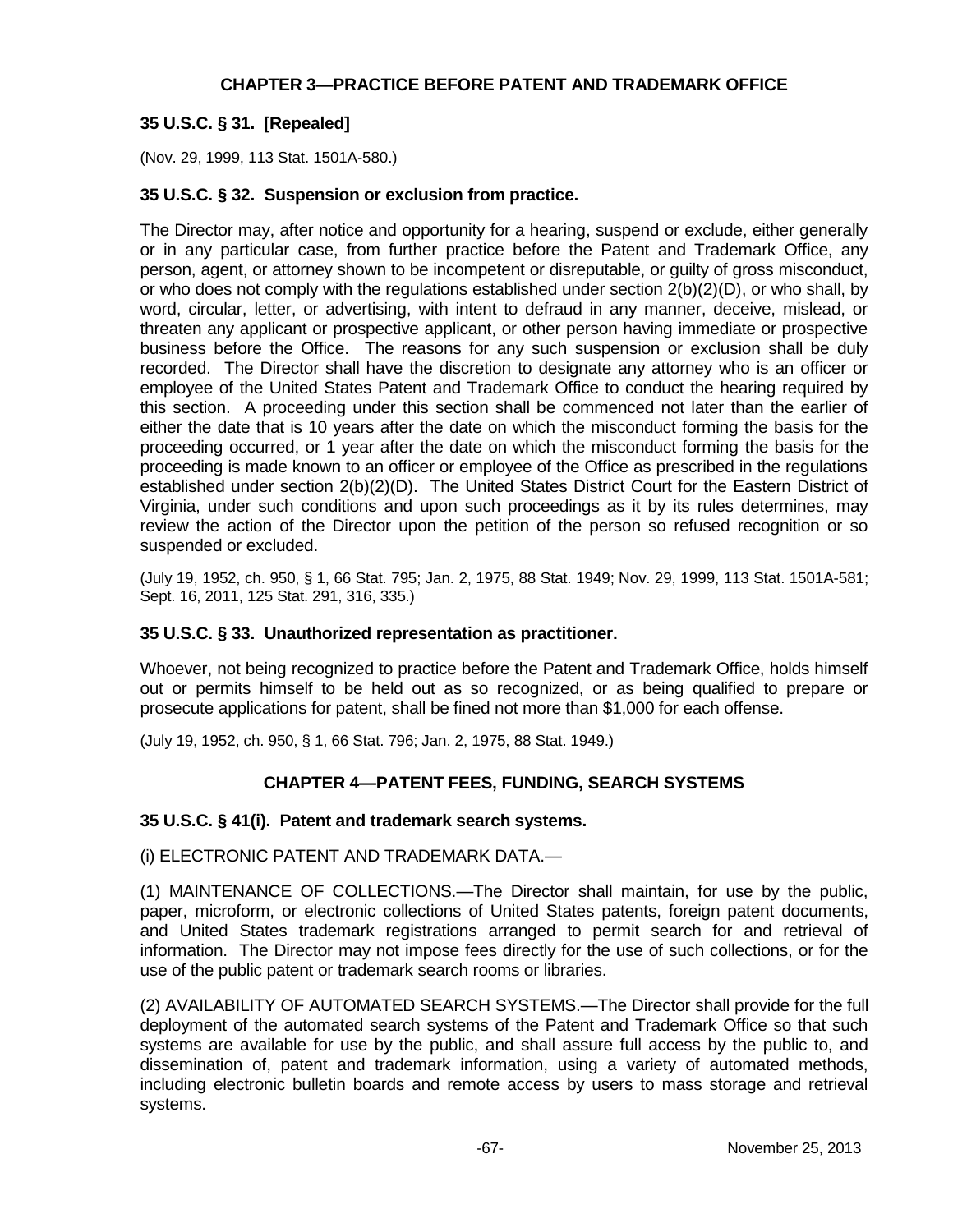## CHAPTER 3—PRACTICE BEFORE PATENT AND TRADEMARK OFFICE

### 35 U.S.C. § 31. [Repealed]

(Nov. 29, 1999, 113 Stat. 1501A-580.)

### 35 U.S.C. § 32. Suspension or exclusion from practice.

The Director may, after notice and opportunity for a hearing, suspend or exclude, either generally or in any particular case, from further practice before the Patent and Trademark Office, any person, agent, or attorney shown to be incompetent or disreputable, or guilty of gross misconduct, or who does not comply with the regulations established under section 2(b)(2)(D), or who shall, by word, circular, letter, or advertising, with intent to defraud in any manner, deceive, mislead, or threaten any applicant or prospective applicant, or other person having immediate or prospective business before the Office. The reasons for any such suspension or exclusion shall be duly recorded. The Director shall have the discretion to designate any attorney who is an officer or employee of the United States Patent and Trademark Office to conduct the hearing required by this section. A proceeding under this section shall be commenced not later than the earlier of either the date that is 10 years after the date on which the misconduct forming the basis for the proceeding occurred, or 1 year after the date on which the misconduct forming the basis for the proceeding is made known to an officer or employee of the Office as prescribed in the regulations established under section 2(b)(2)(D). The United States District Court for the Eastern District of Virginia, under such conditions and upon such proceedings as it by its rules determines, may review the action of the Director upon the petition of the person so refused recognition or so suspended or excluded.

(July 19, 1952, ch. 950, § 1, 66 Stat. 795; Jan. 2, 1975, 88 Stat. 1949; Nov. 29, 1999, 113 Stat. 1501A-581; Sept. 16, 2011, 125 Stat. 291, 316, 335.)

### 35 U.S.C. § 33. Unauthorized representation as practitioner.

Whoever, not being recognized to practice before the Patent and Trademark Office, holds himself out or permits himself to be held out as so recognized, or as being qualified to prepare or prosecute applications for patent, shall be fined not more than $1,000 for each offense.

(July 19, 1952, ch. 950, § 1, 66 Stat. 796; Jan. 2, 1975, 88 Stat. 1949.)

## CHAPTER 4—PATENT FEES, FUNDING, SEARCH SYSTEMS

### 35 U.S.C. § 41(i). Patent and trademark search systems.

(i) ELECTRONIC PATENT AND TRADEMARK DATA.—

(1) MAINTENANCE OF COLLECTIONS.—The Director shall maintain, for use by the public, paper, microform, or electronic collections of United States patents, foreign patent documents, and United States trademark registrations arranged to permit search for and retrieval of information. The Director may not impose fees directly for the use of such collections, or for the use of the public patent or trademark search rooms or libraries.

(2) AVAILABILITY OF AUTOMATED SEARCH SYSTEMS.—The Director shall provide for the full deployment of the automated search systems of the Patent and Trademark Office so that such systems are available for use by the public, and shall assure full access by the public to, and dissemination of, patent and trademark information, using a variety of automated methods, including electronic bulletin boards and remote access by users to mass storage and retrieval systems.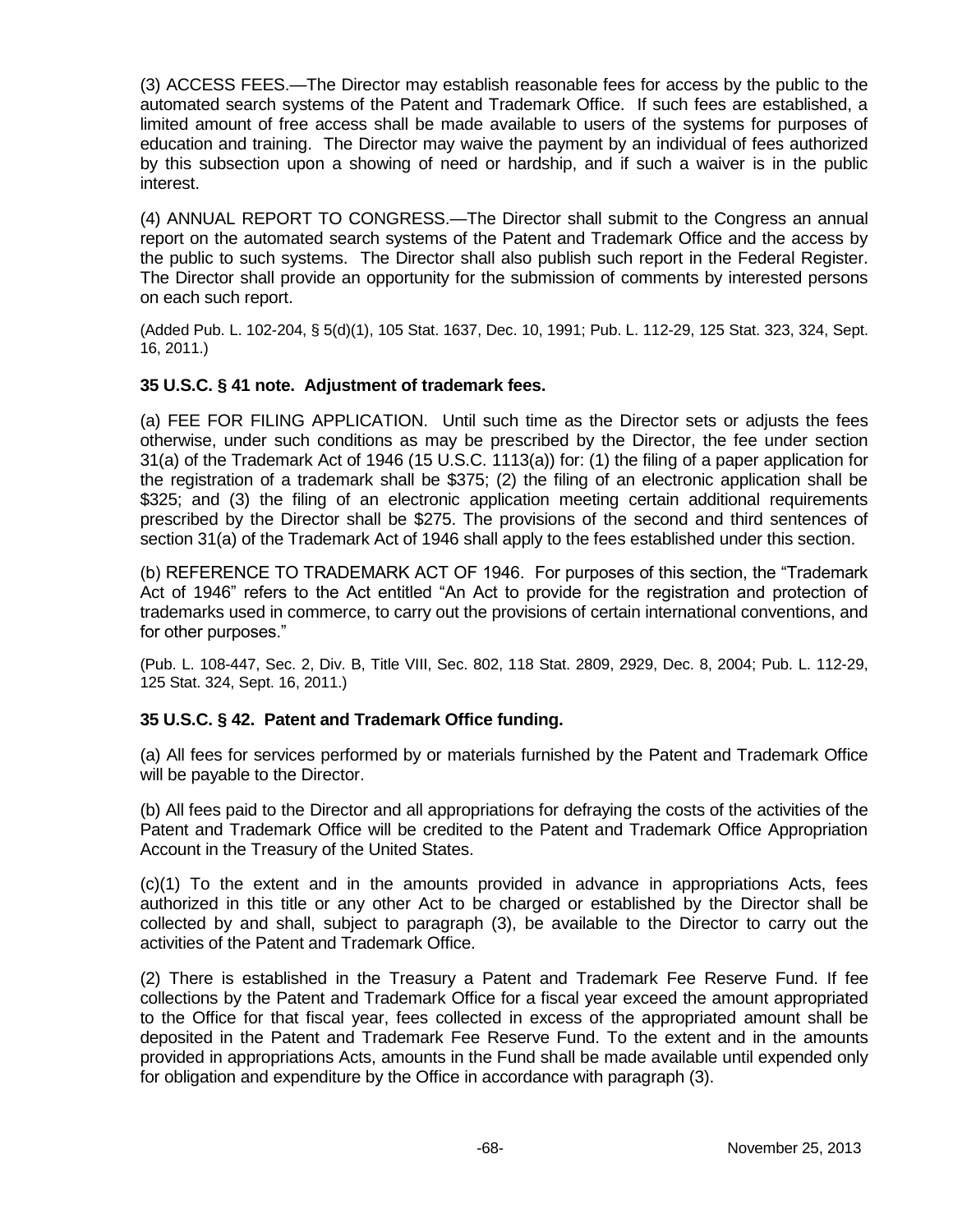(3) ACCESS FEES.—The Director may establish reasonable fees for access by the public to the automated search systems of the Patent and Trademark Office. If such fees are established, a limited amount of free access shall be made available to users of the systems for purposes of education and training. The Director may waive the payment by an individual of fees authorized by this subsection upon a showing of need or hardship, and if such a waiver is in the public interest.

(4) ANNUAL REPORT TO CONGRESS.—The Director shall submit to the Congress an annual report on the automated search systems of the Patent and Trademark Office and the access by the public to such systems. The Director shall also publish such report in the Federal Register. The Director shall provide an opportunity for the submission of comments by interested persons on each such report.

(Added Pub. L. 102-204, § 5(d)(1), 105 Stat. 1637, Dec. 10, 1991; Pub. L. 112-29, 125 Stat. 323, 324, Sept. 16, 2011.)

### 35 U.S.C. § 41 note. Adjustment of trademark fees.

(a) FEE FOR FILING APPLICATION. Until such time as the Director sets or adjusts the fees otherwise, under such conditions as may be prescribed by the Director, the fee under section 31(a) of the Trademark Act of 1946 (15 U.S.C. 1113(a)) for: (1) the filing of a paper application for the registration of a trademark shall be $375; (2) the filing of an electronic application shall be $325; and (3) the filing of an electronic application meeting certain additional requirements prescribed by the Director shall be $275. The provisions of the second and third sentences of section 31(a) of the Trademark Act of 1946 shall apply to the fees established under this section.

(b) REFERENCE TO TRADEMARK ACT OF 1946. For purposes of this section, the "Trademark Act of 1946" refers to the Act entitled "An Act to provide for the registration and protection of trademarks used in commerce, to carry out the provisions of certain international conventions, and for other purposes."

(Pub. L. 108-447, Sec. 2, Div. B, Title VIII, Sec. 802, 118 Stat. 2809, 2929, Dec. 8, 2004; Pub. L. 112-29, 125 Stat. 324, Sept. 16, 2011.)

### 35 U.S.C. § 42. Patent and Trademark Office funding.

(a) All fees for services performed by or materials furnished by the Patent and Trademark Office will be payable to the Director.

(b) All fees paid to the Director and all appropriations for defraying the costs of the activities of the Patent and Trademark Office will be credited to the Patent and Trademark Office Appropriation Account in the Treasury of the United States.

(c)(1) To the extent and in the amounts provided in advance in appropriations Acts, fees authorized in this title or any other Act to be charged or established by the Director shall be collected by and shall, subject to paragraph (3), be available to the Director to carry out the activities of the Patent and Trademark Office.

(2) There is established in the Treasury a Patent and Trademark Fee Reserve Fund. If fee collections by the Patent and Trademark Office for a fiscal year exceed the amount appropriated to the Office for that fiscal year, fees collected in excess of the appropriated amount shall be deposited in the Patent and Trademark Fee Reserve Fund. To the extent and in the amounts provided in appropriations Acts, amounts in the Fund shall be made available until expended only for obligation and expenditure by the Office in accordance with paragraph (3).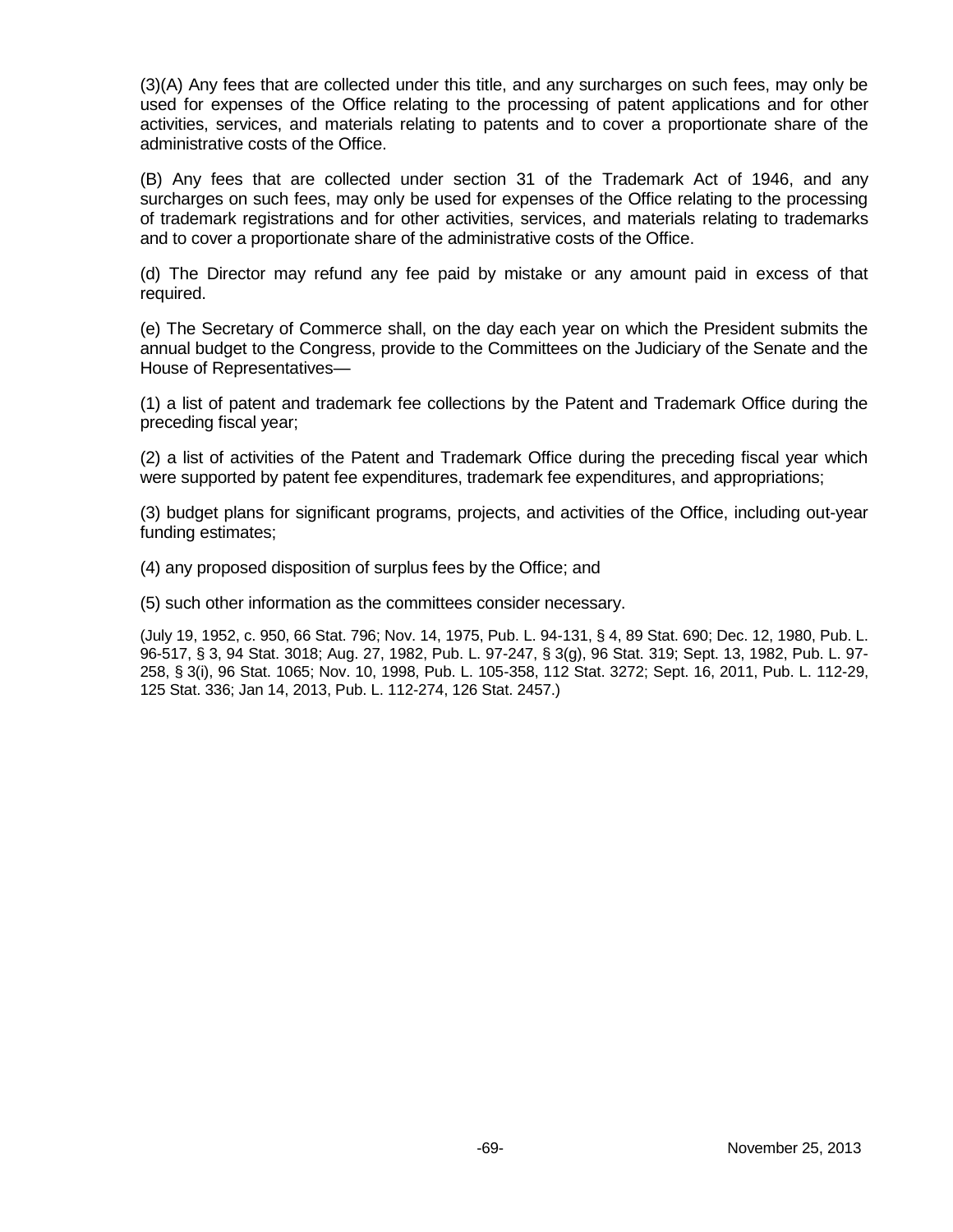(3)(A) Any fees that are collected under this title, and any surcharges on such fees, may only be used for expenses of the Office relating to the processing of patent applications and for other activities, services, and materials relating to patents and to cover a proportionate share of the administrative costs of the Office.

(B) Any fees that are collected under section 31 of the Trademark Act of 1946, and any surcharges on such fees, may only be used for expenses of the Office relating to the processing of trademark registrations and for other activities, services, and materials relating to trademarks and to cover a proportionate share of the administrative costs of the Office.

(d) The Director may refund any fee paid by mistake or any amount paid in excess of that required.

(e) The Secretary of Commerce shall, on the day each year on which the President submits the annual budget to the Congress, provide to the Committees on the Judiciary of the Senate and the House of Representatives—

(1) a list of patent and trademark fee collections by the Patent and Trademark Office during the preceding fiscal year;

(2) a list of activities of the Patent and Trademark Office during the preceding fiscal year which were supported by patent fee expenditures, trademark fee expenditures, and appropriations;

(3) budget plans for significant programs, projects, and activities of the Office, including out-year funding estimates;

(4) any proposed disposition of surplus fees by the Office; and

(5) such other information as the committees consider necessary.

(July 19, 1952, c. 950, 66 Stat. 796; Nov. 14, 1975, Pub. L. 94-131, § 4, 89 Stat. 690; Dec. 12, 1980, Pub. L. 96-517, § 3, 94 Stat. 3018; Aug. 27, 1982, Pub. L. 97-247, § 3(g), 96 Stat. 319; Sept. 13, 1982, Pub. L. 97-258, § 3(i), 96 Stat. 1065; Nov. 10, 1998, Pub. L. 105-358, 112 Stat. 3272; Sept. 16, 2011, Pub. L. 112-29, 125 Stat. 336; Jan 14, 2013, Pub. L. 112-274, 126 Stat. 2457.)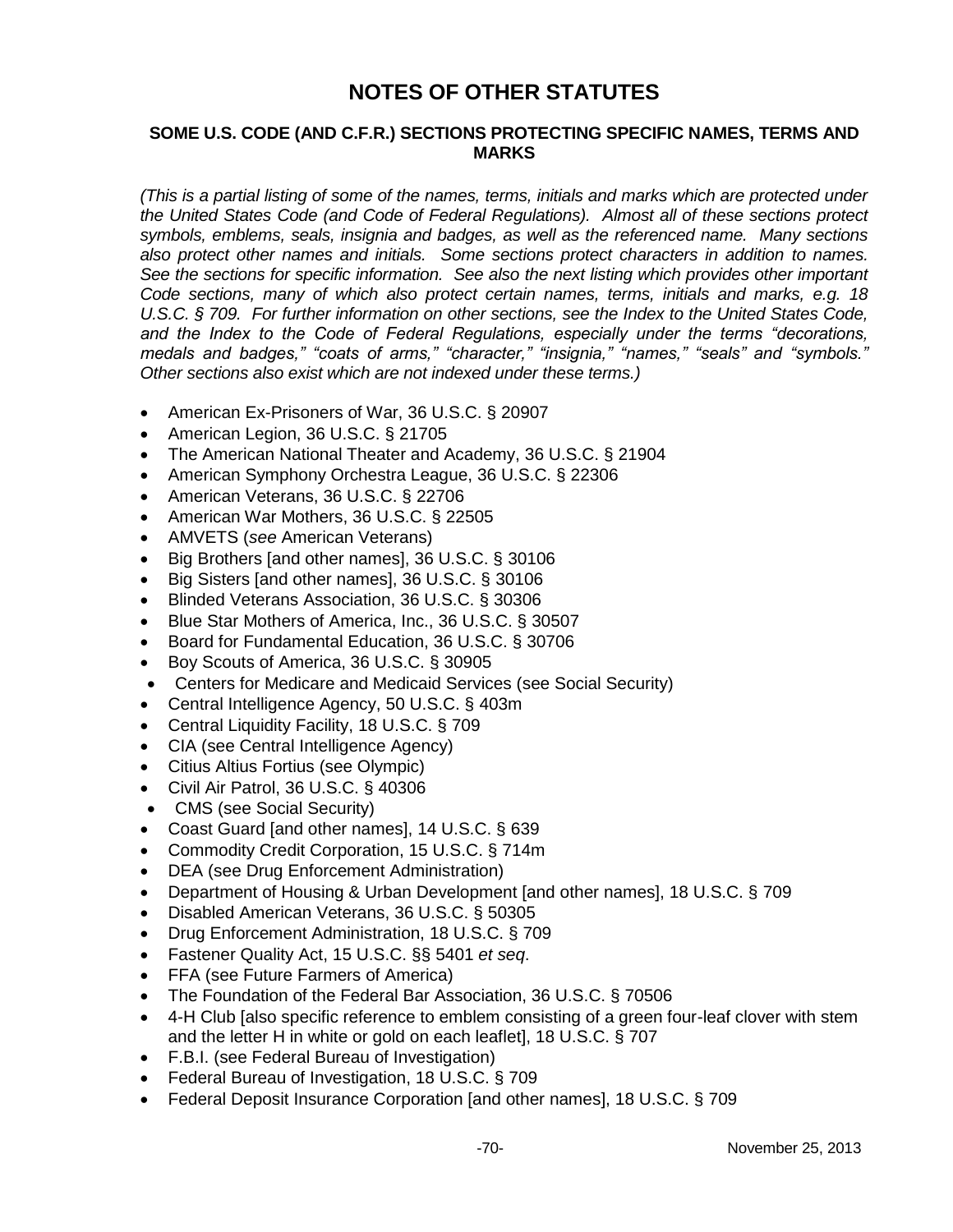# NOTES OF OTHER STATUTES

## SOME U.S. CODE (AND C.F.R.) SECTIONS PROTECTING SPECIFIC NAMES, TERMS AND MARKS

*(This is a partial listing of some of the names, terms, initials and marks which are protected under the United States Code (and Code of Federal Regulations). Almost all of these sections protect symbols, emblems, seals, insignia and badges, as well as the referenced name. Many sections also protect other names and initials. Some sections protect characters in addition to names. See the sections for specific information. See also the next listing which provides other important Code sections, many of which also protect certain names, terms, initials and marks, e.g. 18 U.S.C. § 709. For further information on other sections, see the Index to the United States Code, and the Index to the Code of Federal Regulations, especially under the terms "decorations, medals and badges," "coats of arms," "character," "insignia," "names," "seals" and "symbols." Other sections also exist which are not indexed under these terms.)*

- American Ex-Prisoners of War, 36 U.S.C. § 20907
- American Legion, 36 U.S.C. § 21705
- The American National Theater and Academy, 36 U.S.C. § 21904
- American Symphony Orchestra League, 36 U.S.C. § 22306
- American Veterans, 36 U.S.C. § 22706
- American War Mothers, 36 U.S.C. § 22505
- AMVETS (*see* American Veterans)
- Big Brothers [and other names], 36 U.S.C. § 30106
- Big Sisters [and other names], 36 U.S.C. § 30106
- Blinded Veterans Association, 36 U.S.C. § 30306
- Blue Star Mothers of America, Inc., 36 U.S.C. § 30507
- Board for Fundamental Education, 36 U.S.C. § 30706
- Boy Scouts of America, 36 U.S.C. § 30905
- Centers for Medicare and Medicaid Services (see Social Security)
- Central Intelligence Agency, 50 U.S.C. § 403m
- Central Liquidity Facility, 18 U.S.C. § 709
- CIA (see Central Intelligence Agency)
- Citius Altius Fortius (see Olympic)
- Civil Air Patrol, 36 U.S.C. § 40306
- CMS (see Social Security)
- Coast Guard [and other names], 14 U.S.C. § 639
- Commodity Credit Corporation, 15 U.S.C. § 714m
- DEA (see Drug Enforcement Administration)
- Department of Housing & Urban Development [and other names], 18 U.S.C. § 709
- Disabled American Veterans, 36 U.S.C. § 50305
- Drug Enforcement Administration, 18 U.S.C. § 709
- Fastener Quality Act, 15 U.S.C. §§ 5401 *et seq*.
- FFA (see Future Farmers of America)
- The Foundation of the Federal Bar Association, 36 U.S.C. § 70506
- 4-H Club [also specific reference to emblem consisting of a green four-leaf clover with stem and the letter H in white or gold on each leaflet], 18 U.S.C. § 707
- F.B.I. (see Federal Bureau of Investigation)
- Federal Bureau of Investigation, 18 U.S.C. § 709
- Federal Deposit Insurance Corporation [and other names], 18 U.S.C. § 709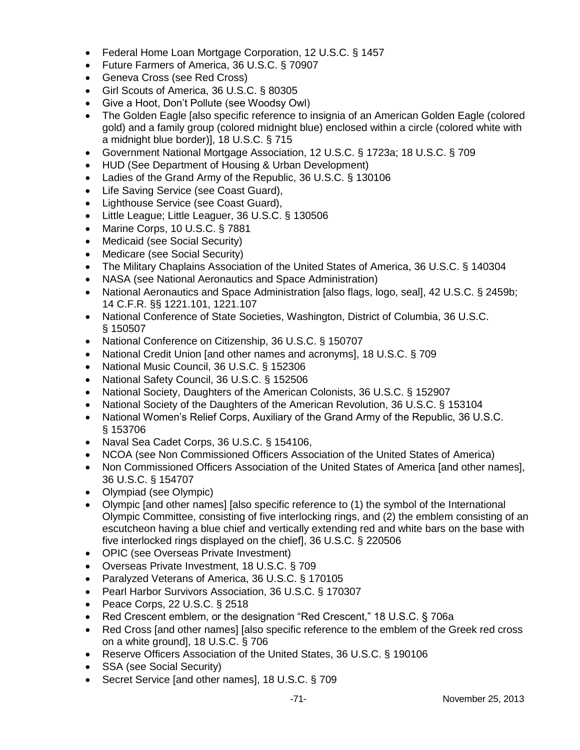- Federal Home Loan Mortgage Corporation, 12 U.S.C. § 1457
- Future Farmers of America, 36 U.S.C. § 70907
- Geneva Cross (see Red Cross)
- Girl Scouts of America, 36 U.S.C. § 80305
- Give a Hoot, Don't Pollute (see Woodsy Owl)
- The Golden Eagle [also specific reference to insignia of an American Golden Eagle (colored gold) and a family group (colored midnight blue) enclosed within a circle (colored white with a midnight blue border)], 18 U.S.C. § 715
- Government National Mortgage Association, 12 U.S.C. § 1723a; 18 U.S.C. § 709
- HUD (See Department of Housing & Urban Development)
- Ladies of the Grand Army of the Republic, 36 U.S.C. § 130106
- Life Saving Service (see Coast Guard),
- Lighthouse Service (see Coast Guard),
- Little League; Little Leaguer, 36 U.S.C. § 130506
- Marine Corps, 10 U.S.C. § 7881
- Medicaid (see Social Security)
- Medicare (see Social Security)
- The Military Chaplains Association of the United States of America, 36 U.S.C. § 140304
- NASA (see National Aeronautics and Space Administration)
- National Aeronautics and Space Administration [also flags, logo, seal], 42 U.S.C. § 2459b; 14 C.F.R. §§ 1221.101, 1221.107
- National Conference of State Societies, Washington, District of Columbia, 36 U.S.C. § 150507
- National Conference on Citizenship, 36 U.S.C. § 150707
- National Credit Union [and other names and acronyms], 18 U.S.C. § 709
- National Music Council, 36 U.S.C. § 152306
- National Safety Council, 36 U.S.C. § 152506
- National Society, Daughters of the American Colonists, 36 U.S.C. § 152907
- National Society of the Daughters of the American Revolution, 36 U.S.C. § 153104
- National Women's Relief Corps, Auxiliary of the Grand Army of the Republic, 36 U.S.C. § 153706
- Naval Sea Cadet Corps, 36 U.S.C. § 154106,
- NCOA (see Non Commissioned Officers Association of the United States of America)
- Non Commissioned Officers Association of the United States of America [and other names], 36 U.S.C. § 154707
- Olympiad (see Olympic)
- Olympic [and other names] [also specific reference to (1) the symbol of the International Olympic Committee, consisting of five interlocking rings, and (2) the emblem consisting of an escutcheon having a blue chief and vertically extending red and white bars on the base with five interlocked rings displayed on the chief], 36 U.S.C. § 220506
- OPIC (see Overseas Private Investment)
- Overseas Private Investment, 18 U.S.C. § 709
- Paralyzed Veterans of America, 36 U.S.C. § 170105
- Pearl Harbor Survivors Association, 36 U.S.C. § 170307
- Peace Corps, 22 U.S.C. § 2518
- Red Crescent emblem, or the designation "Red Crescent," 18 U.S.C. § 706a
- Red Cross [and other names] [also specific reference to the emblem of the Greek red cross on a white ground], 18 U.S.C. § 706
- Reserve Officers Association of the United States, 36 U.S.C. § 190106
- SSA (see Social Security)
- Secret Service [and other names], 18 U.S.C. § 709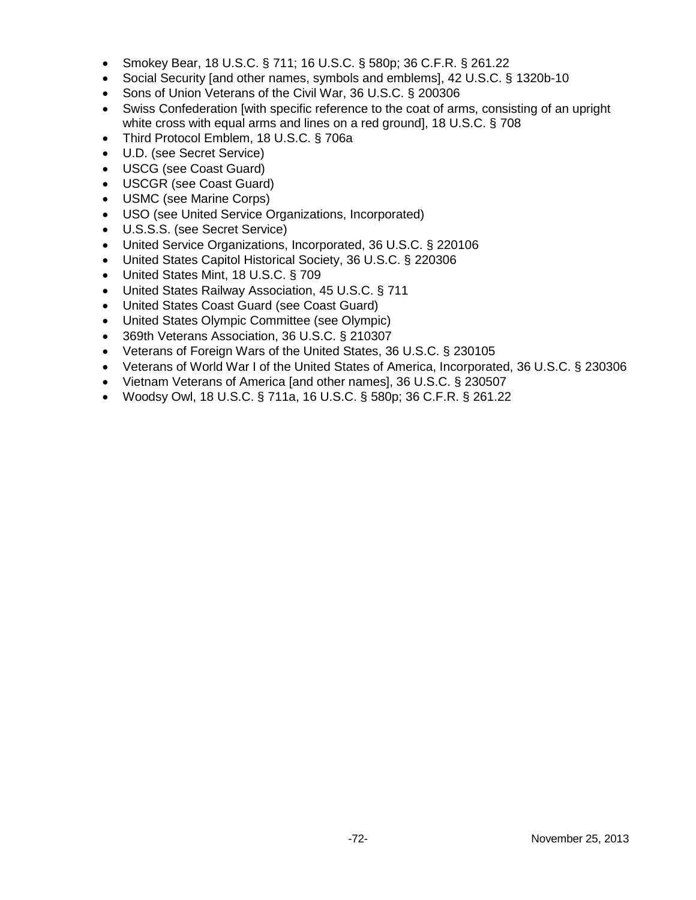- Smokey Bear, 18 U.S.C. § 711; 16 U.S.C. § 580p; 36 C.F.R. § 261.22
- Social Security [and other names, symbols and emblems], 42 U.S.C. § 1320b-10
- Sons of Union Veterans of the Civil War, 36 U.S.C. § 200306
- Swiss Confederation [with specific reference to the coat of arms, consisting of an upright white cross with equal arms and lines on a red ground], 18 U.S.C. § 708
- Third Protocol Emblem, 18 U.S.C. § 706a
- U.D. (see Secret Service)
- USCG (see Coast Guard)
- USCGR (see Coast Guard)
- USMC (see Marine Corps)
- USO (see United Service Organizations, Incorporated)
- U.S.S.S. (see Secret Service)
- United Service Organizations, Incorporated, 36 U.S.C. § 220106
- United States Capitol Historical Society, 36 U.S.C. § 220306
- United States Mint, 18 U.S.C. § 709
- United States Railway Association, 45 U.S.C. § 711
- United States Coast Guard (see Coast Guard)
- United States Olympic Committee (see Olympic)
- 369th Veterans Association, 36 U.S.C. § 210307
- Veterans of Foreign Wars of the United States, 36 U.S.C. § 230105
- Veterans of World War I of the United States of America, Incorporated, 36 U.S.C. § 230306
- Vietnam Veterans of America [and other names], 36 U.S.C. § 230507
- Woodsy Owl, 18 U.S.C. § 711a, 16 U.S.C. § 580p; 36 C.F.R. § 261.22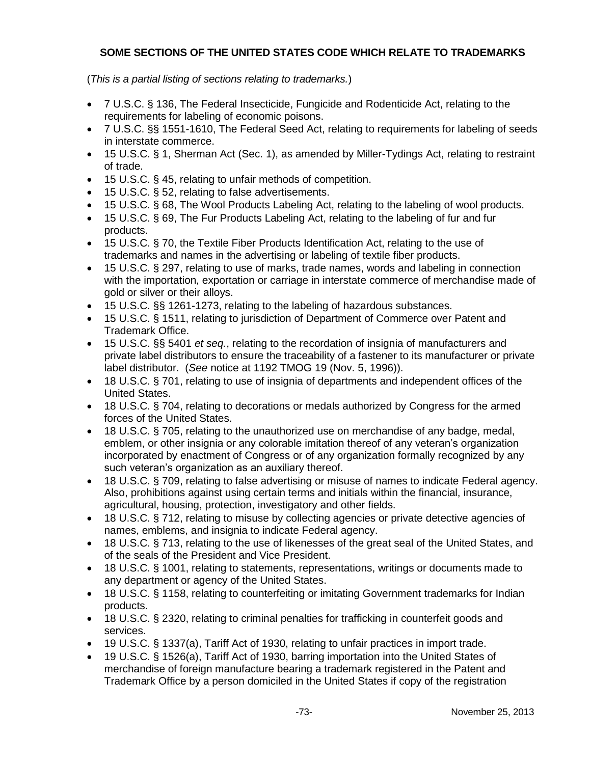## SOME SECTIONS OF THE UNITED STATES CODE WHICH RELATE TO TRADEMARKS

(*This is a partial listing of sections relating to trademarks.*)

- 7 U.S.C. § 136, The Federal Insecticide, Fungicide and Rodenticide Act, relating to the requirements for labeling of economic poisons.
- 7 U.S.C. §§ 1551-1610, The Federal Seed Act, relating to requirements for labeling of seeds in interstate commerce.
- 15 U.S.C. § 1, Sherman Act (Sec. 1), as amended by Miller-Tydings Act, relating to restraint of trade.
- 15 U.S.C. § 45, relating to unfair methods of competition.
- 15 U.S.C. § 52, relating to false advertisements.
- 15 U.S.C. § 68, The Wool Products Labeling Act, relating to the labeling of wool products.
- 15 U.S.C. § 69, The Fur Products Labeling Act, relating to the labeling of fur and fur products.
- 15 U.S.C. § 70, the Textile Fiber Products Identification Act, relating to the use of trademarks and names in the advertising or labeling of textile fiber products.
- 15 U.S.C. § 297, relating to use of marks, trade names, words and labeling in connection with the importation, exportation or carriage in interstate commerce of merchandise made of gold or silver or their alloys.
- 15 U.S.C. §§ 1261-1273, relating to the labeling of hazardous substances.
- 15 U.S.C. § 1511, relating to jurisdiction of Department of Commerce over Patent and Trademark Office.
- 15 U.S.C. §§ 5401 *et seq.*, relating to the recordation of insignia of manufacturers and private label distributors to ensure the traceability of a fastener to its manufacturer or private label distributor. (*See* notice at 1192 TMOG 19 (Nov. 5, 1996)).
- 18 U.S.C. § 701, relating to use of insignia of departments and independent offices of the United States.
- 18 U.S.C. § 704, relating to decorations or medals authorized by Congress for the armed forces of the United States.
- 18 U.S.C. § 705, relating to the unauthorized use on merchandise of any badge, medal, emblem, or other insignia or any colorable imitation thereof of any veteran's organization incorporated by enactment of Congress or of any organization formally recognized by any such veteran's organization as an auxiliary thereof.
- 18 U.S.C. § 709, relating to false advertising or misuse of names to indicate Federal agency. Also, prohibitions against using certain terms and initials within the financial, insurance, agricultural, housing, protection, investigatory and other fields.
- 18 U.S.C. § 712, relating to misuse by collecting agencies or private detective agencies of names, emblems, and insignia to indicate Federal agency.
- 18 U.S.C. § 713, relating to the use of likenesses of the great seal of the United States, and of the seals of the President and Vice President.
- 18 U.S.C. § 1001, relating to statements, representations, writings or documents made to any department or agency of the United States.
- 18 U.S.C. § 1158, relating to counterfeiting or imitating Government trademarks for Indian products.
- 18 U.S.C. § 2320, relating to criminal penalties for trafficking in counterfeit goods and services.
- 19 U.S.C. § 1337(a), Tariff Act of 1930, relating to unfair practices in import trade.
- 19 U.S.C. § 1526(a), Tariff Act of 1930, barring importation into the United States of merchandise of foreign manufacture bearing a trademark registered in the Patent and Trademark Office by a person domiciled in the United States if copy of the registration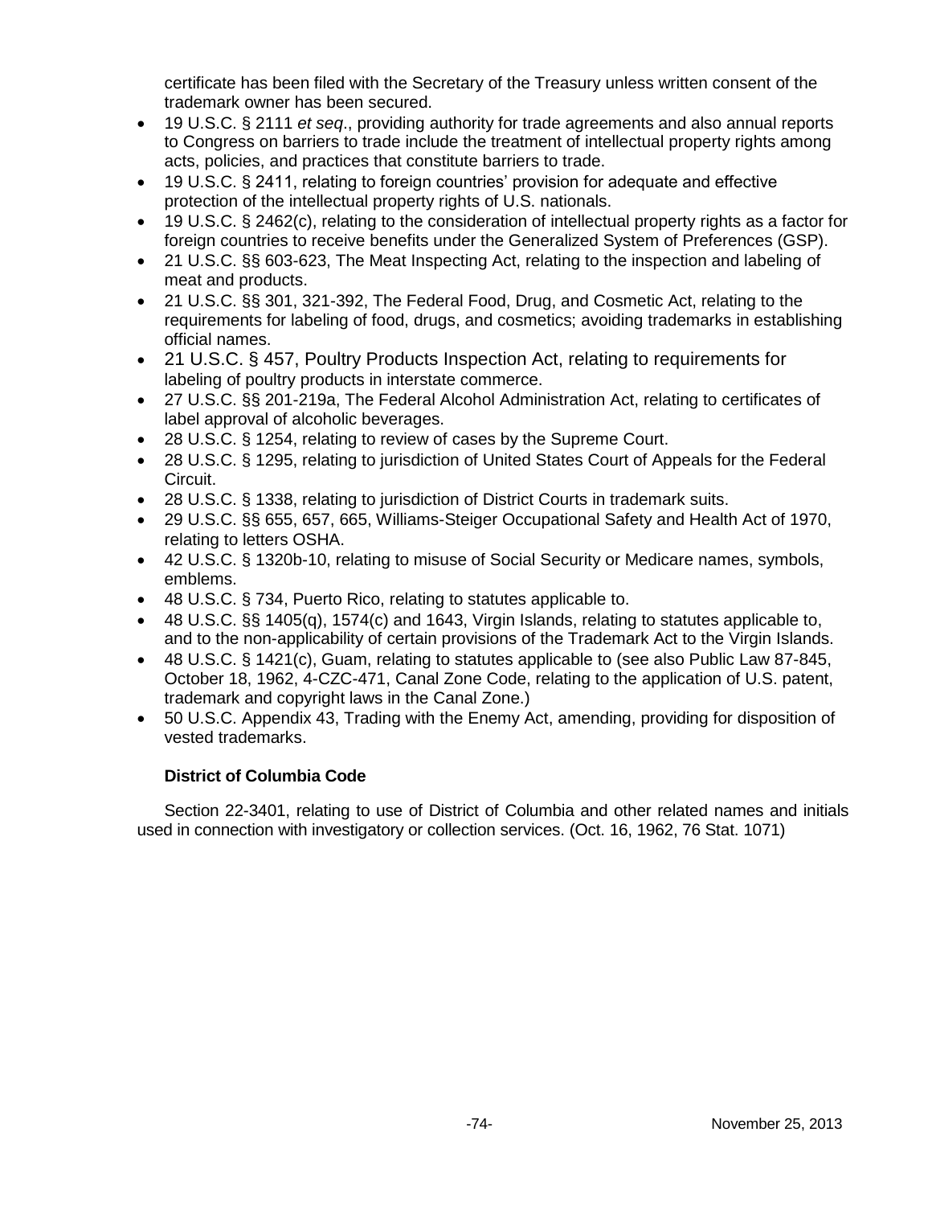certificate has been filed with the Secretary of the Treasury unless written consent of the trademark owner has been secured.

- 19 U.S.C. § 2111 *et seq*., providing authority for trade agreements and also annual reports to Congress on barriers to trade include the treatment of intellectual property rights among acts, policies, and practices that constitute barriers to trade.
- 19 U.S.C. § 2411, relating to foreign countries' provision for adequate and effective protection of the intellectual property rights of U.S. nationals.
- 19 U.S.C. § 2462(c), relating to the consideration of intellectual property rights as a factor for foreign countries to receive benefits under the Generalized System of Preferences (GSP).
- 21 U.S.C. §§ 603-623, The Meat Inspecting Act, relating to the inspection and labeling of meat and products.
- 21 U.S.C. §§ 301, 321-392, The Federal Food, Drug, and Cosmetic Act, relating to the requirements for labeling of food, drugs, and cosmetics; avoiding trademarks in establishing official names.
- 21 U.S.C. § 457, Poultry Products Inspection Act, relating to requirements for labeling of poultry products in interstate commerce.
- 27 U.S.C. §§ 201-219a, The Federal Alcohol Administration Act, relating to certificates of label approval of alcoholic beverages.
- 28 U.S.C. § 1254, relating to review of cases by the Supreme Court.
- 28 U.S.C. § 1295, relating to jurisdiction of United States Court of Appeals for the Federal Circuit.
- 28 U.S.C. § 1338, relating to jurisdiction of District Courts in trademark suits.
- 29 U.S.C. §§ 655, 657, 665, Williams-Steiger Occupational Safety and Health Act of 1970, relating to letters OSHA.
- 42 U.S.C. § 1320b-10, relating to misuse of Social Security or Medicare names, symbols, emblems.
- 48 U.S.C. § 734, Puerto Rico, relating to statutes applicable to.
- 48 U.S.C. §§ 1405(q), 1574(c) and 1643, Virgin Islands, relating to statutes applicable to, and to the non-applicability of certain provisions of the Trademark Act to the Virgin Islands.
- 48 U.S.C. § 1421(c), Guam, relating to statutes applicable to (see also Public Law 87-845, October 18, 1962, 4-CZC-471, Canal Zone Code, relating to the application of U.S. patent, trademark and copyright laws in the Canal Zone.)
- 50 U.S.C. Appendix 43, Trading with the Enemy Act, amending, providing for disposition of vested trademarks.

**District of Columbia Code**

Section 22-3401, relating to use of District of Columbia and other related names and initials used in connection with investigatory or collection services. (Oct. 16, 1962, 76 Stat. 1071)